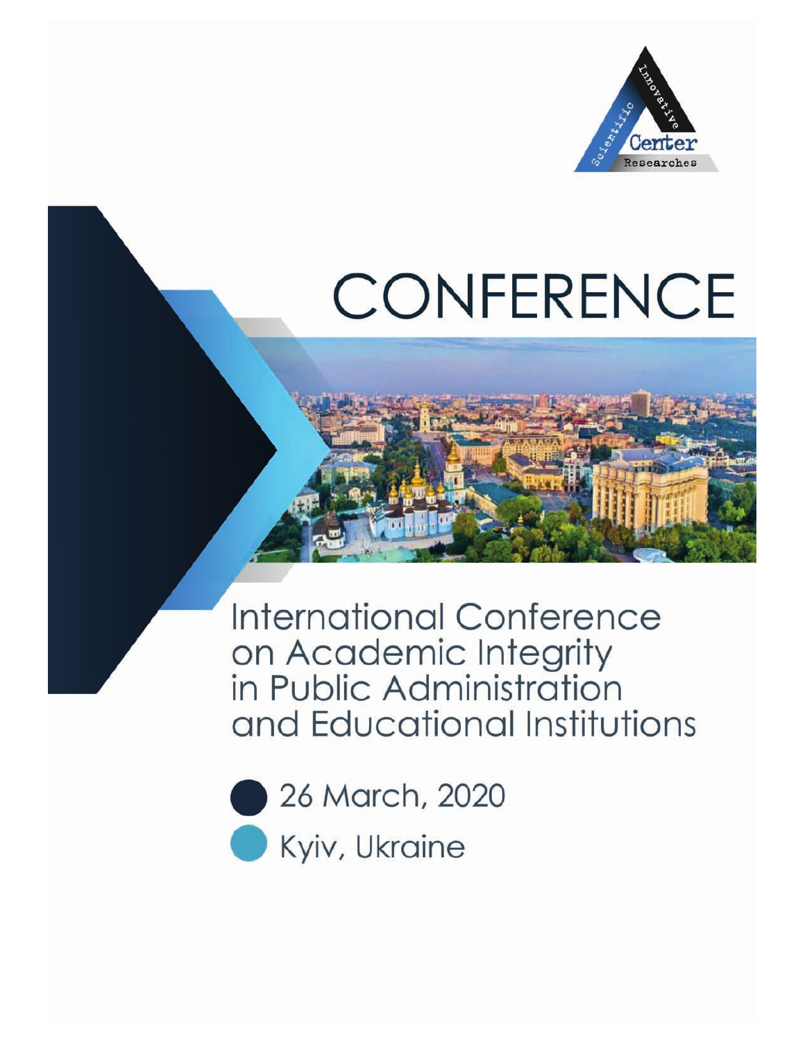Scientific Innovative Center Researches

# CONFERENCE

## International Conference on Academic Integrity in Public Administration and Educational Institutions

26 March, 2020

Kyiv, Ukraine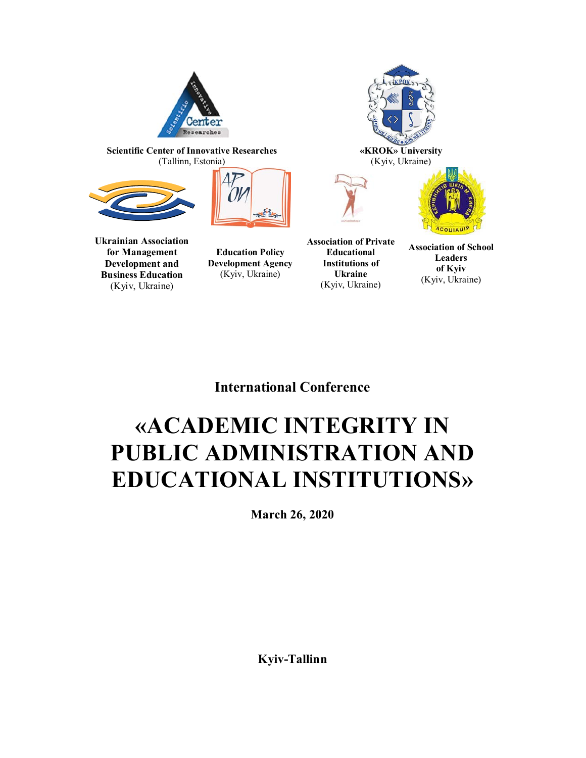**Scientific Center of Innovative Researches**
(Tallinn, Estonia)

**«KROK» University**
(Kyiv, Ukraine)

**Ukrainian Association for Management Development and Business Education**
(Kyiv, Ukraine)

**Education Policy Development Agency**
(Kyiv, Ukraine)

**Association of Private Educational Institutions of Ukraine**
(Kyiv, Ukraine)

**Association of School Leaders of Kyiv**
(Kyiv, Ukraine)

**International Conference**

# «ACADEMIC INTEGRITY IN PUBLIC ADMINISTRATION AND EDUCATIONAL INSTITUTIONS»

**March 26, 2020**

**Kyiv-Tallinn**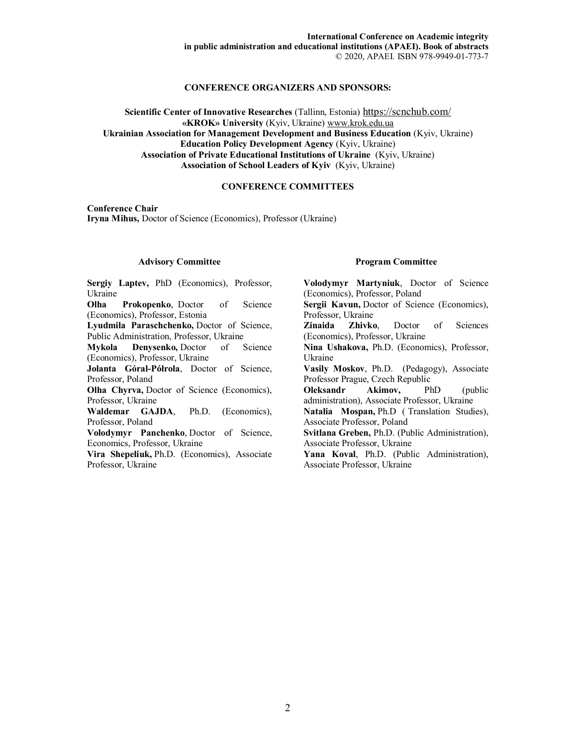## CONFERENCE ORGANIZERS AND SPONSORS:

**Scientific Center of Innovative Researches** (Tallinn, Estonia) https://scnchub.com/
**«KROK» University** (Kyiv, Ukraine) www.krok.edu.ua
**Ukrainian Association for Management Development and Business Education** (Kyiv, Ukraine)
**Education Policy Development Agency** (Kyiv, Ukraine)
**Association of Private Educational Institutions of Ukraine** (Kyiv, Ukraine)
**Association of School Leaders of Kyiv** (Kyiv, Ukraine)

## CONFERENCE COMMITTEES

**Conference Chair**
**Iryna Mihus,** Doctor of Science (Economics), Professor (Ukraine)

### Advisory Committee

**Sergiy Laptev,** PhD (Economics), Professor, Ukraine
**Olha Prokopenko**, Doctor of Science (Economics), Professor, Estonia
**Lyudmila Paraschchenko,** Doctor of Science, Public Administration, Professor, Ukraine
**Mykola Denysenko,** Doctor of Science (Economics), Professor, Ukraine
**Jolanta Góral-Pólrola**, Doctor of Science, Professor, Poland
**Olha Chyrva,** Doctor of Science (Economics), Professor, Ukraine
**Waldemar GAJDA**, Ph.D. (Economics), Professor, Poland
**Volodymyr Panchenko**, Doctor of Science, Economics, Professor, Ukraine
**Vira Shepeliuk,** Ph.D. (Economics), Associate Professor, Ukraine

### Program Committee

**Volodymyr Martyniuk**, Doctor of Science (Economics), Professor, Poland
**Sergii Kavun,** Doctor of Science (Economics), Professor, Ukraine
**Zinaida Zhivko**, Doctor of Sciences (Economics), Professor, Ukraine
**Nina Ushakova,** Ph.D. (Economics), Professor, Ukraine
**Vasily Moskov**, Ph.D. (Pedagogy), Associate Professor Prague, Czech Republic
**Oleksandr Akimov,** PhD (public administration), Associate Professor, Ukraine
**Natalia Mospan,** Ph.D ( Translation Studies), Associate Professor, Poland
**Svitlana Greben,** Ph.D. (Public Administration), Associate Professor, Ukraine
**Yana Koval**, Ph.D. (Public Administration), Associate Professor, Ukraine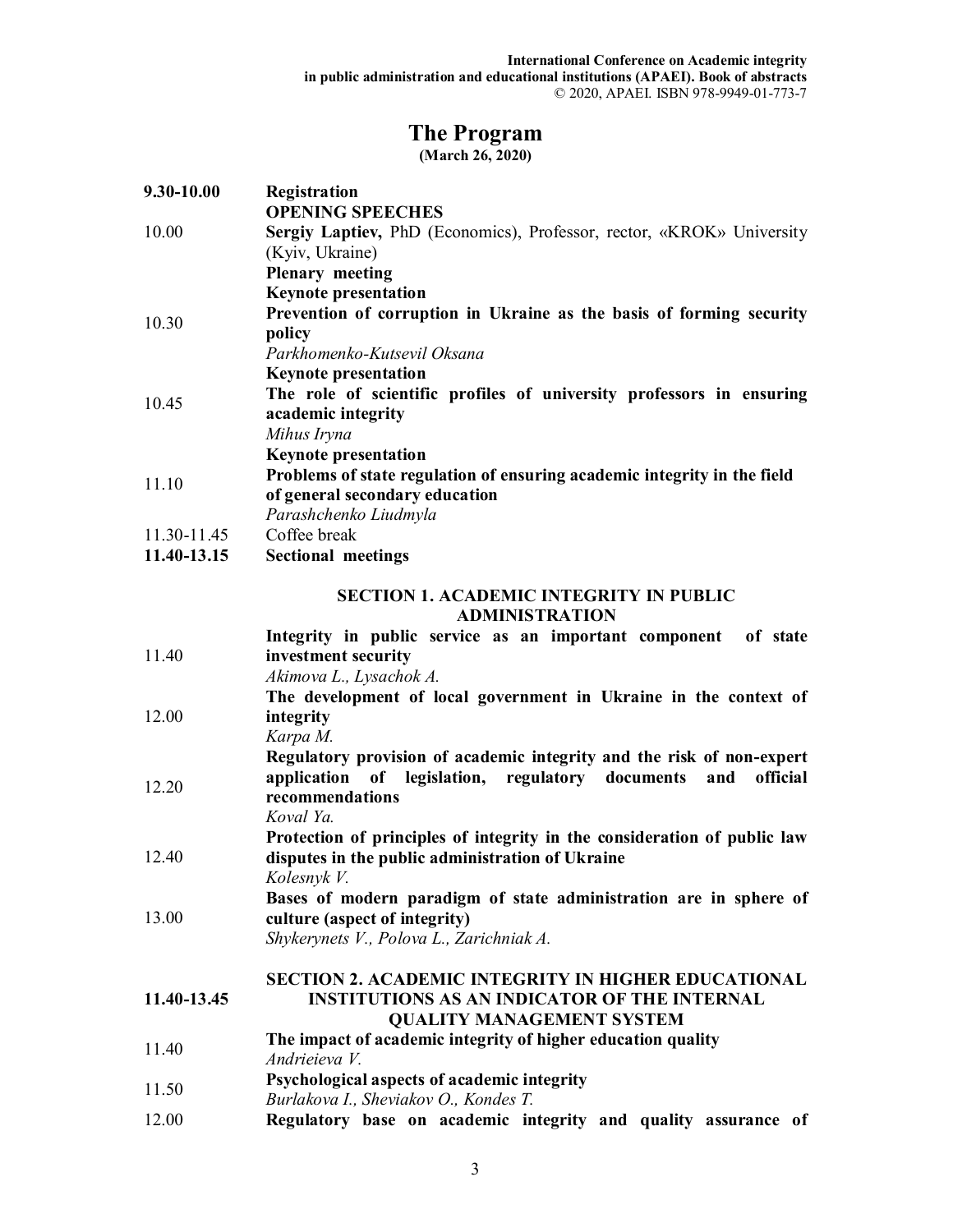# The Program

**(March 26, 2020)**

| | |
|---|---|
| **9.30-10.00** | **Registration** |
| | **OPENING SPEECHES** |
| 10.00 | **Sergiy Laptiev,** PhD (Economics), Professor, rector, «KROK» University (Kyiv, Ukraine) |
| | **Plenary meeting** |
| 10.30 | **Keynote presentation**<br>**Prevention of corruption in Ukraine as the basis of forming security policy**<br>*Parkhomenko-Kutsevil Oksana* |
| 10.45 | **Keynote presentation**<br>**The role of scientific profiles of university professors in ensuring academic integrity**<br>*Mihus Iryna* |
| 11.10 | **Keynote presentation**<br>**Problems of state regulation of ensuring academic integrity in the field of general secondary education**<br>*Parashchenko Liudmyla* |
| 11.30-11.45 | Coffee break |
| **11.40-13.15** | **Sectional meetings** |

## SECTION 1. ACADEMIC INTEGRITY IN PUBLIC ADMINISTRATION

| | |
|---|---|
| 11.40 | **Integrity in public service as an important component of state investment security**<br>*Akimova L., Lysachok A.* |
| 12.00 | **The development of local government in Ukraine in the context of integrity**<br>*Karpa M.* |
| 12.20 | **Regulatory provision of academic integrity and the risk of non-expert application of legislation, regulatory documents and official recommendations**<br>*Koval Ya.* |
| 12.40 | **Protection of principles of integrity in the consideration of public law disputes in the public administration of Ukraine**<br>*Kolesnyk V.* |
| 13.00 | **Bases of modern paradigm of state administration are in sphere of culture (aspect of integrity)**<br>*Shykerynets V., Polova L., Zarichniak A.* |

## SECTION 2. ACADEMIC INTEGRITY IN HIGHER EDUCATIONAL INSTITUTIONS AS AN INDICATOR OF THE INTERNAL QUALITY MANAGEMENT SYSTEM

**11.40-13.45**

| | |
|---|---|
| 11.40 | **The impact of academic integrity of higher education quality**<br>*Andrieieva V.* |
| 11.50 | **Psychological aspects of academic integrity**<br>*Burlakova I., Sheviakov O., Kondes T.* |
| 12.00 | **Regulatory base on academic integrity and quality assurance of** |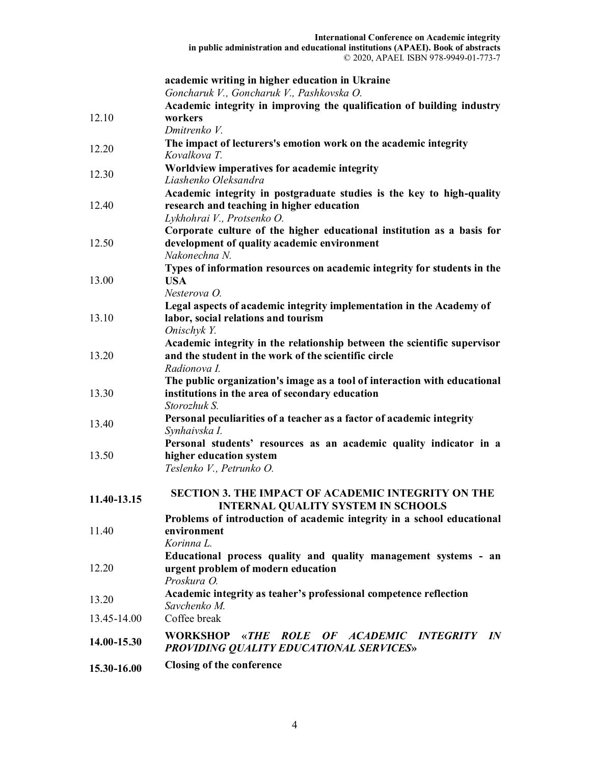| | |
|---|---|
| | **academic writing in higher education in Ukraine**<br>*Goncharuk V., Goncharuk V., Pashkovska O.* |
| 12.10 | **Academic integrity in improving the qualification of building industry workers**<br>*Dmitrenko V.* |
| 12.20 | **The impact of lecturers's emotion work on the academic integrity**<br>*Kovalkova T.* |
| 12.30 | **Worldview imperatives for academic integrity**<br>*Liashenko Oleksandra* |
| 12.40 | **Academic integrity in postgraduate studies is the key to high-quality research and teaching in higher education**<br>*Lykhohrai V., Protsenko O.* |
| 12.50 | **Corporate culture of the higher educational institution as a basis for development of quality academic environment**<br>*Nakonechna N.* |
| 13.00 | **Types of information resources on academic integrity for students in the USA**<br>*Nesterova O.* |
| 13.10 | **Legal aspects of academic integrity implementation in the Academy of labor, social relations and tourism**<br>*Onischyk Y.* |
| 13.20 | **Academic integrity in the relationship between the scientific supervisor and the student in the work of the scientific circle**<br>*Radionova I.* |
| 13.30 | **The public organization's image as a tool of interaction with educational institutions in the area of secondary education**<br>*Storozhuk S.* |
| 13.40 | **Personal peculiarities of a teacher as a factor of academic integrity**<br>*Synhaivska I.* |
| 13.50 | **Personal students' resources as an academic quality indicator in a higher education system**<br>*Teslenko V., Petrunko O.* |
| **11.40-13.15** | **SECTION 3. THE IMPACT OF ACADEMIC INTEGRITY ON THE INTERNAL QUALITY SYSTEM IN SCHOOLS** |
| 11.40 | **Problems of introduction of academic integrity in a school educational environment**<br>*Korinna L.* |
| 12.20 | **Educational process quality and quality management systems - an urgent problem of modern education**<br>*Proskura O.* |
| 13.20 | **Academic integrity as teaher's professional competence reflection**<br>*Savchenko M.* |
| 13.45-14.00 | Coffee break |
| **14.00-15.30** | **WORKSHOP «*THE ROLE OF ACADEMIC INTEGRITY IN PROVIDING QUALITY EDUCATIONAL SERVICES*»** |
| **15.30-16.00** | **Closing of the conference** |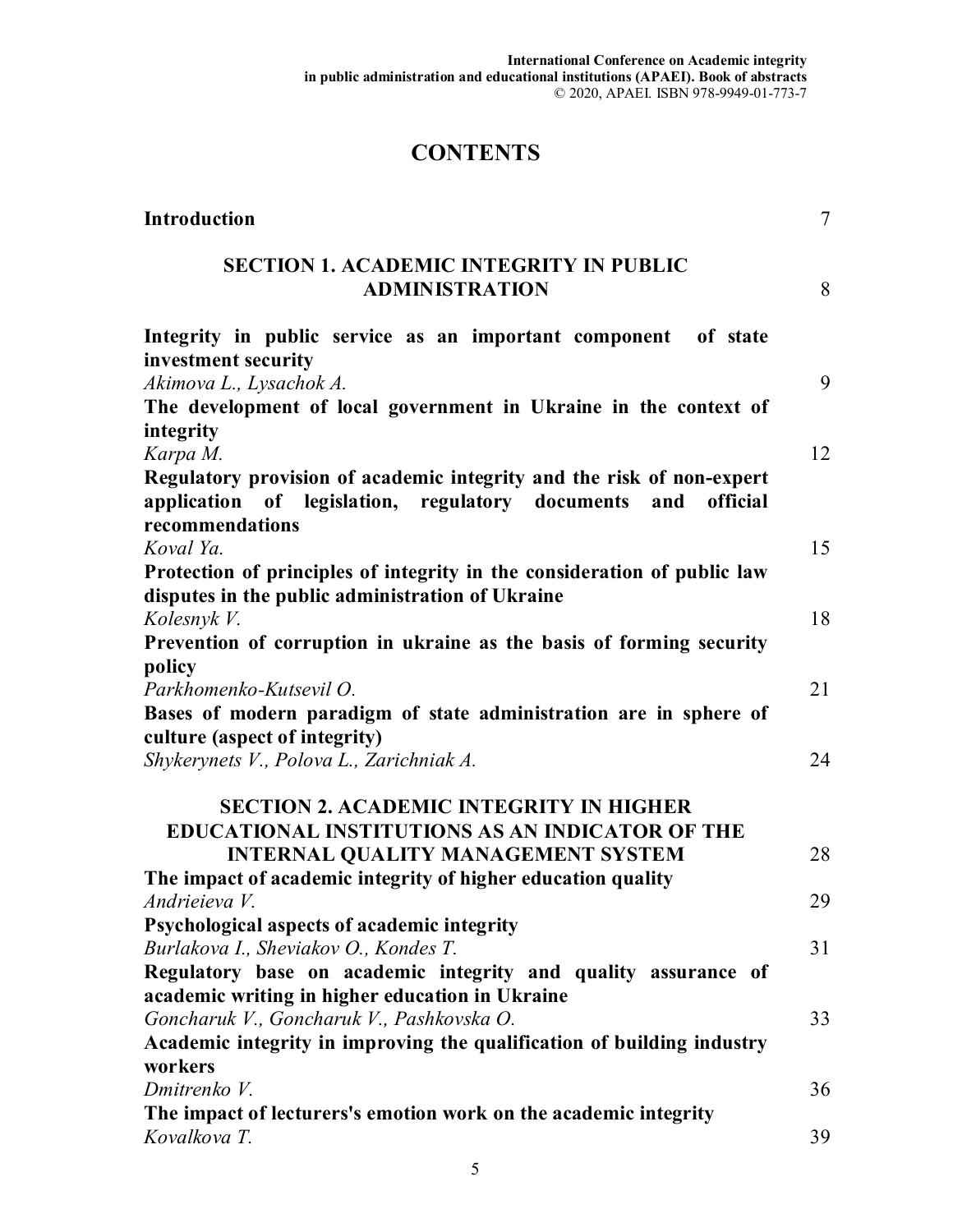# CONTENTS

**Introduction** 7

**SECTION 1. ACADEMIC INTEGRITY IN PUBLIC ADMINISTRATION** 8

**Integrity in public service as an important component of state investment security**
*Akimova L., Lysachok A.* 9

**The development of local government in Ukraine in the context of integrity**
*Karpa M.* 12

**Regulatory provision of academic integrity and the risk of non-expert application of legislation, regulatory documents and official recommendations**
*Koval Ya.* 15

**Protection of principles of integrity in the consideration of public law disputes in the public administration of Ukraine**
*Kolesnyk V.* 18

**Prevention of corruption in ukraine as the basis of forming security policy**
*Parkhomenko-Kutsevil O.* 21

**Bases of modern paradigm of state administration are in sphere of culture (aspect of integrity)**
*Shykerynets V., Polova L., Zarichniak A.* 24

**SECTION 2. ACADEMIC INTEGRITY IN HIGHER EDUCATIONAL INSTITUTIONS AS AN INDICATOR OF THE INTERNAL QUALITY MANAGEMENT SYSTEM** 28

**The impact of academic integrity of higher education quality**
*Andrieieva V.* 29

**Psychological aspects of academic integrity**
*Burlakova I., Sheviakov O., Kondes T.* 31

**Regulatory base on academic integrity and quality assurance of academic writing in higher education in Ukraine**
*Goncharuk V., Goncharuk V., Pashkovska O.* 33

**Academic integrity in improving the qualification of building industry workers**
*Dmitrenko V.* 36

**The impact of lecturers's emotion work on the academic integrity**
*Kovalkova T.* 39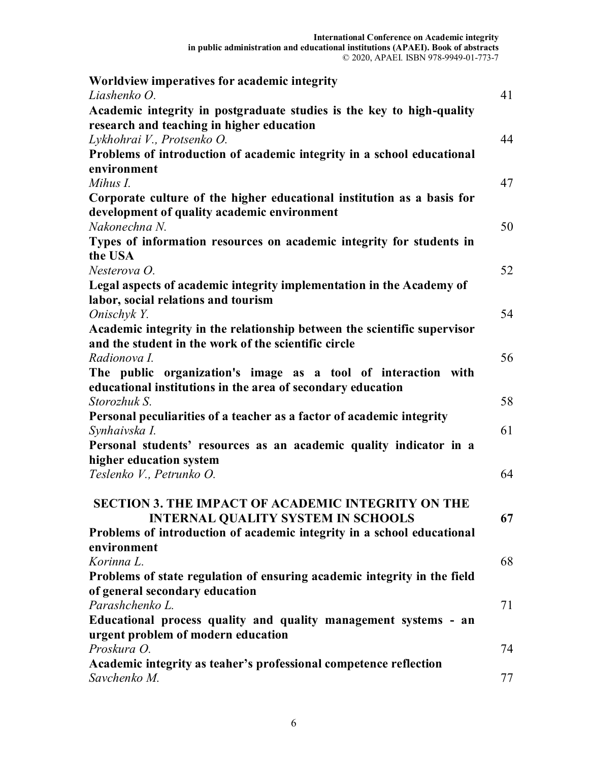**Worldview imperatives for academic integrity**
*Liashenko O.* 41

**Academic integrity in postgraduate studies is the key to high-quality research and teaching in higher education**
*Lykhohrai V., Protsenko O.* 44

**Problems of introduction of academic integrity in a school educational environment**
*Mihus I.* 47

**Corporate culture of the higher educational institution as a basis for development of quality academic environment**
*Nakonechna N.* 50

**Types of information resources on academic integrity for students in the USA**
*Nesterova O.* 52

**Legal aspects of academic integrity implementation in the Academy of labor, social relations and tourism**
*Onischyk Y.* 54

**Academic integrity in the relationship between the scientific supervisor and the student in the work of the scientific circle**
*Radionova I.* 56

**The public organization's image as a tool of interaction with educational institutions in the area of secondary education**
*Storozhuk S.* 58

**Personal peculiarities of a teacher as a factor of academic integrity**
*Synhaivska I.* 61

**Personal students' resources as an academic quality indicator in a higher education system**
*Teslenko V., Petrunko O.* 64

**SECTION 3. THE IMPACT OF ACADEMIC INTEGRITY ON THE INTERNAL QUALITY SYSTEM IN SCHOOLS** **67**

**Problems of introduction of academic integrity in a school educational environment**
*Korinna L.* 68

**Problems of state regulation of ensuring academic integrity in the field of general secondary education**
*Parashchenko L.* 71

**Educational process quality and quality management systems - an urgent problem of modern education**
*Proskura O.* 74

**Academic integrity as teaher's professional competence reflection**
*Savchenko M.* 77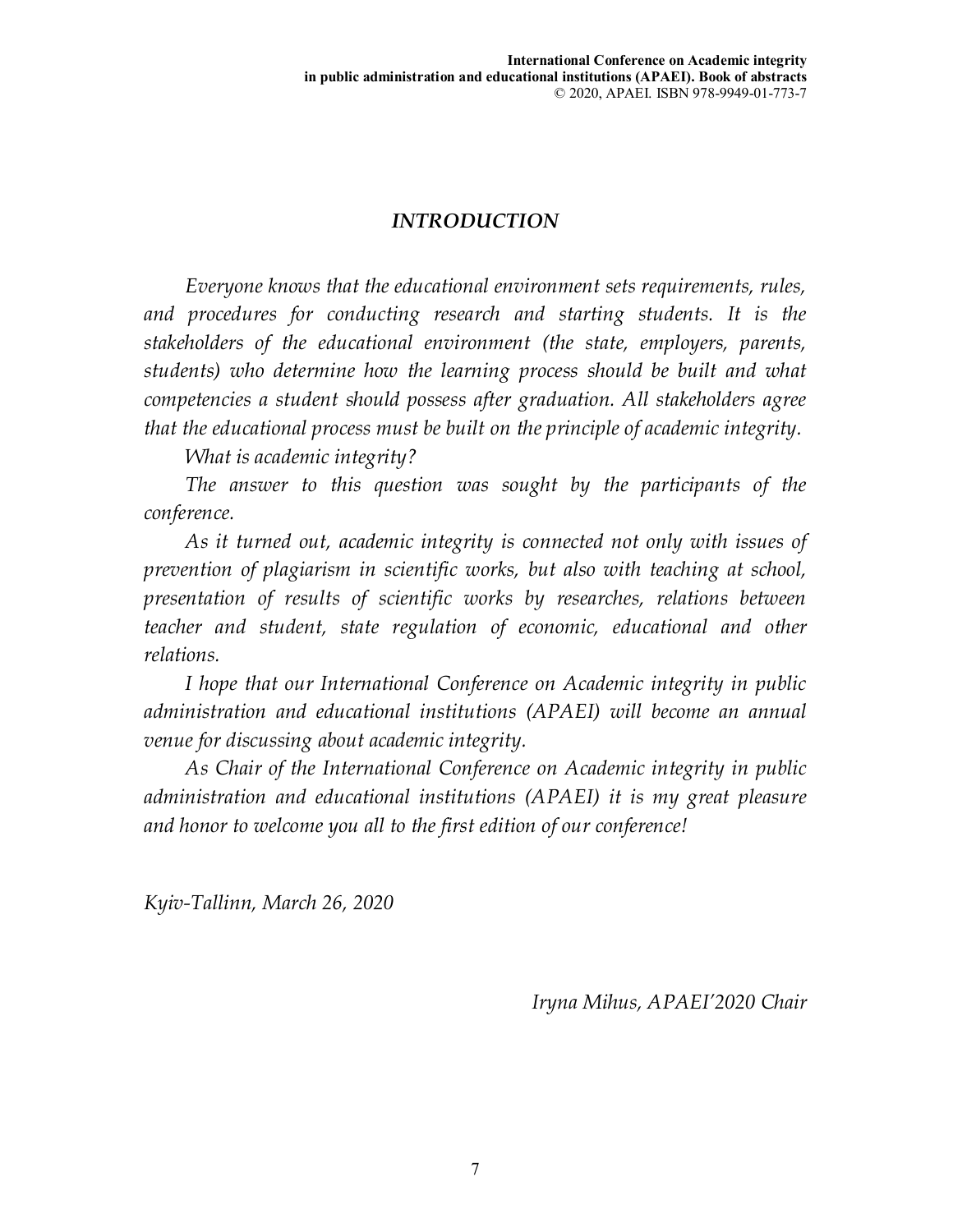# *INTRODUCTION*

*Everyone knows that the educational environment sets requirements, rules, and procedures for conducting research and starting students. It is the stakeholders of the educational environment (the state, employers, parents, students) who determine how the learning process should be built and what competencies a student should possess after graduation. All stakeholders agree that the educational process must be built on the principle of academic integrity.*

*What is academic integrity?*

*The answer to this question was sought by the participants of the conference.*

*As it turned out, academic integrity is connected not only with issues of prevention of plagiarism in scientific works, but also with teaching at school, presentation of results of scientific works by researches, relations between teacher and student, state regulation of economic, educational and other relations.*

*I hope that our International Conference on Academic integrity in public administration and educational institutions (APAEI) will become an annual venue for discussing about academic integrity.*

*As Chair of the International Conference on Academic integrity in public administration and educational institutions (APAEI) it is my great pleasure and honor to welcome you all to the first edition of our conference!*

*Kyiv-Tallinn, March 26, 2020*

*Iryna Mihus, APAEI'2020 Chair*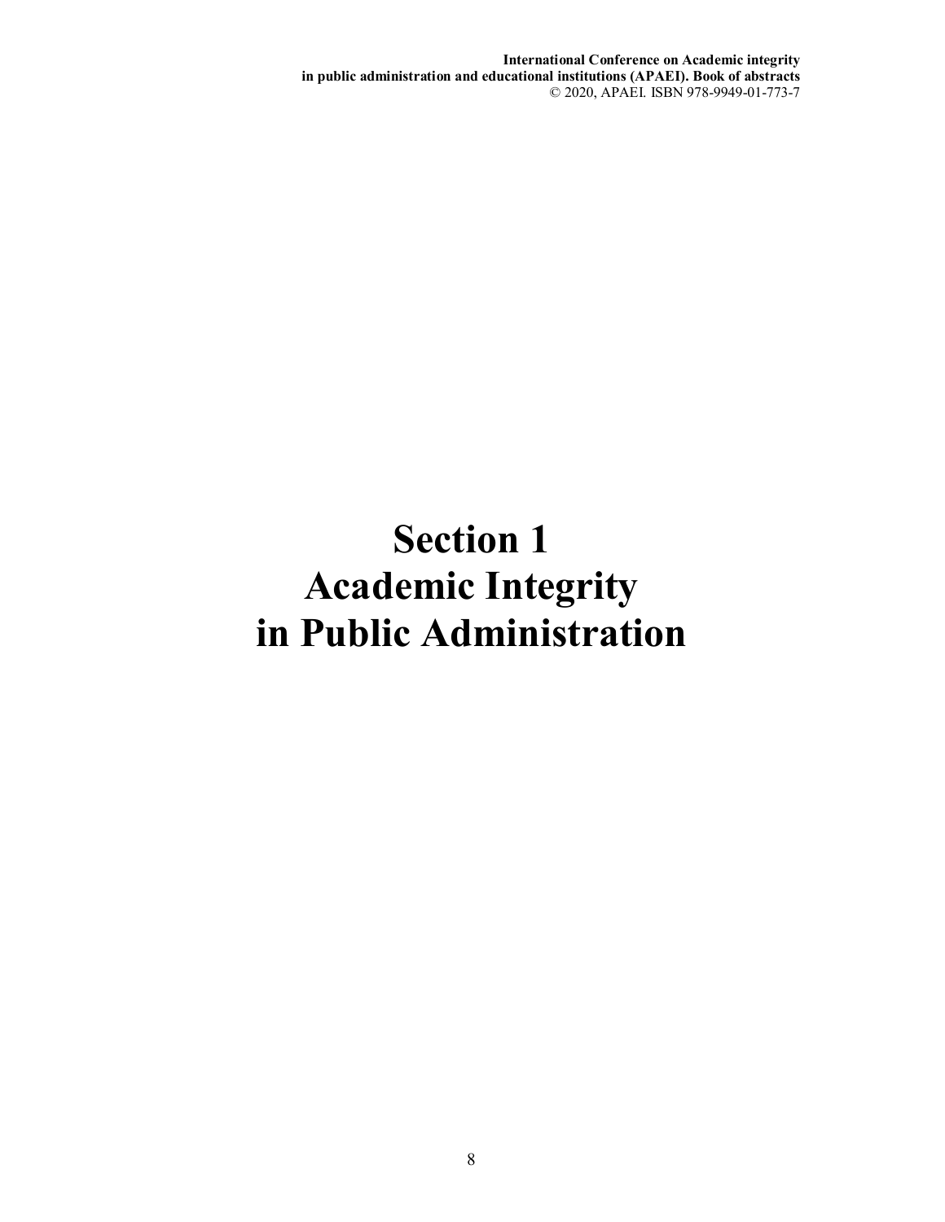# Section 1
# Academic Integrity
# in Public Administration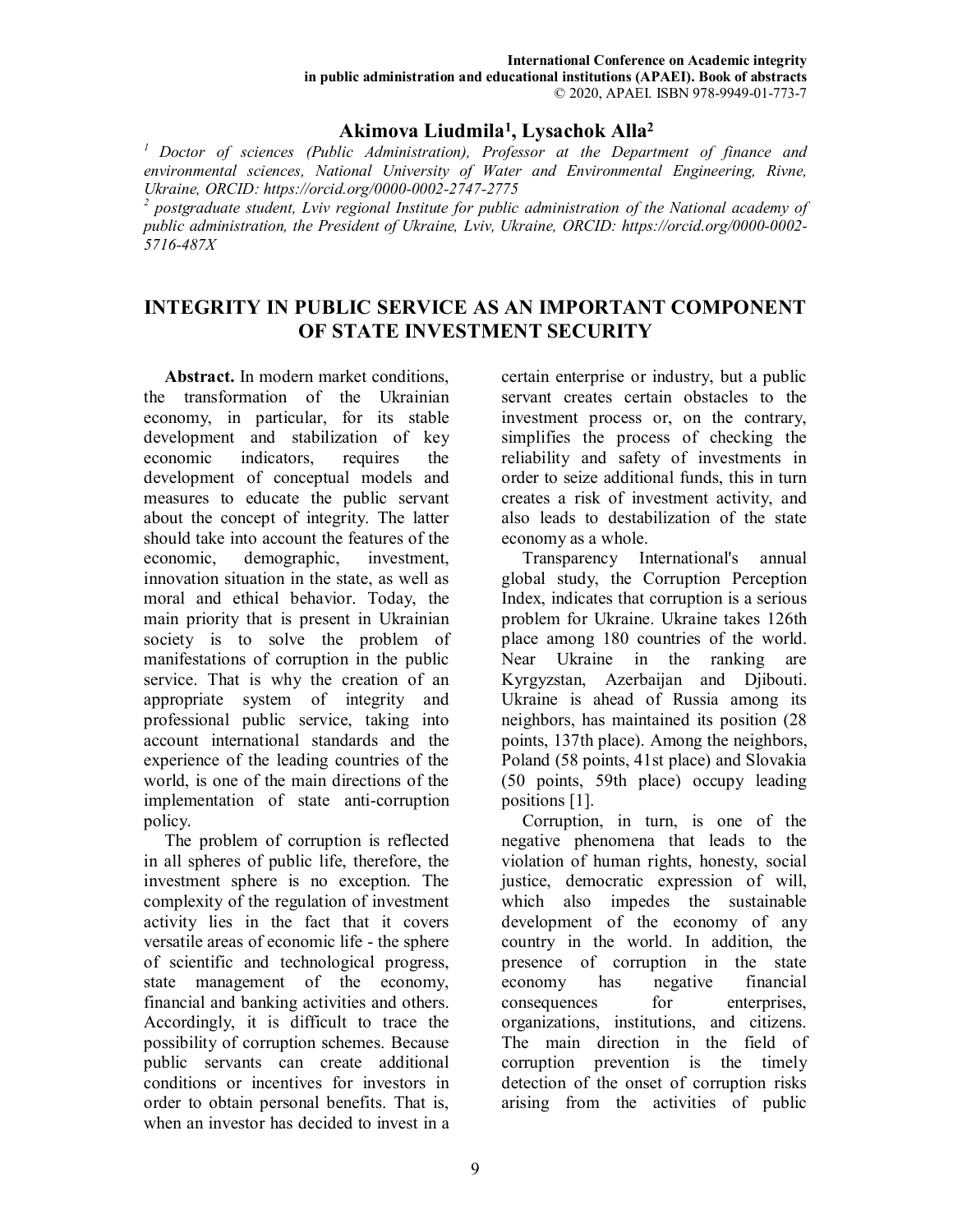**Akimova Liudmila[1], Lysachok Alla[2]**

*[1] Doctor of sciences (Public Administration), Professor at the Department of finance and environmental sciences, National University of Water and Environmental Engineering, Rivne, Ukraine, ORCID: https://orcid.org/0000-0002-2747-2775*

*[2] postgraduate student, Lviv regional Institute for public administration of the National academy of public administration, the President of Ukraine, Lviv, Ukraine, ORCID: https://orcid.org/0000-0002-5716-487X*

# INTEGRITY IN PUBLIC SERVICE AS AN IMPORTANT COMPONENT OF STATE INVESTMENT SECURITY

**Abstract.** In modern market conditions, the transformation of the Ukrainian economy, in particular, for its stable development and stabilization of key economic indicators, requires the development of conceptual models and measures to educate the public servant about the concept of integrity. The latter should take into account the features of the economic, demographic, investment, innovation situation in the state, as well as moral and ethical behavior. Today, the main priority that is present in Ukrainian society is to solve the problem of manifestations of corruption in the public service. That is why the creation of an appropriate system of integrity and professional public service, taking into account international standards and the experience of the leading countries of the world, is one of the main directions of the implementation of state anti-corruption policy.

The problem of corruption is reflected in all spheres of public life, therefore, the investment sphere is no exception. The complexity of the regulation of investment activity lies in the fact that it covers versatile areas of economic life - the sphere of scientific and technological progress, state management of the economy, financial and banking activities and others. Accordingly, it is difficult to trace the possibility of corruption schemes. Because public servants can create additional conditions or incentives for investors in order to obtain personal benefits. That is, when an investor has decided to invest in a certain enterprise or industry, but a public servant creates certain obstacles to the investment process or, on the contrary, simplifies the process of checking the reliability and safety of investments in order to seize additional funds, this in turn creates a risk of investment activity, and also leads to destabilization of the state economy as a whole.

Transparency International's annual global study, the Corruption Perception Index, indicates that corruption is a serious problem for Ukraine. Ukraine takes 126th place among 180 countries of the world. Near Ukraine in the ranking are Kyrgyzstan, Azerbaijan and Djibouti. Ukraine is ahead of Russia among its neighbors, has maintained its position (28 points, 137th place). Among the neighbors, Poland (58 points, 41st place) and Slovakia (50 points, 59th place) occupy leading positions [1].

Corruption, in turn, is one of the negative phenomena that leads to the violation of human rights, honesty, social justice, democratic expression of will, which also impedes the sustainable development of the economy of any country in the world. In addition, the presence of corruption in the state economy has negative financial consequences for enterprises, organizations, institutions, and citizens. The main direction in the field of corruption prevention is the timely detection of the onset of corruption risks arising from the activities of public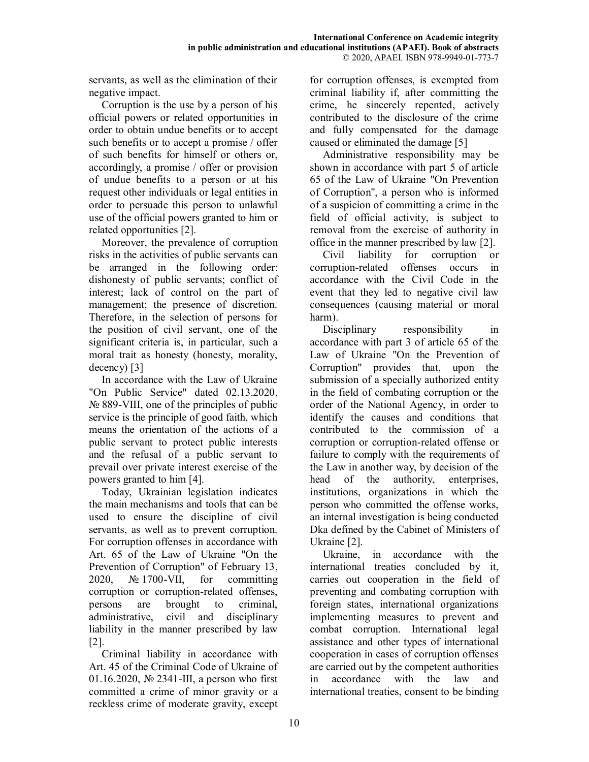servants, as well as the elimination of their negative impact.

Corruption is the use by a person of his official powers or related opportunities in order to obtain undue benefits or to accept such benefits or to accept a promise / offer of such benefits for himself or others or, accordingly, a promise / offer or provision of undue benefits to a person or at his request other individuals or legal entities in order to persuade this person to unlawful use of the official powers granted to him or related opportunities [2].

Moreover, the prevalence of corruption risks in the activities of public servants can be arranged in the following order: dishonesty of public servants; conflict of interest; lack of control on the part of management; the presence of discretion. Therefore, in the selection of persons for the position of civil servant, one of the significant criteria is, in particular, such a moral trait as honesty (honesty, morality, decency) [3]

In accordance with the Law of Ukraine "On Public Service" dated 02.13.2020, № 889-VIII, one of the principles of public service is the principle of good faith, which means the orientation of the actions of a public servant to protect public interests and the refusal of a public servant to prevail over private interest exercise of the powers granted to him [4].

Today, Ukrainian legislation indicates the main mechanisms and tools that can be used to ensure the discipline of civil servants, as well as to prevent corruption. For corruption offenses in accordance with Art. 65 of the Law of Ukraine "On the Prevention of Corruption" of February 13, 2020, № 1700-VII, for committing corruption or corruption-related offenses, persons are brought to criminal, administrative, civil and disciplinary liability in the manner prescribed by law [2].

Criminal liability in accordance with Art. 45 of the Criminal Code of Ukraine of 01.16.2020, № 2341-III, a person who first committed a crime of minor gravity or a reckless crime of moderate gravity, except for corruption offenses, is exempted from criminal liability if, after committing the crime, he sincerely repented, actively contributed to the disclosure of the crime and fully compensated for the damage caused or eliminated the damage [5]

Administrative responsibility may be shown in accordance with part 5 of article 65 of the Law of Ukraine "On Prevention of Corruption", a person who is informed of a suspicion of committing a crime in the field of official activity, is subject to removal from the exercise of authority in office in the manner prescribed by law [2].

Civil liability for corruption or corruption-related offenses occurs in accordance with the Civil Code in the event that they led to negative civil law consequences (causing material or moral harm).

Disciplinary responsibility in accordance with part 3 of article 65 of the Law of Ukraine "On the Prevention of Corruption" provides that, upon the submission of a specially authorized entity in the field of combating corruption or the order of the National Agency, in order to identify the causes and conditions that contributed to the commission of a corruption or corruption-related offense or failure to comply with the requirements of the Law in another way, by decision of the head of the authority, enterprises, institutions, organizations in which the person who committed the offense works, an internal investigation is being conducted Dka defined by the Cabinet of Ministers of Ukraine [2].

Ukraine, in accordance with the international treaties concluded by it, carries out cooperation in the field of preventing and combating corruption with foreign states, international organizations implementing measures to prevent and combat corruption. International legal assistance and other types of international cooperation in cases of corruption offenses are carried out by the competent authorities in accordance with the law and international treaties, consent to be binding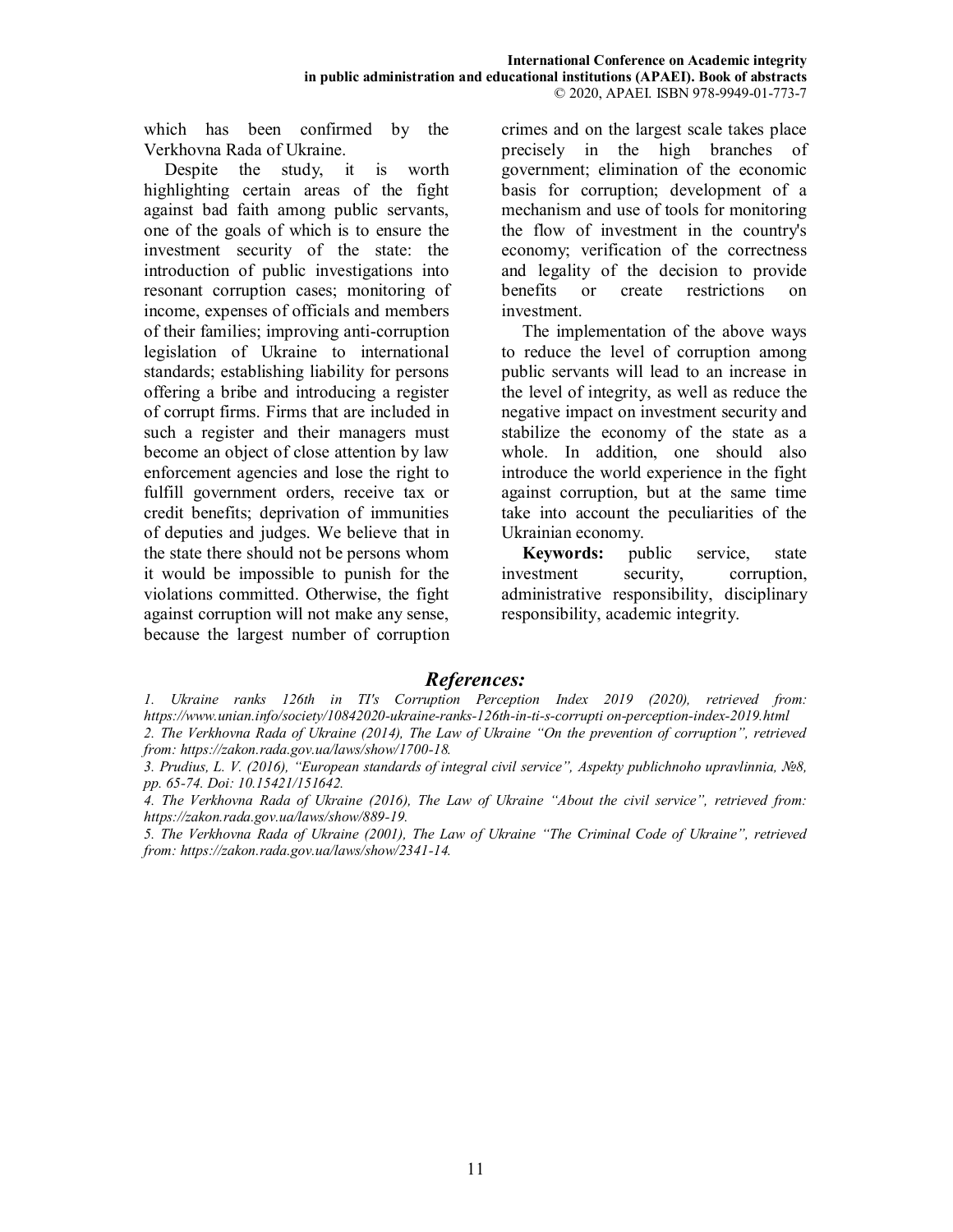which has been confirmed by the Verkhovna Rada of Ukraine.

Despite the study, it is worth highlighting certain areas of the fight against bad faith among public servants, one of the goals of which is to ensure the investment security of the state: the introduction of public investigations into resonant corruption cases; monitoring of income, expenses of officials and members of their families; improving anti-corruption legislation of Ukraine to international standards; establishing liability for persons offering a bribe and introducing a register of corrupt firms. Firms that are included in such a register and their managers must become an object of close attention by law enforcement agencies and lose the right to fulfill government orders, receive tax or credit benefits; deprivation of immunities of deputies and judges. We believe that in the state there should not be persons whom it would be impossible to punish for the violations committed. Otherwise, the fight against corruption will not make any sense, because the largest number of corruption crimes and on the largest scale takes place precisely in the high branches of government; elimination of the economic basis for corruption; development of a mechanism and use of tools for monitoring the flow of investment in the country's economy; verification of the correctness and legality of the decision to provide benefits or create restrictions on investment.

The implementation of the above ways to reduce the level of corruption among public servants will lead to an increase in the level of integrity, as well as reduce the negative impact on investment security and stabilize the economy of the state as a whole. In addition, one should also introduce the world experience in the fight against corruption, but at the same time take into account the peculiarities of the Ukrainian economy.

**Keywords:** public service, state investment security, corruption, administrative responsibility, disciplinary responsibility, academic integrity.

## *References:*

*1. Ukraine ranks 126th in TI's Corruption Perception Index 2019 (2020), retrieved from: https://www.unian.info/society/10842020-ukraine-ranks-126th-in-ti-s-corrupti on-perception-index-2019.html*

*2. The Verkhovna Rada of Ukraine (2014), The Law of Ukraine "On the prevention of corruption", retrieved from: https://zakon.rada.gov.ua/laws/show/1700-18.*

*3. Prudius, L. V. (2016), "European standards of integral civil service", Aspekty publichnoho upravlinnia, №8, pp. 65-74. Doi: 10.15421/151642.*

*4. The Verkhovna Rada of Ukraine (2016), The Law of Ukraine "About the civil service", retrieved from: https://zakon.rada.gov.ua/laws/show/889-19.*

*5. The Verkhovna Rada of Ukraine (2001), The Law of Ukraine "The Criminal Code of Ukraine", retrieved from: https://zakon.rada.gov.ua/laws/show/2341-14.*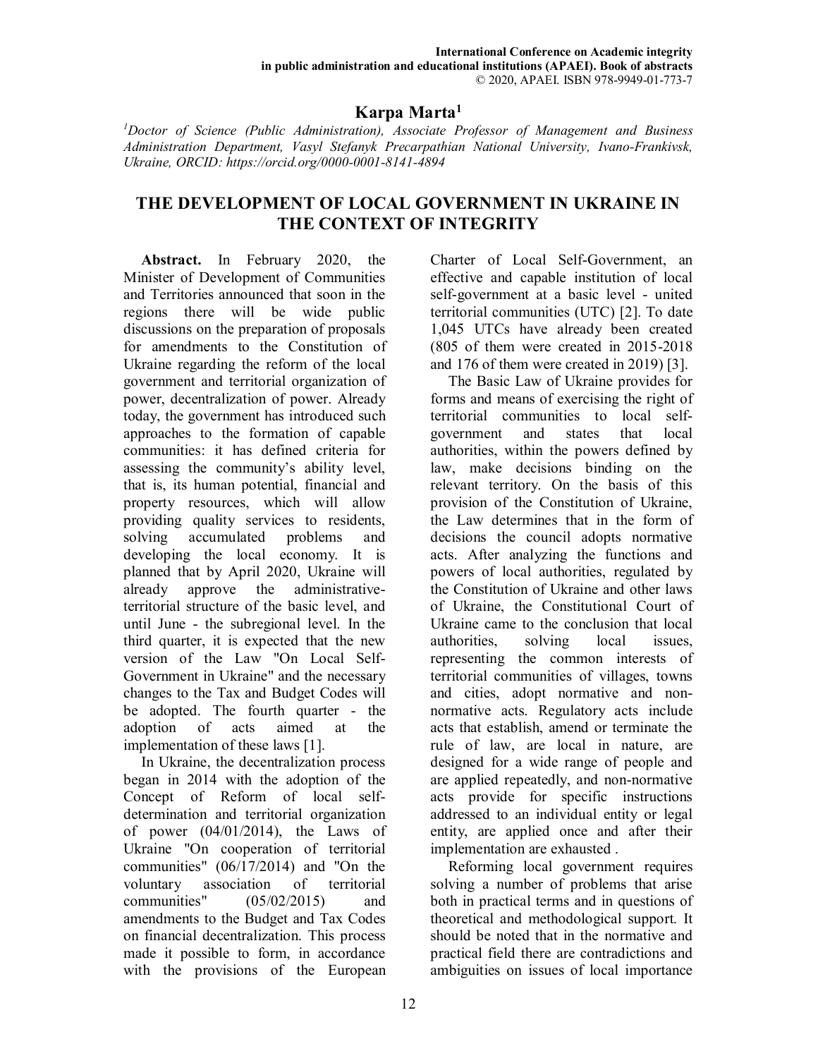## Karpa Marta[1]

*[1]Doctor of Science (Public Administration), Associate Professor of Management and Business Administration Department, Vasyl Stefanyk Precarpathian National University, Ivano-Frankivsk, Ukraine, ORCID: https://orcid.org/0000-0001-8141-4894*

# THE DEVELOPMENT OF LOCAL GOVERNMENT IN UKRAINE IN THE CONTEXT OF INTEGRITY

**Abstract.** In February 2020, the Minister of Development of Communities and Territories announced that soon in the regions there will be wide public discussions on the preparation of proposals for amendments to the Constitution of Ukraine regarding the reform of the local government and territorial organization of power, decentralization of power. Already today, the government has introduced such approaches to the formation of capable communities: it has defined criteria for assessing the community's ability level, that is, its human potential, financial and property resources, which will allow providing quality services to residents, solving accumulated problems and developing the local economy. It is planned that by April 2020, Ukraine will already approve the administrative-territorial structure of the basic level, and until June - the subregional level. In the third quarter, it is expected that the new version of the Law "On Local Self-Government in Ukraine" and the necessary changes to the Tax and Budget Codes will be adopted. The fourth quarter - the adoption of acts aimed at the implementation of these laws [1].

In Ukraine, the decentralization process began in 2014 with the adoption of the Concept of Reform of local self-determination and territorial organization of power (04/01/2014), the Laws of Ukraine "On cooperation of territorial communities" (06/17/2014) and "On the voluntary association of territorial communities" (05/02/2015) and amendments to the Budget and Tax Codes on financial decentralization. This process made it possible to form, in accordance with the provisions of the European Charter of Local Self-Government, an effective and capable institution of local self-government at a basic level - united territorial communities (UTC) [2]. To date 1,045 UTCs have already been created (805 of them were created in 2015-2018 and 176 of them were created in 2019) [3].

The Basic Law of Ukraine provides for forms and means of exercising the right of territorial communities to local self-government and states that local authorities, within the powers defined by law, make decisions binding on the relevant territory. On the basis of this provision of the Constitution of Ukraine, the Law determines that in the form of decisions the council adopts normative acts. After analyzing the functions and powers of local authorities, regulated by the Constitution of Ukraine and other laws of Ukraine, the Constitutional Court of Ukraine came to the conclusion that local authorities, solving local issues, representing the common interests of territorial communities of villages, towns and cities, adopt normative and non-normative acts. Regulatory acts include acts that establish, amend or terminate the rule of law, are local in nature, are designed for a wide range of people and are applied repeatedly, and non-normative acts provide for specific instructions addressed to an individual entity or legal entity, are applied once and after their implementation are exhausted .

Reforming local government requires solving a number of problems that arise both in practical terms and in questions of theoretical and methodological support. It should be noted that in the normative and practical field there are contradictions and ambiguities on issues of local importance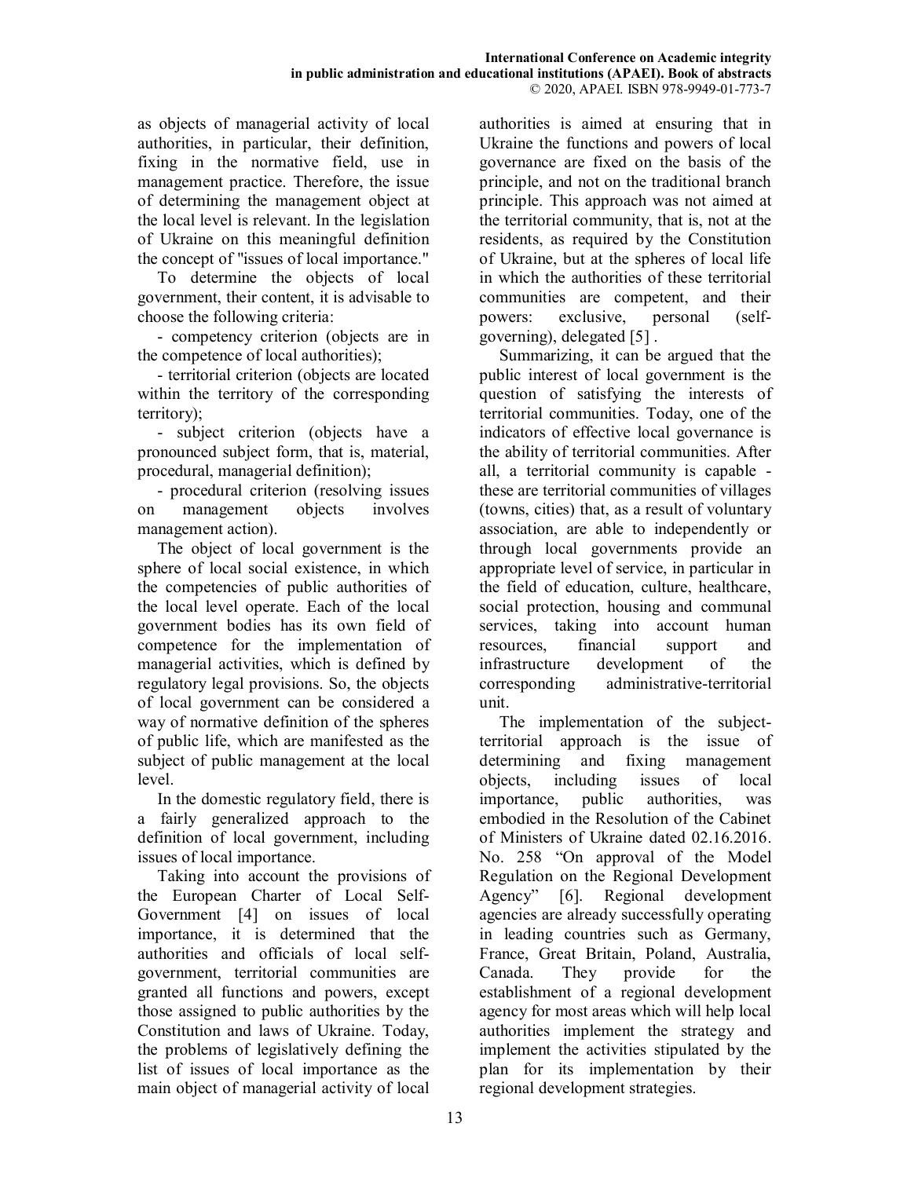as objects of managerial activity of local authorities, in particular, their definition, fixing in the normative field, use in management practice. Therefore, the issue of determining the management object at the local level is relevant. In the legislation of Ukraine on this meaningful definition the concept of "issues of local importance."

To determine the objects of local government, their content, it is advisable to choose the following criteria:

- competency criterion (objects are in the competence of local authorities);
- territorial criterion (objects are located within the territory of the corresponding territory);
- subject criterion (objects have a pronounced subject form, that is, material, procedural, managerial definition);
- procedural criterion (resolving issues on management objects involves management action).

The object of local government is the sphere of local social existence, in which the competencies of public authorities of the local level operate. Each of the local government bodies has its own field of competence for the implementation of managerial activities, which is defined by regulatory legal provisions. So, the objects of local government can be considered a way of normative definition of the spheres of public life, which are manifested as the subject of public management at the local level.

In the domestic regulatory field, there is a fairly generalized approach to the definition of local government, including issues of local importance.

Taking into account the provisions of the European Charter of Local Self-Government [4] on issues of local importance, it is determined that the authorities and officials of local self-government, territorial communities are granted all functions and powers, except those assigned to public authorities by the Constitution and laws of Ukraine. Today, the problems of legislatively defining the list of issues of local importance as the main object of managerial activity of local authorities is aimed at ensuring that in Ukraine the functions and powers of local governance are fixed on the basis of the principle, and not on the traditional branch principle. This approach was not aimed at the territorial community, that is, not at the residents, as required by the Constitution of Ukraine, but at the spheres of local life in which the authorities of these territorial communities are competent, and their powers: exclusive, personal (self-governing), delegated [5] .

Summarizing, it can be argued that the public interest of local government is the question of satisfying the interests of territorial communities. Today, one of the indicators of effective local governance is the ability of territorial communities. After all, a territorial community is capable - these are territorial communities of villages (towns, cities) that, as a result of voluntary association, are able to independently or through local governments provide an appropriate level of service, in particular in the field of education, culture, healthcare, social protection, housing and communal services, taking into account human resources, financial support and infrastructure development of the corresponding administrative-territorial unit.

The implementation of the subject-territorial approach is the issue of determining and fixing management objects, including issues of local importance, public authorities, was embodied in the Resolution of the Cabinet of Ministers of Ukraine dated 02.16.2016. No. 258 “On approval of the Model Regulation on the Regional Development Agency” [6]. Regional development agencies are already successfully operating in leading countries such as Germany, France, Great Britain, Poland, Australia, Canada. They provide for the establishment of a regional development agency for most areas which will help local authorities implement the strategy and implement the activities stipulated by the plan for its implementation by their regional development strategies.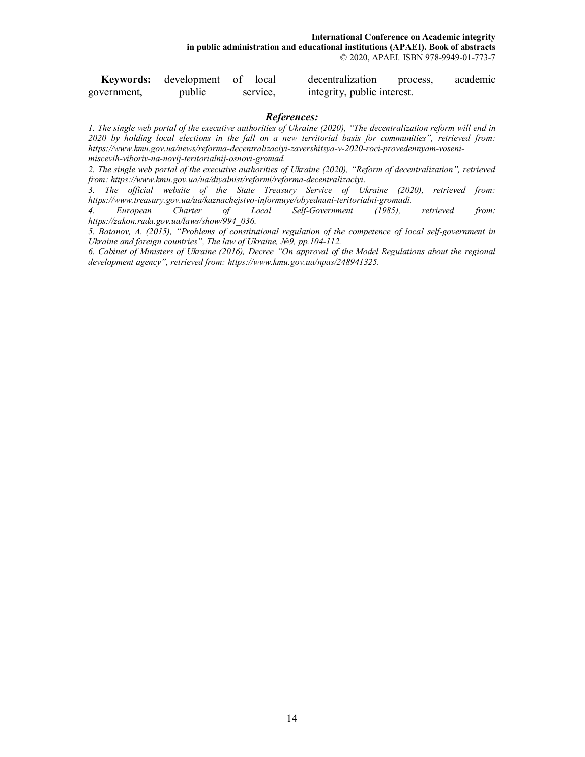**Keywords:** development of local government, public service, decentralization process, academic integrity, public interest.

### *References:*

*1. The single web portal of the executive authorities of Ukraine (2020), "The decentralization reform will end in 2020 by holding local elections in the fall on a new territorial basis for communities", retrieved from: https://www.kmu.gov.ua/news/reforma-decentralizaciyi-zavershitsya-v-2020-roci-provedennyam-voseni-miscevih-viboriv-na-novij-teritorialnij-osnovi-gromad.*

*2. The single web portal of the executive authorities of Ukraine (2020), "Reform of decentralization", retrieved from: https://www.kmu.gov.ua/ua/diyalnist/reformi/reforma-decentralizaciyi.*

*3. The official website of the State Treasury Service of Ukraine (2020), retrieved from: https://www.treasury.gov.ua/ua/kaznachejstvo-informuye/obyednani-teritorialni-gromadi.*

*4. European Charter of Local Self-Government (1985), retrieved from: https://zakon.rada.gov.ua/laws/show/994_036.*

*5. Batanov, A. (2015), "Problems of constitutional regulation of the competence of local self-government in Ukraine and foreign countries", The law of Ukraine, №9, pp.104-112.*

*6. Cabinet of Ministers of Ukraine (2016), Decree "On approval of the Model Regulations about the regional development agency", retrieved from: https://www.kmu.gov.ua/npas/248941325.*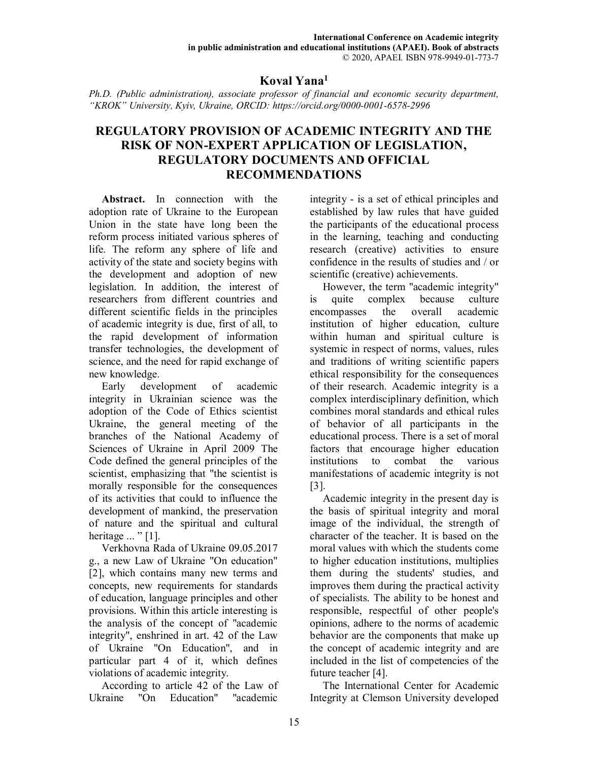## Koval Yana[1]

*Ph.D. (Public administration), associate professor of financial and economic security department, "KROK" University, Kyiv, Ukraine, ORCID: https://orcid.org/0000-0001-6578-2996*

# REGULATORY PROVISION OF ACADEMIC INTEGRITY AND THE RISK OF NON-EXPERT APPLICATION OF LEGISLATION, REGULATORY DOCUMENTS AND OFFICIAL RECOMMENDATIONS

**Abstract.** In connection with the adoption rate of Ukraine to the European Union in the state have long been the reform process initiated various spheres of life. The reform any sphere of life and activity of the state and society begins with the development and adoption of new legislation. In addition, the interest of researchers from different countries and different scientific fields in the principles of academic integrity is due, first of all, to the rapid development of information transfer technologies, the development of science, and the need for rapid exchange of new knowledge.

Early development of academic integrity in Ukrainian science was the adoption of the Code of Ethics scientist Ukraine, the general meeting of the branches of the National Academy of Sciences of Ukraine in April 2009 The Code defined the general principles of the scientist, emphasizing that "the scientist is morally responsible for the consequences of its activities that could to influence the development of mankind, the preservation of nature and the spiritual and cultural heritage ... " [1].

Verkhovna Rada of Ukraine 09.05.2017 g., a new Law of Ukraine "On education" [2], which contains many new terms and concepts, new requirements for standards of education, language principles and other provisions. Within this article interesting is the analysis of the concept of "academic integrity", enshrined in art. 42 of the Law of Ukraine "On Education", and in particular part 4 of it, which defines violations of academic integrity.

According to article 42 of the Law of Ukraine "On Education" "academic integrity - is a set of ethical principles and established by law rules that have guided the participants of the educational process in the learning, teaching and conducting research (creative) activities to ensure confidence in the results of studies and / or scientific (creative) achievements.

However, the term "academic integrity" is quite complex because culture encompasses the overall academic institution of higher education, culture within human and spiritual culture is systemic in respect of norms, values, rules and traditions of writing scientific papers ethical responsibility for the consequences of their research. Academic integrity is a complex interdisciplinary definition, which combines moral standards and ethical rules of behavior of all participants in the educational process. There is a set of moral factors that encourage higher education institutions to combat the various manifestations of academic integrity is not [3].

Academic integrity in the present day is the basis of spiritual integrity and moral image of the individual, the strength of character of the teacher. It is based on the moral values with which the students come to higher education institutions, multiplies them during the students' studies, and improves them during the practical activity of specialists. The ability to be honest and responsible, respectful of other people's opinions, adhere to the norms of academic behavior are the components that make up the concept of academic integrity and are included in the list of competencies of the future teacher [4].

The International Center for Academic Integrity at Clemson University developed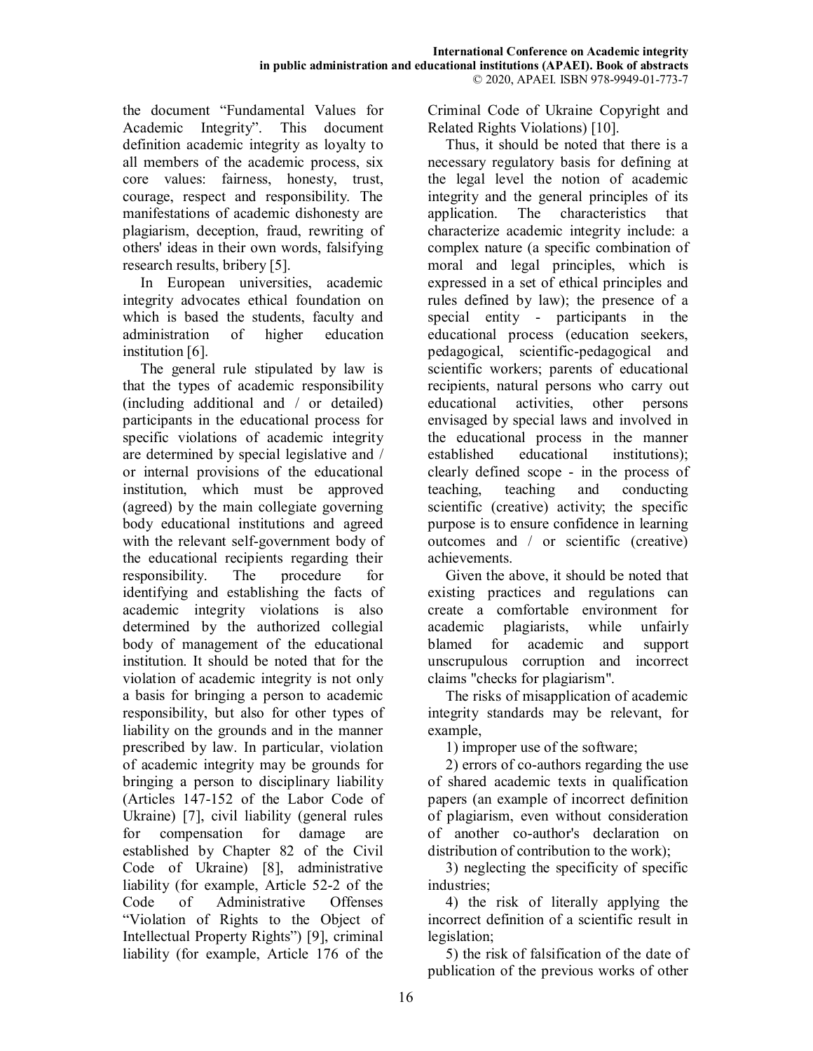the document "Fundamental Values for Academic Integrity". This document definition academic integrity as loyalty to all members of the academic process, six core values: fairness, honesty, trust, courage, respect and responsibility. The manifestations of academic dishonesty are plagiarism, deception, fraud, rewriting of others' ideas in their own words, falsifying research results, bribery [5].

In European universities, academic integrity advocates ethical foundation on which is based the students, faculty and administration of higher education institution [6].

The general rule stipulated by law is that the types of academic responsibility (including additional and / or detailed) participants in the educational process for specific violations of academic integrity are determined by special legislative and / or internal provisions of the educational institution, which must be approved (agreed) by the main collegiate governing body educational institutions and agreed with the relevant self-government body of the educational recipients regarding their responsibility. The procedure for identifying and establishing the facts of academic integrity violations is also determined by the authorized collegial body of management of the educational institution. It should be noted that for the violation of academic integrity is not only a basis for bringing a person to academic responsibility, but also for other types of liability on the grounds and in the manner prescribed by law. In particular, violation of academic integrity may be grounds for bringing a person to disciplinary liability (Articles 147-152 of the Labor Code of Ukraine) [7], civil liability (general rules for compensation for damage are established by Chapter 82 of the Civil Code of Ukraine) [8], administrative liability (for example, Article 52-2 of the Code of Administrative Offenses "Violation of Rights to the Object of Intellectual Property Rights") [9], criminal liability (for example, Article 176 of the Criminal Code of Ukraine Copyright and Related Rights Violations) [10].

Thus, it should be noted that there is a necessary regulatory basis for defining at the legal level the notion of academic integrity and the general principles of its application. The characteristics that characterize academic integrity include: a complex nature (a specific combination of moral and legal principles, which is expressed in a set of ethical principles and rules defined by law); the presence of a special entity - participants in the educational process (education seekers, pedagogical, scientific-pedagogical and scientific workers; parents of educational recipients, natural persons who carry out educational activities, other persons envisaged by special laws and involved in the educational process in the manner established educational institutions); clearly defined scope - in the process of teaching, teaching and conducting scientific (creative) activity; the specific purpose is to ensure confidence in learning outcomes and / or scientific (creative) achievements.

Given the above, it should be noted that existing practices and regulations can create a comfortable environment for academic plagiarists, while unfairly blamed for academic and support unscrupulous corruption and incorrect claims "checks for plagiarism".

The risks of misapplication of academic integrity standards may be relevant, for example,

1) improper use of the software;

2) errors of co-authors regarding the use of shared academic texts in qualification papers (an example of incorrect definition of plagiarism, even without consideration of another co-author's declaration on distribution of contribution to the work);

3) neglecting the specificity of specific industries;

4) the risk of literally applying the incorrect definition of a scientific result in legislation;

5) the risk of falsification of the date of publication of the previous works of other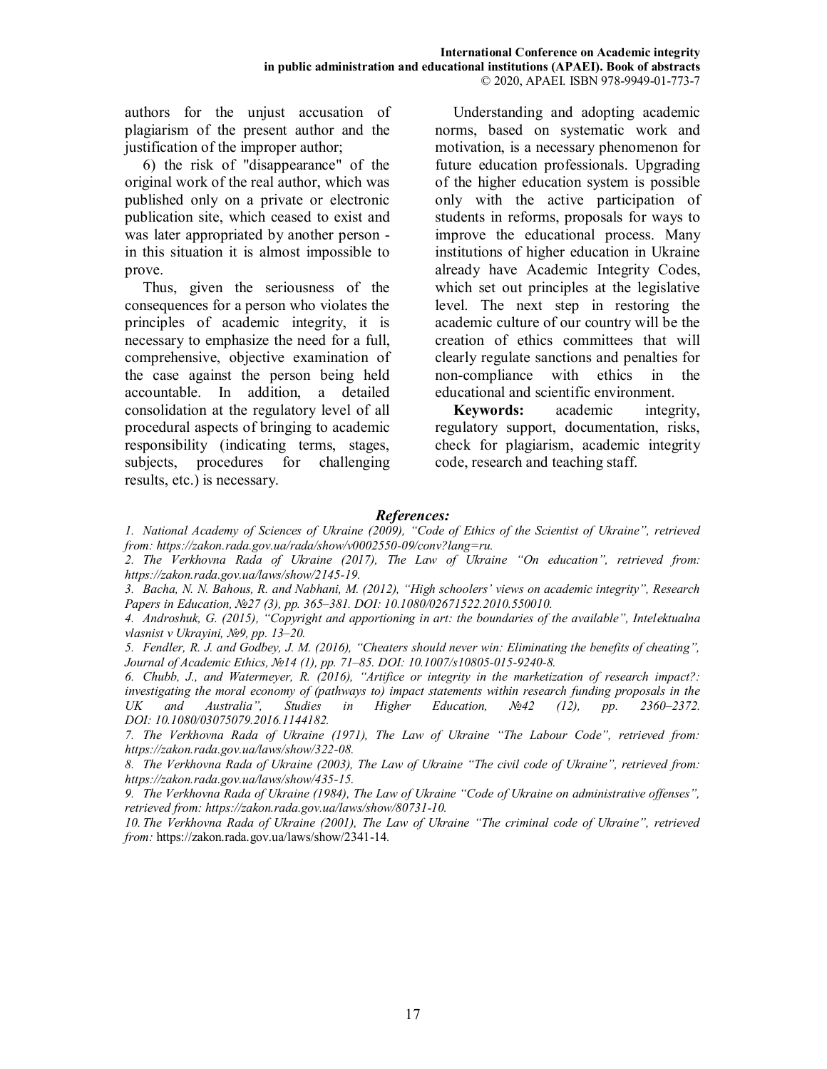authors for the unjust accusation of plagiarism of the present author and the justification of the improper author;

6) the risk of "disappearance" of the original work of the real author, which was published only on a private or electronic publication site, which ceased to exist and was later appropriated by another person - in this situation it is almost impossible to prove.

Thus, given the seriousness of the consequences for a person who violates the principles of academic integrity, it is necessary to emphasize the need for a full, comprehensive, objective examination of the case against the person being held accountable. In addition, a detailed consolidation at the regulatory level of all procedural aspects of bringing to academic responsibility (indicating terms, stages, subjects, procedures for challenging results, etc.) is necessary.

Understanding and adopting academic norms, based on systematic work and motivation, is a necessary phenomenon for future education professionals. Upgrading of the higher education system is possible only with the active participation of students in reforms, proposals for ways to improve the educational process. Many institutions of higher education in Ukraine already have Academic Integrity Codes, which set out principles at the legislative level. The next step in restoring the academic culture of our country will be the creation of ethics committees that will clearly regulate sanctions and penalties for non-compliance with ethics in the educational and scientific environment.

**Keywords:** academic integrity, regulatory support, documentation, risks, check for plagiarism, academic integrity code, research and teaching staff.

### *References:*

*1. National Academy of Sciences of Ukraine (2009), "Code of Ethics of the Scientist of Ukraine", retrieved from: https://zakon.rada.gov.ua/rada/show/v0002550-09/conv?lang=ru.*

*2. The Verkhovna Rada of Ukraine (2017), The Law of Ukraine "On education", retrieved from: https://zakon.rada.gov.ua/laws/show/2145-19.*

*3. Bacha, N. N. Bahous, R. and Nabhani, M. (2012), "High schoolers' views on academic integrity", Research Papers in Education, №27 (3), pp. 365–381. DOI: 10.1080/02671522.2010.550010.*

*4. Androshuk, G. (2015), "Copyright and apportioning in art: the boundaries of the available", Intelektualna vlasnist v Ukrayini, №9, pp. 13–20.*

*5. Fendler, R. J. and Godbey, J. M. (2016), "Cheaters should never win: Eliminating the benefits of cheating", Journal of Academic Ethics, №14 (1), pp. 71–85. DOI: 10.1007/s10805-015-9240-8.*

*6. Chubb, J., and Watermeyer, R. (2016), "Artifice or integrity in the marketization of research impact?: investigating the moral economy of (pathways to) impact statements within research funding proposals in the UK and Australia", Studies in Higher Education, №42 (12), pp. 2360–2372. DOI: 10.1080/03075079.2016.1144182.*

*7. The Verkhovna Rada of Ukraine (1971), The Law of Ukraine "The Labour Code", retrieved from: https://zakon.rada.gov.ua/laws/show/322-08.*

*8. The Verkhovna Rada of Ukraine (2003), The Law of Ukraine "The civil code of Ukraine", retrieved from: https://zakon.rada.gov.ua/laws/show/435-15.*

*9. The Verkhovna Rada of Ukraine (1984), The Law of Ukraine "Code of Ukraine on administrative offenses", retrieved from: https://zakon.rada.gov.ua/laws/show/80731-10.*

*10. The Verkhovna Rada of Ukraine (2001), The Law of Ukraine "The criminal code of Ukraine", retrieved from:* https://zakon.rada.gov.ua/laws/show/2341-14.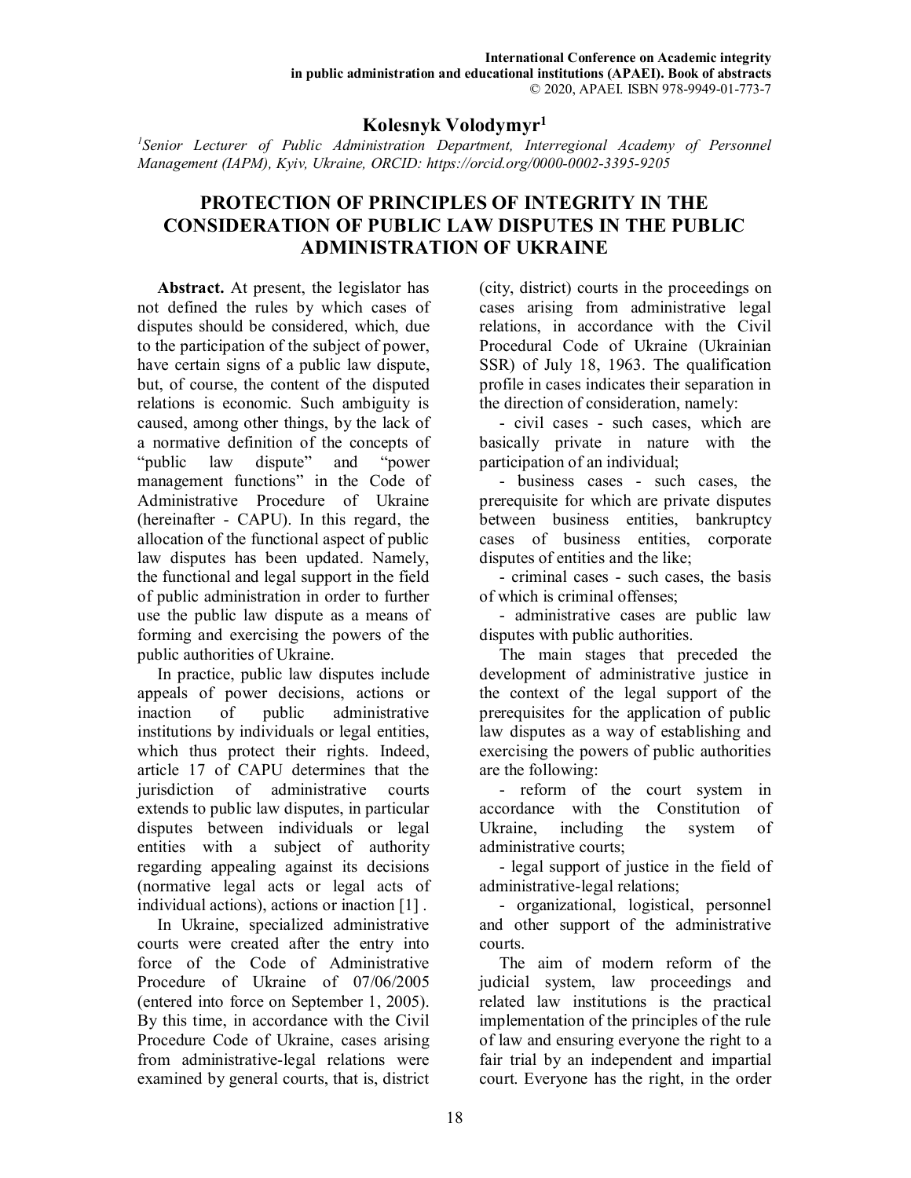## Kolesnyk Volodymyr[1]

*[1]Senior Lecturer of Public Administration Department, Interregional Academy of Personnel Management (IAPM), Kyiv, Ukraine, ORCID: https://orcid.org/0000-0002-3395-9205*

# PROTECTION OF PRINCIPLES OF INTEGRITY IN THE CONSIDERATION OF PUBLIC LAW DISPUTES IN THE PUBLIC ADMINISTRATION OF UKRAINE

**Abstract.** At present, the legislator has not defined the rules by which cases of disputes should be considered, which, due to the participation of the subject of power, have certain signs of a public law dispute, but, of course, the content of the disputed relations is economic. Such ambiguity is caused, among other things, by the lack of a normative definition of the concepts of "public law dispute" and "power management functions" in the Code of Administrative Procedure of Ukraine (hereinafter - CAPU). In this regard, the allocation of the functional aspect of public law disputes has been updated. Namely, the functional and legal support in the field of public administration in order to further use the public law dispute as a means of forming and exercising the powers of the public authorities of Ukraine.

In practice, public law disputes include appeals of power decisions, actions or inaction of public administrative institutions by individuals or legal entities, which thus protect their rights. Indeed, article 17 of CAPU determines that the jurisdiction of administrative courts extends to public law disputes, in particular disputes between individuals or legal entities with a subject of authority regarding appealing against its decisions (normative legal acts or legal acts of individual actions), actions or inaction [1] .

In Ukraine, specialized administrative courts were created after the entry into force of the Code of Administrative Procedure of Ukraine of 07/06/2005 (entered into force on September 1, 2005). By this time, in accordance with the Civil Procedure Code of Ukraine, cases arising from administrative-legal relations were examined by general courts, that is, district (city, district) courts in the proceedings on cases arising from administrative legal relations, in accordance with the Civil Procedural Code of Ukraine (Ukrainian SSR) of July 18, 1963. The qualification profile in cases indicates their separation in the direction of consideration, namely:

- civil cases - such cases, which are basically private in nature with the participation of an individual;
- business cases - such cases, the prerequisite for which are private disputes between business entities, bankruptcy cases of business entities, corporate disputes of entities and the like;
- criminal cases - such cases, the basis of which is criminal offenses;
- administrative cases are public law disputes with public authorities.

The main stages that preceded the development of administrative justice in the context of the legal support of the prerequisites for the application of public law disputes as a way of establishing and exercising the powers of public authorities are the following:

- reform of the court system in accordance with the Constitution of Ukraine, including the system of administrative courts;
- legal support of justice in the field of administrative-legal relations;
- organizational, logistical, personnel and other support of the administrative courts.

The aim of modern reform of the judicial system, law proceedings and related law institutions is the practical implementation of the principles of the rule of law and ensuring everyone the right to a fair trial by an independent and impartial court. Everyone has the right, in the order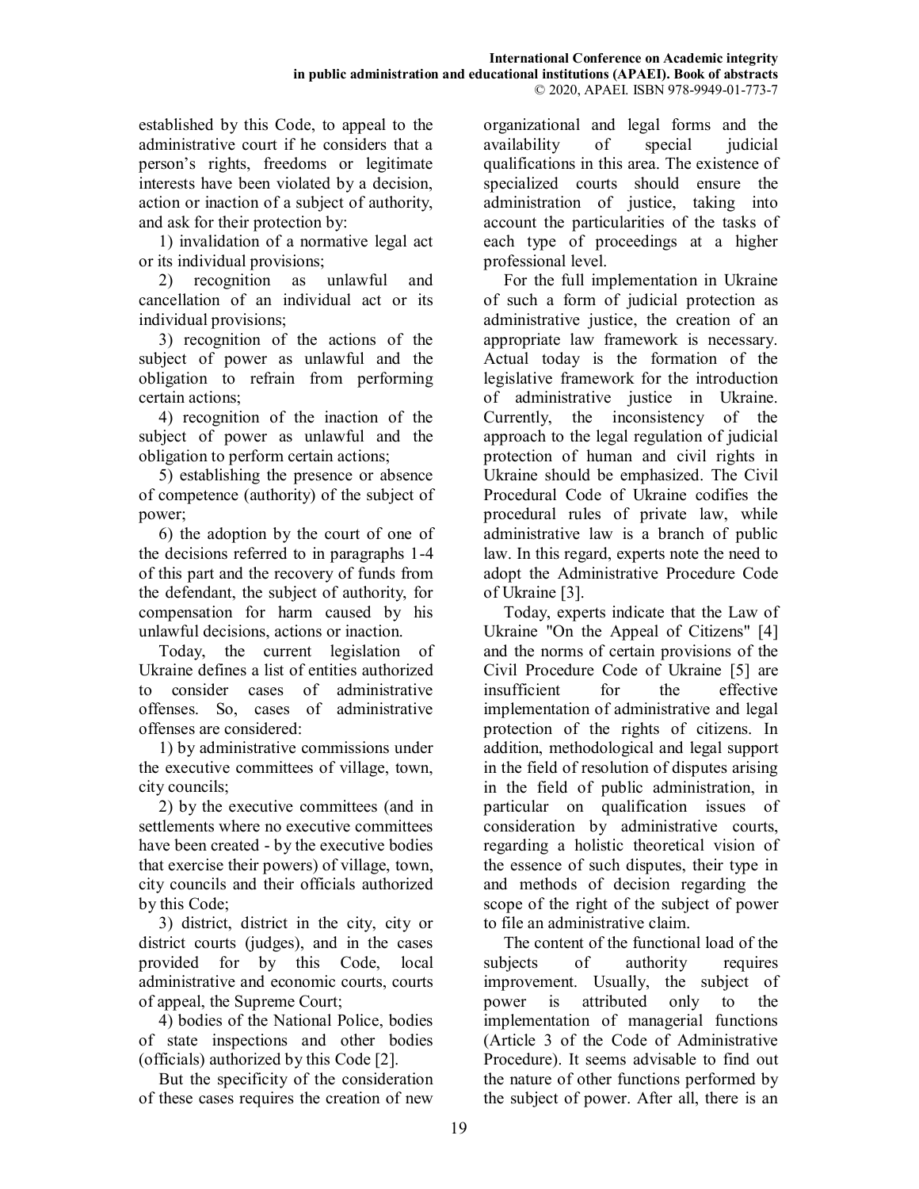established by this Code, to appeal to the administrative court if he considers that a person's rights, freedoms or legitimate interests have been violated by a decision, action or inaction of a subject of authority, and ask for their protection by:

1) invalidation of a normative legal act or its individual provisions;

2) recognition as unlawful and cancellation of an individual act or its individual provisions;

3) recognition of the actions of the subject of power as unlawful and the obligation to refrain from performing certain actions;

4) recognition of the inaction of the subject of power as unlawful and the obligation to perform certain actions;

5) establishing the presence or absence of competence (authority) of the subject of power;

6) the adoption by the court of one of the decisions referred to in paragraphs 1-4 of this part and the recovery of funds from the defendant, the subject of authority, for compensation for harm caused by his unlawful decisions, actions or inaction.

Today, the current legislation of Ukraine defines a list of entities authorized to consider cases of administrative offenses. So, cases of administrative offenses are considered:

1) by administrative commissions under the executive committees of village, town, city councils;

2) by the executive committees (and in settlements where no executive committees have been created - by the executive bodies that exercise their powers) of village, town, city councils and their officials authorized by this Code;

3) district, district in the city, city or district courts (judges), and in the cases provided for by this Code, local administrative and economic courts, courts of appeal, the Supreme Court;

4) bodies of the National Police, bodies of state inspections and other bodies (officials) authorized by this Code [2].

But the specificity of the consideration of these cases requires the creation of new organizational and legal forms and the availability of special judicial qualifications in this area. The existence of specialized courts should ensure the administration of justice, taking into account the particularities of the tasks of each type of proceedings at a higher professional level.

For the full implementation in Ukraine of such a form of judicial protection as administrative justice, the creation of an appropriate law framework is necessary. Actual today is the formation of the legislative framework for the introduction of administrative justice in Ukraine. Currently, the inconsistency of the approach to the legal regulation of judicial protection of human and civil rights in Ukraine should be emphasized. The Civil Procedural Code of Ukraine codifies the procedural rules of private law, while administrative law is a branch of public law. In this regard, experts note the need to adopt the Administrative Procedure Code of Ukraine [3].

Today, experts indicate that the Law of Ukraine "On the Appeal of Citizens" [4] and the norms of certain provisions of the Civil Procedure Code of Ukraine [5] are insufficient for the effective implementation of administrative and legal protection of the rights of citizens. In addition, methodological and legal support in the field of resolution of disputes arising in the field of public administration, in particular on qualification issues of consideration by administrative courts, regarding a holistic theoretical vision of the essence of such disputes, their type in and methods of decision regarding the scope of the right of the subject of power to file an administrative claim.

The content of the functional load of the subjects of authority requires improvement. Usually, the subject of power is attributed only to the implementation of managerial functions (Article 3 of the Code of Administrative Procedure). It seems advisable to find out the nature of other functions performed by the subject of power. After all, there is an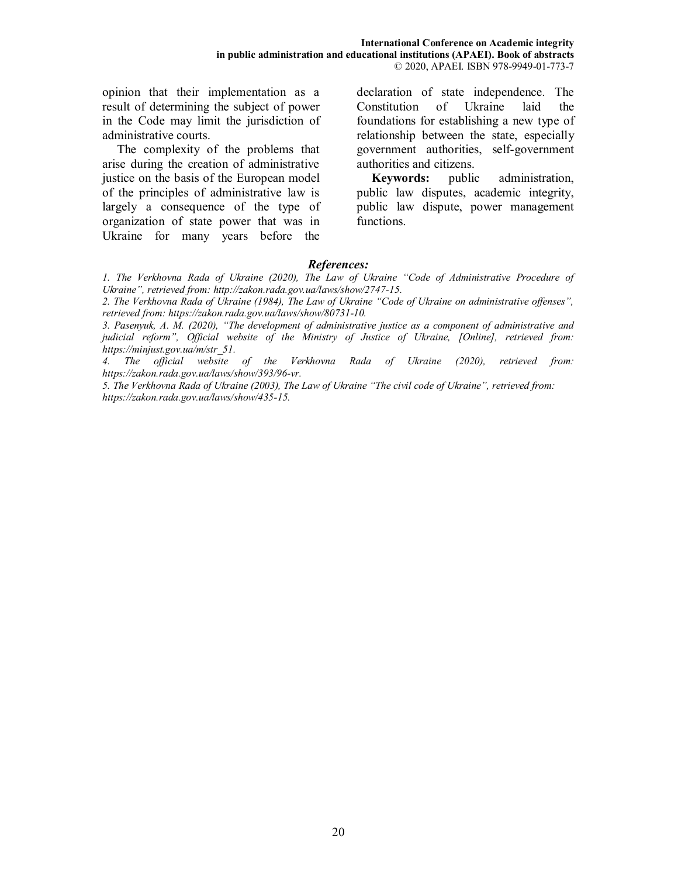opinion that their implementation as a result of determining the subject of power in the Code may limit the jurisdiction of administrative courts.

The complexity of the problems that arise during the creation of administrative justice on the basis of the European model of the principles of administrative law is largely a consequence of the type of organization of state power that was in Ukraine for many years before the declaration of state independence. The Constitution of Ukraine laid the foundations for establishing a new type of relationship between the state, especially government authorities, self-government authorities and citizens.

**Keywords:** public administration, public law disputes, academic integrity, public law dispute, power management functions.

***References:***

*1. The Verkhovna Rada of Ukraine (2020), The Law of Ukraine "Code of Administrative Procedure of Ukraine", retrieved from: http://zakon.rada.gov.ua/laws/show/2747-15.*

*2. The Verkhovna Rada of Ukraine (1984), The Law of Ukraine "Code of Ukraine on administrative offenses", retrieved from: https://zakon.rada.gov.ua/laws/show/80731-10.*

*3. Pasenyuk, A. M. (2020), "The development of administrative justice as a component of administrative and judicial reform", Official website of the Ministry of Justice of Ukraine, [Online], retrieved from: https://minjust.gov.ua/m/str_51.*

*4. The official website of the Verkhovna Rada of Ukraine (2020), retrieved from: https://zakon.rada.gov.ua/laws/show/393/96-vr.*

*5. The Verkhovna Rada of Ukraine (2003), The Law of Ukraine "The civil code of Ukraine", retrieved from: https://zakon.rada.gov.ua/laws/show/435-15.*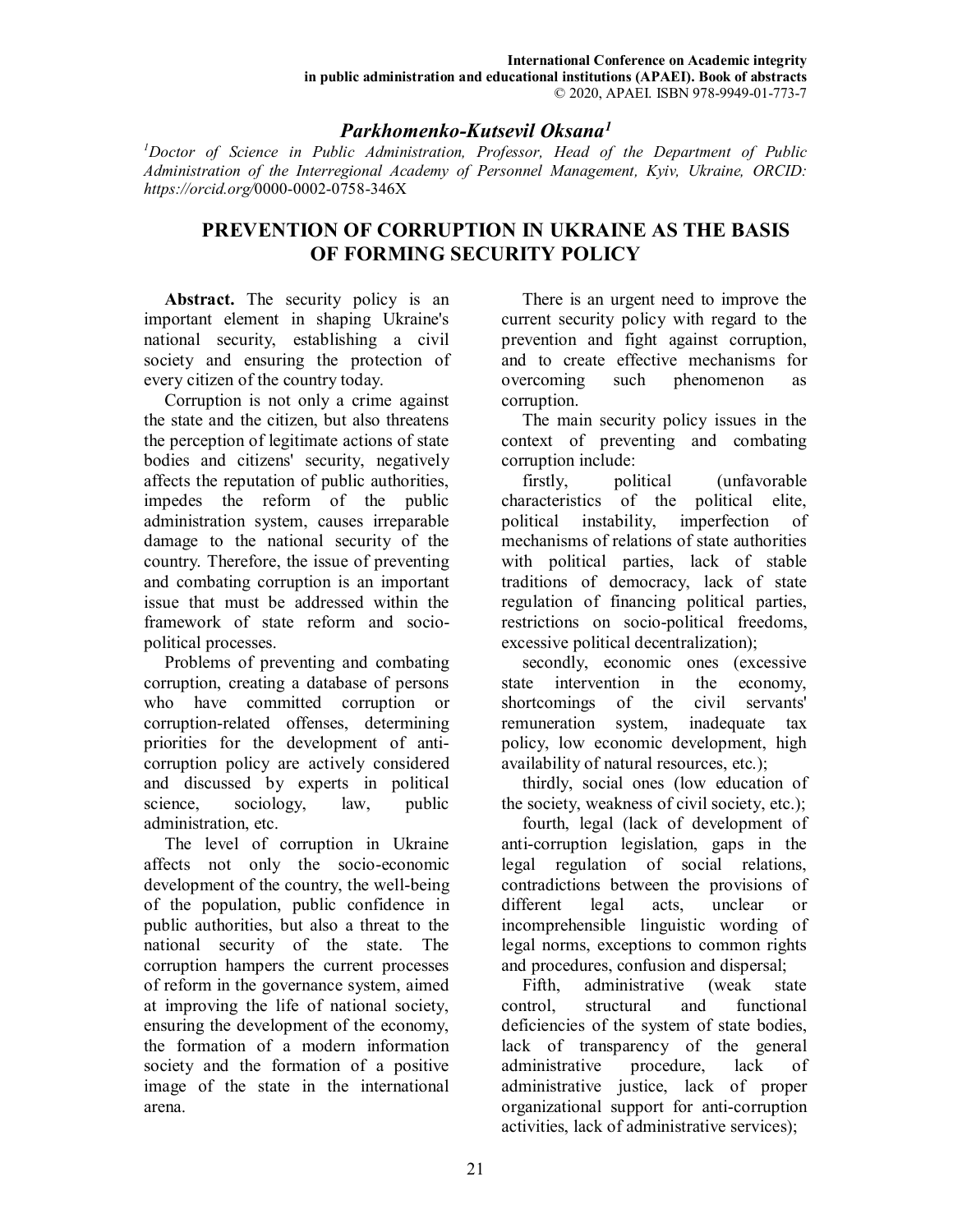## *Parkhomenko-Kutsevil Oksana*[1]

*[1]Doctor of Science in Public Administration, Professor, Head of the Department of Public Administration of the Interregional Academy of Personnel Management, Kyiv, Ukraine, ORCID: https://orcid.org/*0000-0002-0758-346X

# PREVENTION OF CORRUPTION IN UKRAINE AS THE BASIS OF FORMING SECURITY POLICY

**Abstract.** The security policy is an important element in shaping Ukraine's national security, establishing a civil society and ensuring the protection of every citizen of the country today.

Corruption is not only a crime against the state and the citizen, but also threatens the perception of legitimate actions of state bodies and citizens' security, negatively affects the reputation of public authorities, impedes the reform of the public administration system, causes irreparable damage to the national security of the country. Therefore, the issue of preventing and combating corruption is an important issue that must be addressed within the framework of state reform and socio-political processes.

Problems of preventing and combating corruption, creating a database of persons who have committed corruption or corruption-related offenses, determining priorities for the development of anti-corruption policy are actively considered and discussed by experts in political science, sociology, law, public administration, etc.

The level of corruption in Ukraine affects not only the socio-economic development of the country, the well-being of the population, public confidence in public authorities, but also a threat to the national security of the state. The corruption hampers the current processes of reform in the governance system, aimed at improving the life of national society, ensuring the development of the economy, the formation of a modern information society and the formation of a positive image of the state in the international arena.

There is an urgent need to improve the current security policy with regard to the prevention and fight against corruption, and to create effective mechanisms for overcoming such phenomenon as corruption.

The main security policy issues in the context of preventing and combating corruption include:

firstly, political (unfavorable characteristics of the political elite, political instability, imperfection of mechanisms of relations of state authorities with political parties, lack of stable traditions of democracy, lack of state regulation of financing political parties, restrictions on socio-political freedoms, excessive political decentralization);

secondly, economic ones (excessive state intervention in the economy, shortcomings of the civil servants' remuneration system, inadequate tax policy, low economic development, high availability of natural resources, etc.);

thirdly, social ones (low education of the society, weakness of civil society, etc.);

fourth, legal (lack of development of anti-corruption legislation, gaps in the legal regulation of social relations, contradictions between the provisions of different legal acts, unclear or incomprehensible linguistic wording of legal norms, exceptions to common rights and procedures, confusion and dispersal;

Fifth, administrative (weak state control, structural and functional deficiencies of the system of state bodies, lack of transparency of the general administrative procedure, lack of administrative justice, lack of proper organizational support for anti-corruption activities, lack of administrative services);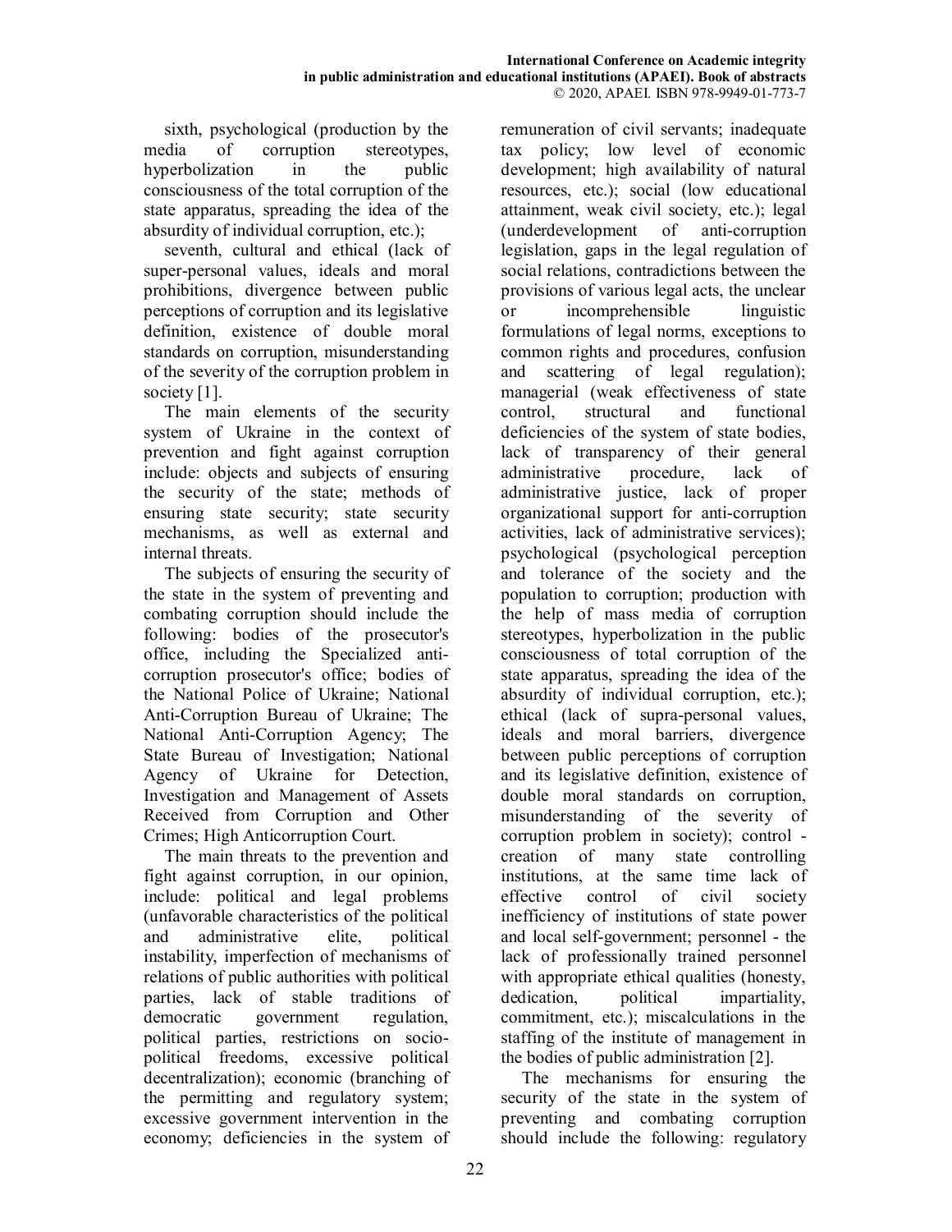sixth, psychological (production by the media of corruption stereotypes, hyperbolization in the public consciousness of the total corruption of the state apparatus, spreading the idea of the absurdity of individual corruption, etc.);

seventh, cultural and ethical (lack of super-personal values, ideals and moral prohibitions, divergence between public perceptions of corruption and its legislative definition, existence of double moral standards on corruption, misunderstanding of the severity of the corruption problem in society [1].

The main elements of the security system of Ukraine in the context of prevention and fight against corruption include: objects and subjects of ensuring the security of the state; methods of ensuring state security; state security mechanisms, as well as external and internal threats.

The subjects of ensuring the security of the state in the system of preventing and combating corruption should include the following: bodies of the prosecutor's office, including the Specialized anti-corruption prosecutor's office; bodies of the National Police of Ukraine; National Anti-Corruption Bureau of Ukraine; The National Anti-Corruption Agency; The State Bureau of Investigation; National Agency of Ukraine for Detection, Investigation and Management of Assets Received from Corruption and Other Crimes; High Anticorruption Court.

The main threats to the prevention and fight against corruption, in our opinion, include: political and legal problems (unfavorable characteristics of the political and administrative elite, political instability, imperfection of mechanisms of relations of public authorities with political parties, lack of stable traditions of democratic government regulation, political parties, restrictions on socio-political freedoms, excessive political decentralization); economic (branching of the permitting and regulatory system; excessive government intervention in the economy; deficiencies in the system of remuneration of civil servants; inadequate tax policy; low level of economic development; high availability of natural resources, etc.); social (low educational attainment, weak civil society, etc.); legal (underdevelopment of anti-corruption legislation, gaps in the legal regulation of social relations, contradictions between the provisions of various legal acts, the unclear or incomprehensible linguistic formulations of legal norms, exceptions to common rights and procedures, confusion and scattering of legal regulation); managerial (weak effectiveness of state control, structural and functional deficiencies of the system of state bodies, lack of transparency of their general administrative procedure, lack of administrative justice, lack of proper organizational support for anti-corruption activities, lack of administrative services); psychological (psychological perception and tolerance of the society and the population to corruption; production with the help of mass media of corruption stereotypes, hyperbolization in the public consciousness of total corruption of the state apparatus, spreading the idea of the absurdity of individual corruption, etc.); ethical (lack of supra-personal values, ideals and moral barriers, divergence between public perceptions of corruption and its legislative definition, existence of double moral standards on corruption, misunderstanding of the severity of corruption problem in society); control - creation of many state controlling institutions, at the same time lack of effective control of civil society inefficiency of institutions of state power and local self-government; personnel - the lack of professionally trained personnel with appropriate ethical qualities (honesty, dedication, political impartiality, commitment, etc.); miscalculations in the staffing of the institute of management in the bodies of public administration [2].

The mechanisms for ensuring the security of the state in the system of preventing and combating corruption should include the following: regulatory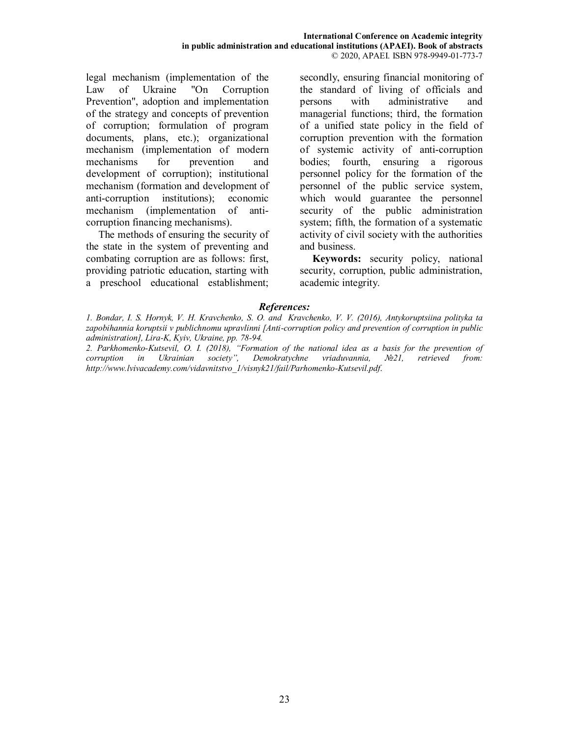legal mechanism (implementation of the Law of Ukraine "On Corruption Prevention", adoption and implementation of the strategy and concepts of prevention of corruption; formulation of program documents, plans, etc.); organizational mechanism (implementation of modern mechanisms for prevention and development of corruption); institutional mechanism (formation and development of anti-corruption institutions); economic mechanism (implementation of anti-corruption financing mechanisms).

The methods of ensuring the security of the state in the system of preventing and combating corruption are as follows: first, providing patriotic education, starting with a preschool educational establishment; secondly, ensuring financial monitoring of the standard of living of officials and persons with administrative and managerial functions; third, the formation of a unified state policy in the field of corruption prevention with the formation of systemic activity of anti-corruption bodies; fourth, ensuring a rigorous personnel policy for the formation of the personnel of the public service system, which would guarantee the personnel security of the public administration system; fifth, the formation of a systematic activity of civil society with the authorities and business.

**Keywords:** security policy, national security, corruption, public administration, academic integrity.

### *References:*

*1. Bondar, I. S. Hornyk, V. H. Kravchenko, S. O. and Kravchenko, V. V. (2016), Antykoruptsiina polityka ta zapobihannia koruptsii v publichnomu upravlinni [Anti-corruption policy and prevention of corruption in public administration], Lira-K, Kyiv, Ukraine, pp. 78-94.*

*2. Parkhomenko-Kutsevil, O. I. (2018), "Formation of the national idea as a basis for the prevention of corruption in Ukrainian society", Demokratychne vriaduvannia, №21, retrieved from: http://www.lvivacademy.com/vidavnitstvo_1/visnyk21/fail/Parhomenko-Kutsevil.pdf.*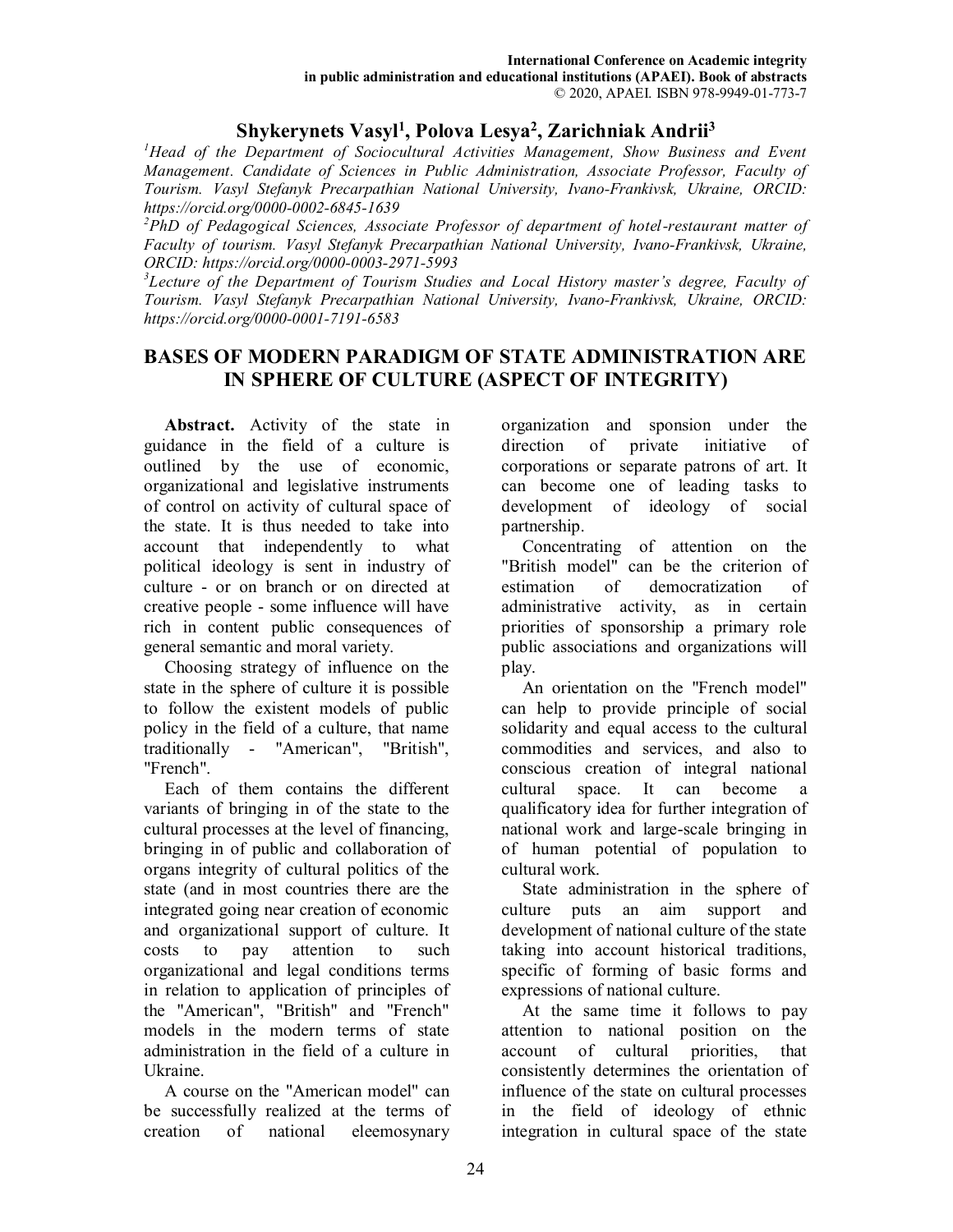**Shykerynets Vasyl[1], Polova Lesya[2], Zarichniak Andrii[3]**

[1]*Head of the Department of Sociocultural Activities Management, Show Business and Event Management. Candidate of Sciences in Public Administration, Associate Professor, Faculty of Tourism. Vasyl Stefanyk Precarpathian National University, Ivano-Frankivsk, Ukraine, ORCID: https://orcid.org/0000-0002-6845-1639*

[2]*PhD of Pedagogical Sciences, Associate Professor of department of hotel-restaurant matter of Faculty of tourism. Vasyl Stefanyk Precarpathian National University, Ivano-Frankivsk, Ukraine, ORCID: https://orcid.org/0000-0003-2971-5993*

[3]*Lecture of the Department of Tourism Studies and Local History master's degree, Faculty of Tourism. Vasyl Stefanyk Precarpathian National University, Ivano-Frankivsk, Ukraine, ORCID: https://orcid.org/0000-0001-7191-6583*

# BASES OF MODERN PARADIGM OF STATE ADMINISTRATION ARE IN SPHERE OF CULTURE (ASPECT OF INTEGRITY)

**Abstract.** Activity of the state in guidance in the field of a culture is outlined by the use of economic, organizational and legislative instruments of control on activity of cultural space of the state. It is thus needed to take into account that independently to what political ideology is sent in industry of culture - or on branch or on directed at creative people - some influence will have rich in content public consequences of general semantic and moral variety.

Choosing strategy of influence on the state in the sphere of culture it is possible to follow the existent models of public policy in the field of a culture, that name traditionally - "American", "British", "French".

Each of them contains the different variants of bringing in of the state to the cultural processes at the level of financing, bringing in of public and collaboration of organs integrity of cultural politics of the state (and in most countries there are the integrated going near creation of economic and organizational support of culture. It costs to pay attention to such organizational and legal conditions terms in relation to application of principles of the "American", "British" and "French" models in the modern terms of state administration in the field of a culture in Ukraine.

A course on the "American model" can be successfully realized at the terms of creation of national eleemosynary organization and sponsion under the direction of private initiative of corporations or separate patrons of art. It can become one of leading tasks to development of ideology of social partnership.

Concentrating of attention on the "British model" can be the criterion of estimation of democratization of administrative activity, as in certain priorities of sponsorship a primary role public associations and organizations will play.

An orientation on the "French model" can help to provide principle of social solidarity and equal access to the cultural commodities and services, and also to conscious creation of integral national cultural space. It can become a qualificatory idea for further integration of national work and large-scale bringing in of human potential of population to cultural work.

State administration in the sphere of culture puts an aim support and development of national culture of the state taking into account historical traditions, specific of forming of basic forms and expressions of national culture.

At the same time it follows to pay attention to national position on the account of cultural priorities, that consistently determines the orientation of influence of the state on cultural processes in the field of ideology of ethnic integration in cultural space of the state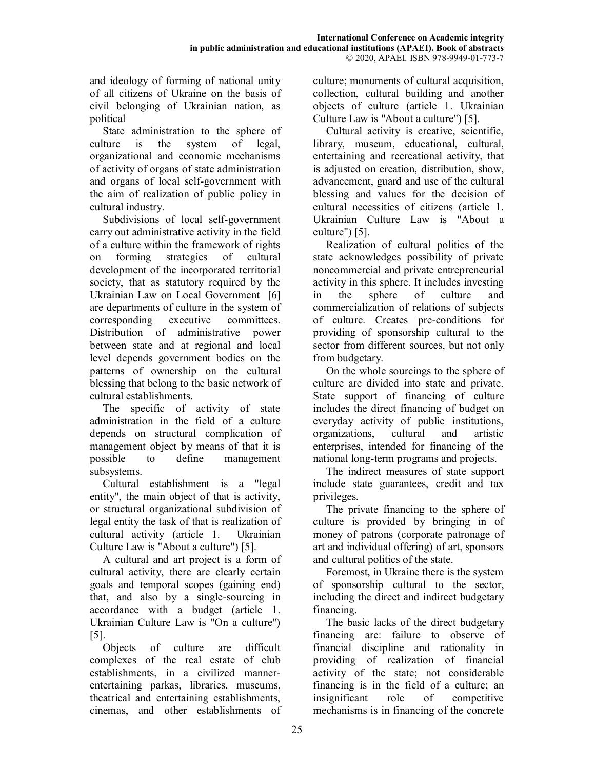and ideology of forming of national unity of all citizens of Ukraine on the basis of civil belonging of Ukrainian nation, as political

State administration to the sphere of culture is the system of legal, organizational and economic mechanisms of activity of organs of state administration and organs of local self-government with the aim of realization of public policy in cultural industry.

Subdivisions of local self-government carry out administrative activity in the field of a culture within the framework of rights on forming strategies of cultural development of the incorporated territorial society, that as statutory required by the Ukrainian Law on Local Government [6] are departments of culture in the system of corresponding executive committees. Distribution of administrative power between state and at regional and local level depends government bodies on the patterns of ownership on the cultural blessing that belong to the basic network of cultural establishments.

The specific of activity of state administration in the field of a culture depends on structural complication of management object by means of that it is possible to define management subsystems.

Cultural establishment is a "legal entity", the main object of that is activity, or structural organizational subdivision of legal entity the task of that is realization of cultural activity (article 1. Ukrainian Culture Law is "About a culture") [5].

A cultural and art project is a form of cultural activity, there are clearly certain goals and temporal scopes (gaining end) that, and also by a single-sourcing in accordance with a budget (article 1. Ukrainian Culture Law is "On a culture") [5].

Objects of culture are difficult complexes of the real estate of club establishments, in a civilized manner-entertaining parkas, libraries, museums, theatrical and entertaining establishments, cinemas, and other establishments of culture; monuments of cultural acquisition, collection, cultural building and another objects of culture (article 1. Ukrainian Culture Law is "About a culture") [5].

Cultural activity is creative, scientific, library, museum, educational, cultural, entertaining and recreational activity, that is adjusted on creation, distribution, show, advancement, guard and use of the cultural blessing and values for the decision of cultural necessities of citizens (article 1. Ukrainian Culture Law is "About a culture") [5].

Realization of cultural politics of the state acknowledges possibility of private noncommercial and private entrepreneurial activity in this sphere. It includes investing in the sphere of culture and commercialization of relations of subjects of culture. Creates pre-conditions for providing of sponsorship cultural to the sector from different sources, but not only from budgetary.

On the whole sourcings to the sphere of culture are divided into state and private. State support of financing of culture includes the direct financing of budget on everyday activity of public institutions, organizations, cultural and artistic enterprises, intended for financing of the national long-term programs and projects.

The indirect measures of state support include state guarantees, credit and tax privileges.

The private financing to the sphere of culture is provided by bringing in of money of patrons (corporate patronage of art and individual offering) of art, sponsors and cultural politics of the state.

Foremost, in Ukraine there is the system of sponsorship cultural to the sector, including the direct and indirect budgetary financing.

The basic lacks of the direct budgetary financing are: failure to observe of financial discipline and rationality in providing of realization of financial activity of the state; not considerable financing is in the field of a culture; an insignificant role of competitive mechanisms is in financing of the concrete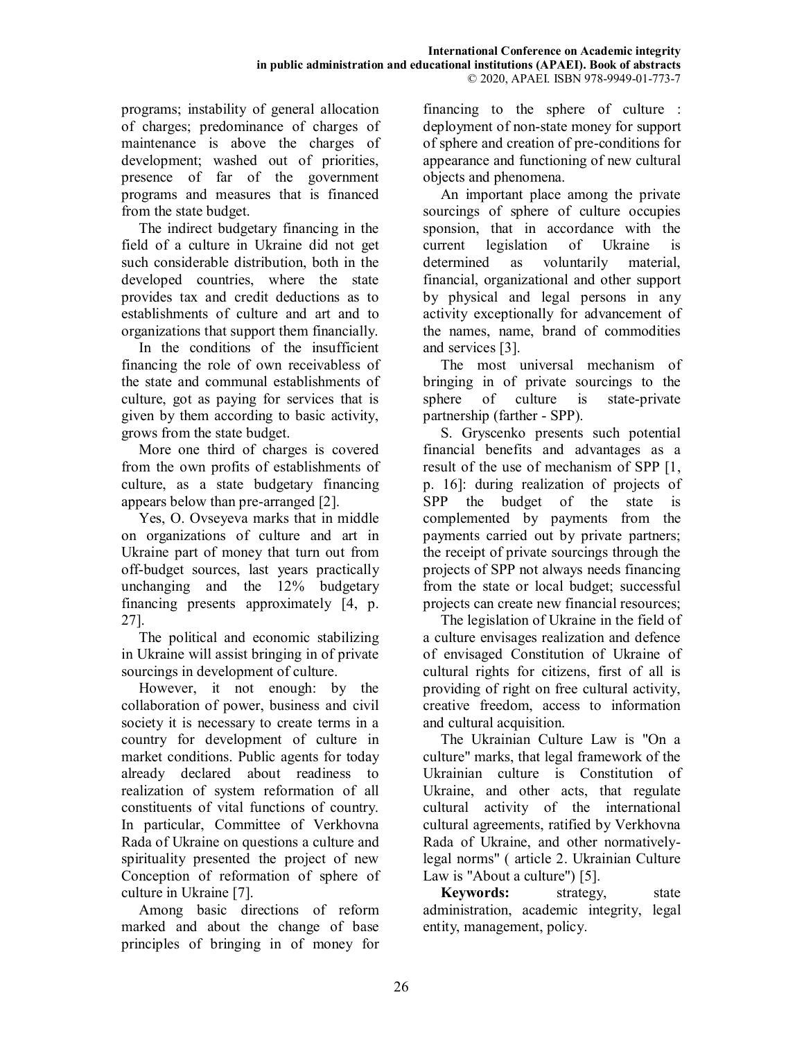programs; instability of general allocation of charges; predominance of charges of maintenance is above the charges of development; washed out of priorities, presence of far of the government programs and measures that is financed from the state budget.

The indirect budgetary financing in the field of a culture in Ukraine did not get such considerable distribution, both in the developed countries, where the state provides tax and credit deductions as to establishments of culture and art and to organizations that support them financially.

In the conditions of the insufficient financing the role of own receivabless of the state and communal establishments of culture, got as paying for services that is given by them according to basic activity, grows from the state budget.

More one third of charges is covered from the own profits of establishments of culture, as a state budgetary financing appears below than pre-arranged [2].

Yes, O. Ovseyeva marks that in middle on organizations of culture and art in Ukraine part of money that turn out from off-budget sources, last years practically unchanging and the 12% budgetary financing presents approximately [4, p. 27].

The political and economic stabilizing in Ukraine will assist bringing in of private sourcings in development of culture.

However, it not enough: by the collaboration of power, business and civil society it is necessary to create terms in a country for development of culture in market conditions. Public agents for today already declared about readiness to realization of system reformation of all constituents of vital functions of country. In particular, Committee of Verkhovna Rada of Ukraine on questions a culture and spirituality presented the project of new Conception of reformation of sphere of culture in Ukraine [7].

Among basic directions of reform marked and about the change of base principles of bringing in of money for financing to the sphere of culture : deployment of non-state money for support of sphere and creation of pre-conditions for appearance and functioning of new cultural objects and phenomena.

An important place among the private sourcings of sphere of culture occupies sponsion, that in accordance with the current legislation of Ukraine is determined as voluntarily material, financial, organizational and other support by physical and legal persons in any activity exceptionally for advancement of the names, name, brand of commodities and services [3].

The most universal mechanism of bringing in of private sourcings to the sphere of culture is state-private partnership (farther - SPP).

S. Gryscenko presents such potential financial benefits and advantages as a result of the use of mechanism of SPP [1, p. 16]: during realization of projects of SPP the budget of the state is complemented by payments from the payments carried out by private partners; the receipt of private sourcings through the projects of SPP not always needs financing from the state or local budget; successful projects can create new financial resources;

The legislation of Ukraine in the field of a culture envisages realization and defence of envisaged Constitution of Ukraine of cultural rights for citizens, first of all is providing of right on free cultural activity, creative freedom, access to information and cultural acquisition.

The Ukrainian Culture Law is "On a culture" marks, that legal framework of the Ukrainian culture is Constitution of Ukraine, and other acts, that regulate cultural activity of the international cultural agreements, ratified by Verkhovna Rada of Ukraine, and other normatively-legal norms" ( article 2. Ukrainian Culture Law is "About a culture") [5].

**Keywords:** strategy, state administration, academic integrity, legal entity, management, policy.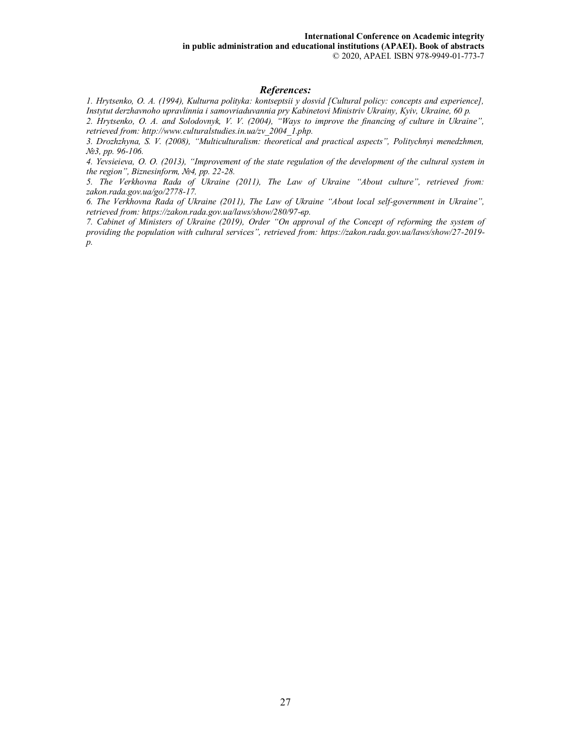### *References:*

*1. Hrytsenko, O. A. (1994), Kulturna polityka: kontseptsii y dosvid [Cultural policy: concepts and experience], Instytut derzhavnoho upravlinnia i samovriaduvannia pry Kabinetovi Ministriv Ukrainy, Kyiv, Ukraine, 60 p.*

*2. Hrytsenko, O. A. and Solodovnyk, V. V. (2004), "Ways to improve the financing of culture in Ukraine", retrieved from: http://www.culturalstudies.in.ua/zv_2004_1.php.*

*3. Drozhzhyna, S. V. (2008), "Multiculturalism: theoretical and practical aspects", Politychnyi menedzhmen, №3, pp. 96-106.*

*4. Yevsieieva, O. O. (2013), "Improvement of the state regulation of the development of the cultural system in the region", Biznesinform, №4, pp. 22-28.*

*5. The Verkhovna Rada of Ukraine (2011), The Law of Ukraine "About culture", retrieved from: zakon.rada.gov.ua/go/2778-17.*

*6. The Verkhovna Rada of Ukraine (2011), The Law of Ukraine "About local self-government in Ukraine", retrieved from: https://zakon.rada.gov.ua/laws/show/280/97-вр.*

*7. Cabinet of Ministers of Ukraine (2019), Order "On approval of the Concept of reforming the system of providing the population with cultural services", retrieved from: https://zakon.rada.gov.ua/laws/show/27-2019-p.*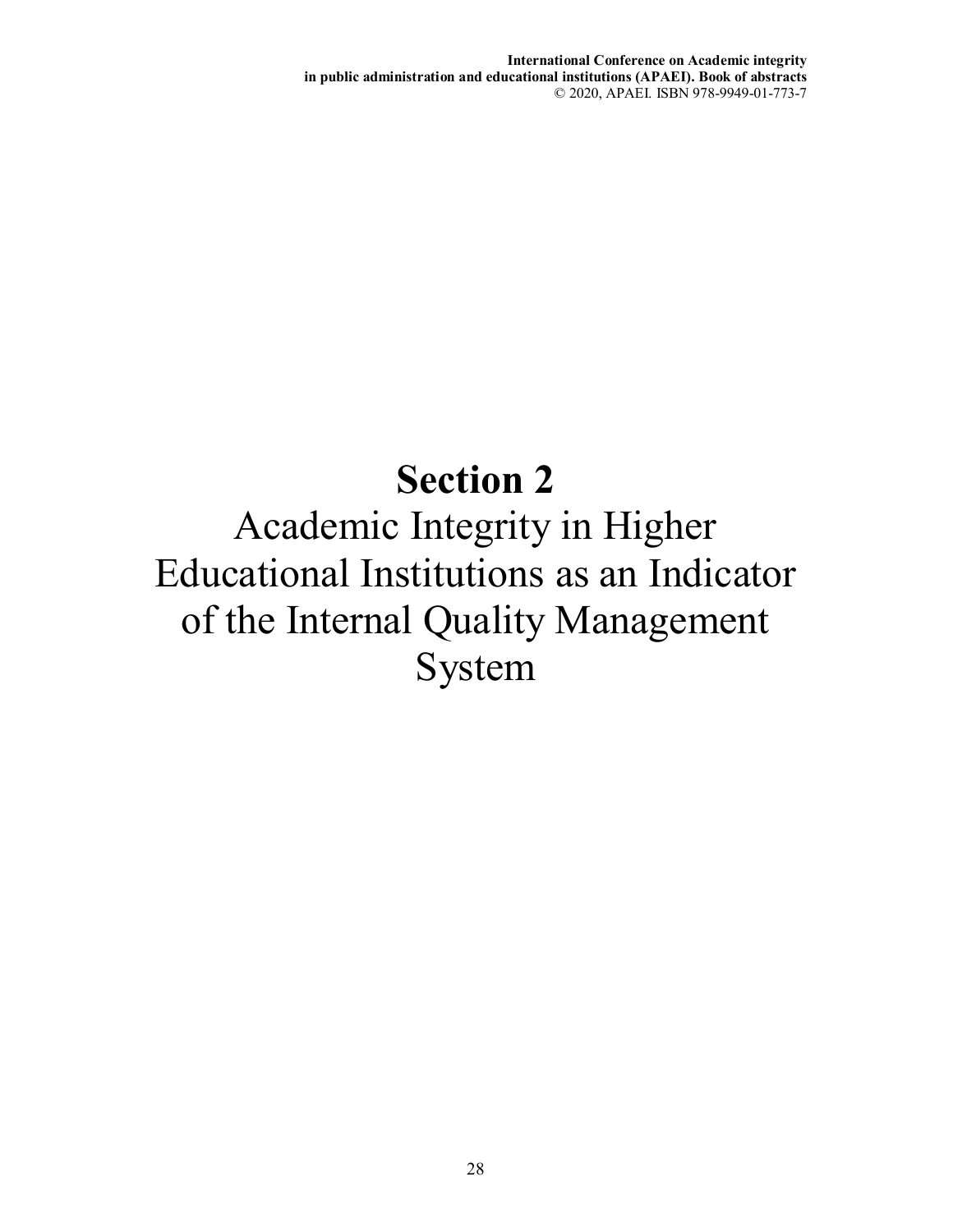# Section 2

Academic Integrity in Higher Educational Institutions as an Indicator of the Internal Quality Management System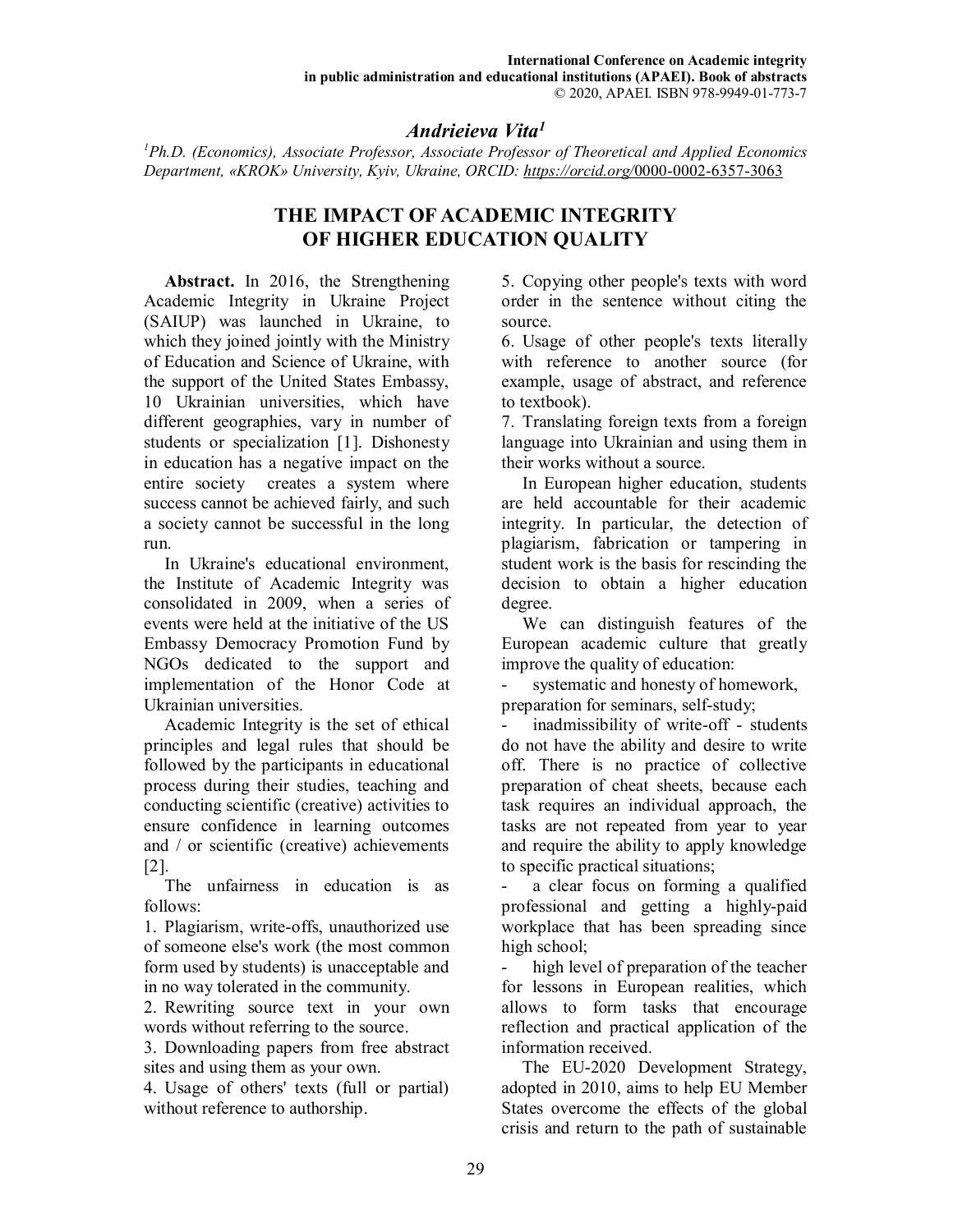## Andrieieva Vita[1]

[1]Ph.D. (Economics), Associate Professor, Associate Professor of Theoretical and Applied Economics Department, «KROK» University, Kyiv, Ukraine, ORCID: https://orcid.org/0000-0002-6357-3063

# THE IMPACT OF ACADEMIC INTEGRITY OF HIGHER EDUCATION QUALITY

**Abstract.** In 2016, the Strengthening Academic Integrity in Ukraine Project (SAIUP) was launched in Ukraine, to which they joined jointly with the Ministry of Education and Science of Ukraine, with the support of the United States Embassy, 10 Ukrainian universities, which have different geographies, vary in number of students or specialization [1]. Dishonesty in education has a negative impact on the entire society creates a system where success cannot be achieved fairly, and such a society cannot be successful in the long run.

In Ukraine's educational environment, the Institute of Academic Integrity was consolidated in 2009, when a series of events were held at the initiative of the US Embassy Democracy Promotion Fund by NGOs dedicated to the support and implementation of the Honor Code at Ukrainian universities.

Academic Integrity is the set of ethical principles and legal rules that should be followed by the participants in educational process during their studies, teaching and conducting scientific (creative) activities to ensure confidence in learning outcomes and / or scientific (creative) achievements [2].

The unfairness in education is as follows:

1. Plagiarism, write-offs, unauthorized use of someone else's work (the most common form used by students) is unacceptable and in no way tolerated in the community.
2. Rewriting source text in your own words without referring to the source.
3. Downloading papers from free abstract sites and using them as your own.
4. Usage of others' texts (full or partial) without reference to authorship.
5. Copying other people's texts with word order in the sentence without citing the source.
6. Usage of other people's texts literally with reference to another source (for example, usage of abstract, and reference to textbook).
7. Translating foreign texts from a foreign language into Ukrainian and using them in their works without a source.

In European higher education, students are held accountable for their academic integrity. In particular, the detection of plagiarism, fabrication or tampering in student work is the basis for rescinding the decision to obtain a higher education degree.

We can distinguish features of the European academic culture that greatly improve the quality of education:

- systematic and honesty of homework, preparation for seminars, self-study;
- inadmissibility of write-off - students do not have the ability and desire to write off. There is no practice of collective preparation of cheat sheets, because each task requires an individual approach, the tasks are not repeated from year to year and require the ability to apply knowledge to specific practical situations;
- a clear focus on forming a qualified professional and getting a highly-paid workplace that has been spreading since high school;
- high level of preparation of the teacher for lessons in European realities, which allows to form tasks that encourage reflection and practical application of the information received.

The EU-2020 Development Strategy, adopted in 2010, aims to help EU Member States overcome the effects of the global crisis and return to the path of sustainable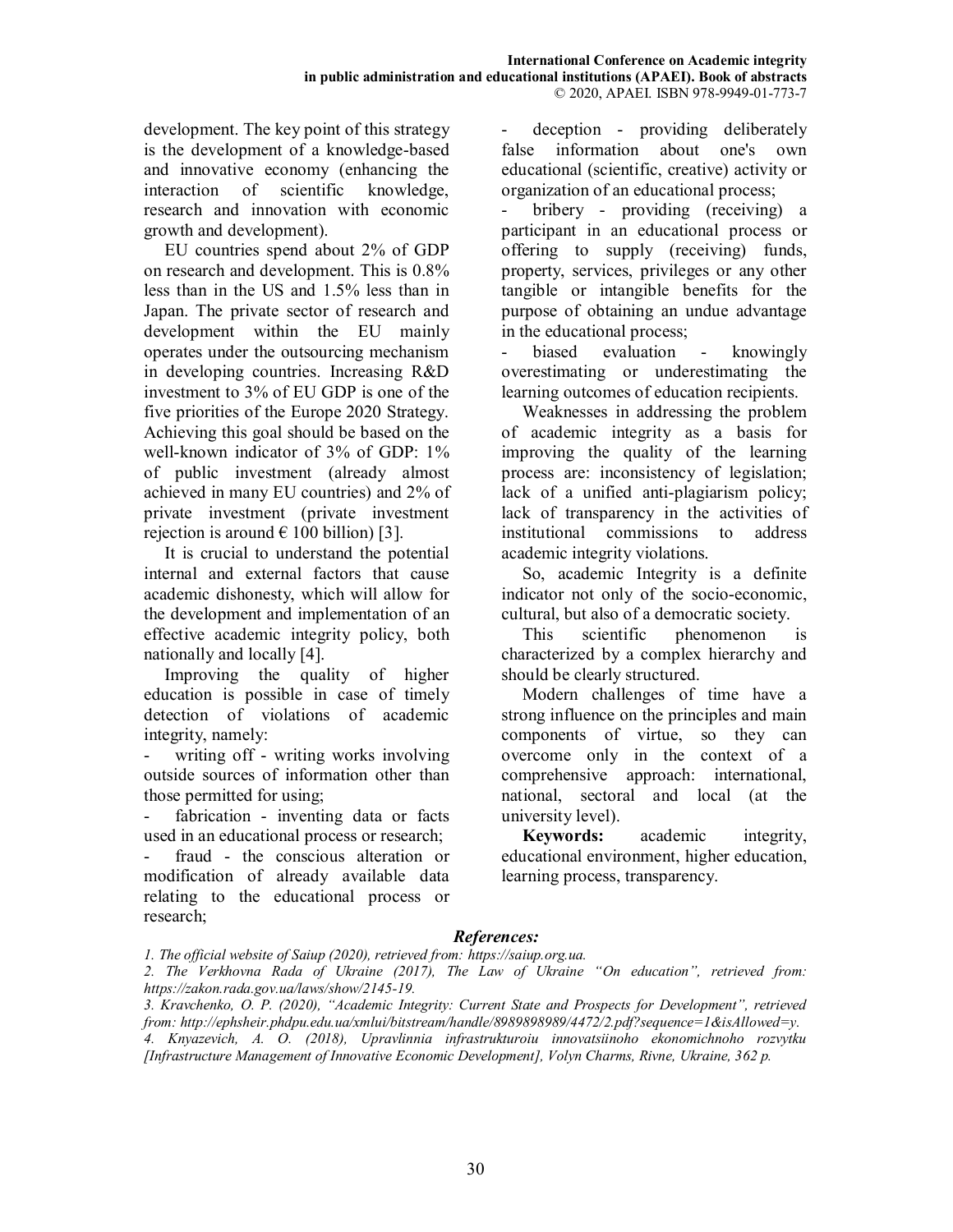development. The key point of this strategy is the development of a knowledge-based and innovative economy (enhancing the interaction of scientific knowledge, research and innovation with economic growth and development).

EU countries spend about 2% of GDP on research and development. This is 0.8% less than in the US and 1.5% less than in Japan. The private sector of research and development within the EU mainly operates under the outsourcing mechanism in developing countries. Increasing R&D investment to 3% of EU GDP is one of the five priorities of the Europe 2020 Strategy. Achieving this goal should be based on the well-known indicator of 3% of GDP: 1% of public investment (already almost achieved in many EU countries) and 2% of private investment (private investment rejection is around € 100 billion) [3].

It is crucial to understand the potential internal and external factors that cause academic dishonesty, which will allow for the development and implementation of an effective academic integrity policy, both nationally and locally [4].

Improving the quality of higher education is possible in case of timely detection of violations of academic integrity, namely:

- writing off - writing works involving outside sources of information other than those permitted for using;
- fabrication - inventing data or facts used in an educational process or research;
- fraud - the conscious alteration or modification of already available data relating to the educational process or research;
- deception - providing deliberately false information about one's own educational (scientific, creative) activity or organization of an educational process;
- bribery - providing (receiving) a participant in an educational process or offering to supply (receiving) funds, property, services, privileges or any other tangible or intangible benefits for the purpose of obtaining an undue advantage in the educational process;
- biased evaluation - knowingly overestimating or underestimating the learning outcomes of education recipients.

Weaknesses in addressing the problem of academic integrity as a basis for improving the quality of the learning process are: inconsistency of legislation; lack of a unified anti-plagiarism policy; lack of transparency in the activities of institutional commissions to address academic integrity violations.

So, academic Integrity is a definite indicator not only of the socio-economic, cultural, but also of a democratic society.

This scientific phenomenon is characterized by a complex hierarchy and should be clearly structured.

Modern challenges of time have a strong influence on the principles and main components of virtue, so they can overcome only in the context of a comprehensive approach: international, national, sectoral and local (at the university level).

**Keywords:** academic integrity, educational environment, higher education, learning process, transparency.

***References:***

*1. The official website of Saiup (2020), retrieved from: https://saiup.org.ua.*

*2. The Verkhovna Rada of Ukraine (2017), The Law of Ukraine "On education", retrieved from: https://zakon.rada.gov.ua/laws/show/2145-19.*

*3. Kravchenko, O. P. (2020), "Academic Integrity: Current State and Prospects for Development", retrieved from: http://ephsheir.phdpu.edu.ua/xmlui/bitstream/handle/8989898989/4472/2.pdf?sequence=1&isAllowed=y.*

*4. Knyazevich, A. O. (2018), Upravlinnia infrastrukturoiu innovatsiinoho ekonomichnoho rozvytku [Infrastructure Management of Innovative Economic Development], Volyn Charms, Rivne, Ukraine, 362 p.*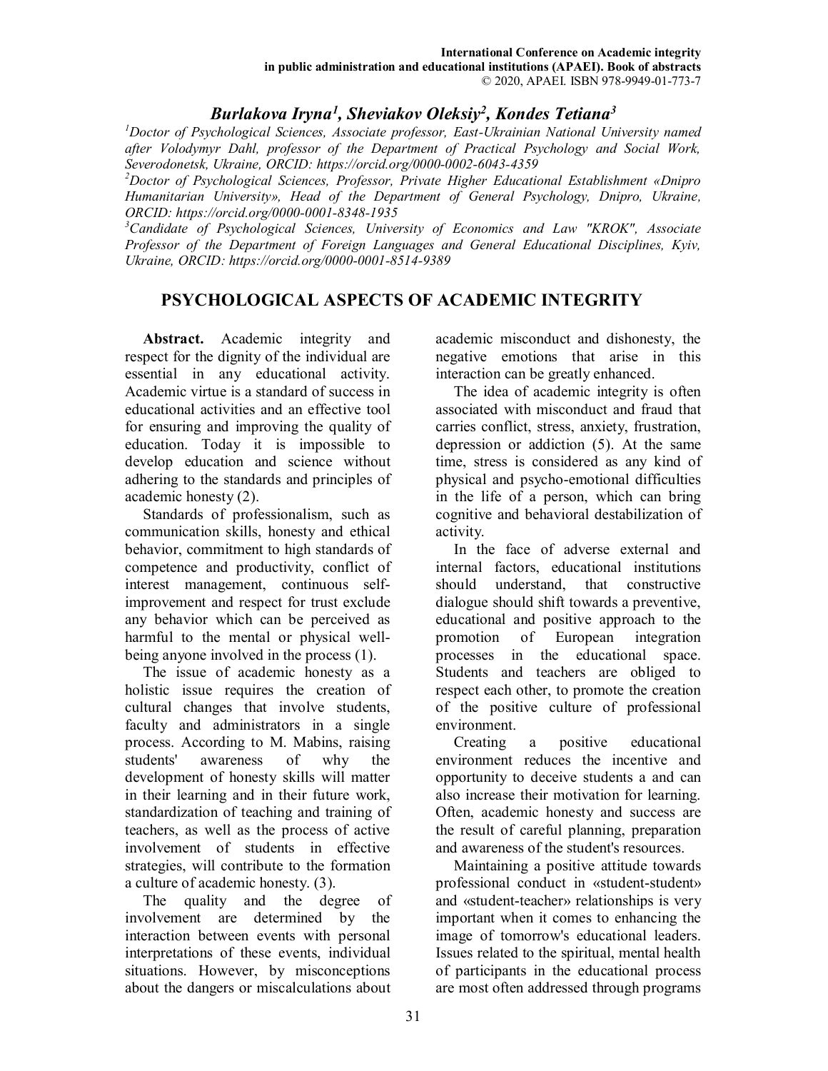***Burlakova Iryna[1], Sheviakov Oleksiy[2], Kondes Tetiana[3]***

*[1]Doctor of Psychological Sciences, Associate professor, East-Ukrainian National University named after Volodymyr Dahl, professor of the Department of Practical Psychology and Social Work, Severodonetsk, Ukraine, ORCID: https://orcid.org/0000-0002-6043-4359*

*[2]Doctor of Psychological Sciences, Professor, Private Higher Educational Establishment «Dnipro Humanitarian University», Head of the Department of General Psychology, Dnipro, Ukraine, ORCID: https://orcid.org/0000-0001-8348-1935*

*[3]Candidate of Psychological Sciences, University of Economics and Law "KROK", Associate Professor of the Department of Foreign Languages and General Educational Disciplines, Kyiv, Ukraine, ORCID: https://orcid.org/0000-0001-8514-9389*

# PSYCHOLOGICAL ASPECTS OF ACADEMIC INTEGRITY

**Abstract.** Academic integrity and respect for the dignity of the individual are essential in any educational activity. Academic virtue is a standard of success in educational activities and an effective tool for ensuring and improving the quality of education. Today it is impossible to develop education and science without adhering to the standards and principles of academic honesty (2).

Standards of professionalism, such as communication skills, honesty and ethical behavior, commitment to high standards of competence and productivity, conflict of interest management, continuous self-improvement and respect for trust exclude any behavior which can be perceived as harmful to the mental or physical well-being anyone involved in the process (1).

The issue of academic honesty as a holistic issue requires the creation of cultural changes that involve students, faculty and administrators in a single process. According to M. Mabins, raising students' awareness of why the development of honesty skills will matter in their learning and in their future work, standardization of teaching and training of teachers, as well as the process of active involvement of students in effective strategies, will contribute to the formation a culture of academic honesty. (3).

The quality and the degree of involvement are determined by the interaction between events with personal interpretations of these events, individual situations. However, by misconceptions about the dangers or miscalculations about academic misconduct and dishonesty, the negative emotions that arise in this interaction can be greatly enhanced.

The idea of academic integrity is often associated with misconduct and fraud that carries conflict, stress, anxiety, frustration, depression or addiction (5). At the same time, stress is considered as any kind of physical and psycho-emotional difficulties in the life of a person, which can bring cognitive and behavioral destabilization of activity.

In the face of adverse external and internal factors, educational institutions should understand, that constructive dialogue should shift towards a preventive, educational and positive approach to the promotion of European integration processes in the educational space. Students and teachers are obliged to respect each other, to promote the creation of the positive culture of professional environment.

Creating a positive educational environment reduces the incentive and opportunity to deceive students a and can also increase their motivation for learning. Often, academic honesty and success are the result of careful planning, preparation and awareness of the student's resources.

Maintaining a positive attitude towards professional conduct in «student-student» and «student-teacher» relationships is very important when it comes to enhancing the image of tomorrow's educational leaders. Issues related to the spiritual, mental health of participants in the educational process are most often addressed through programs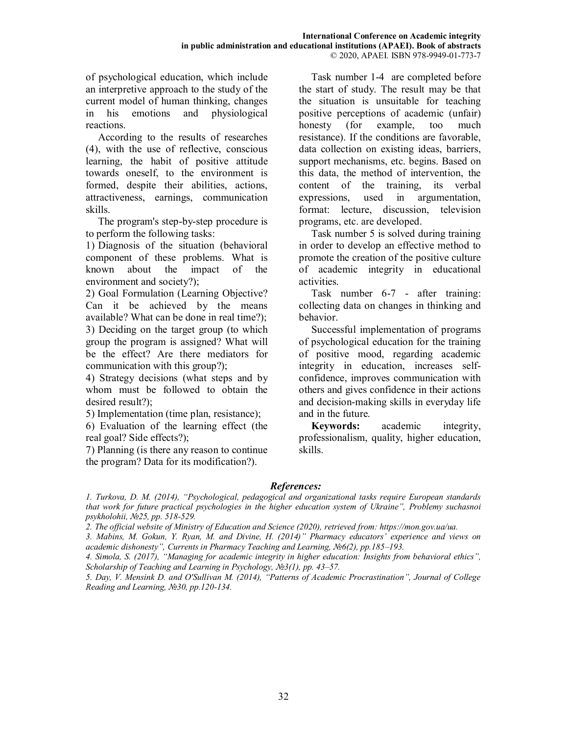of psychological education, which include an interpretive approach to the study of the current model of human thinking, changes in his emotions and physiological reactions.

According to the results of researches (4), with the use of reflective, conscious learning, the habit of positive attitude towards oneself, to the environment is formed, despite their abilities, actions, attractiveness, earnings, communication skills.

The program's step-by-step procedure is to perform the following tasks:

1) Diagnosis of the situation (behavioral component of these problems. What is known about the impact of the environment and society?);
2) Goal Formulation (Learning Objective? Can it be achieved by the means available? What can be done in real time?);
3) Deciding on the target group (to which group the program is assigned? What will be the effect? Are there mediators for communication with this group?);
4) Strategy decisions (what steps and by whom must be followed to obtain the desired result?);
5) Implementation (time plan, resistance);
6) Evaluation of the learning effect (the real goal? Side effects?);
7) Planning (is there any reason to continue the program? Data for its modification?).

Task number 1-4 are completed before the start of study. The result may be that the situation is unsuitable for teaching positive perceptions of academic (unfair) honesty (for example, too much resistance). If the conditions are favorable, data collection on existing ideas, barriers, support mechanisms, etc. begins. Based on this data, the method of intervention, the content of the training, its verbal expressions, used in argumentation, format: lecture, discussion, television programs, etc. are developed.

Task number 5 is solved during training in order to develop an effective method to promote the creation of the positive culture of academic integrity in educational activities.

Task number 6-7 - after training: collecting data on changes in thinking and behavior.

Successful implementation of programs of psychological education for the training of positive mood, regarding academic integrity in education, increases self-confidence, improves communication with others and gives confidence in their actions and decision-making skills in everyday life and in the future.

**Keywords:** academic integrity, professionalism, quality, higher education, skills.

### *References:*

*1. Turkova, D. M. (2014), "Psychological, pedagogical and organizational tasks require European standards that work for future practical psychologies in the higher education system of Ukraine", Problemy suchasnoi psykhologii, №25, pp. 518-529.*

*2. The official website of Ministry of Education and Science (2020), retrieved from: https://mon.gov.ua/ua.*

*3. Mabins, M. Gokun, Y. Ryan, M. and Divine, H. (2014)" Pharmacy educators' experience and views on academic dishonesty", Currents in Pharmacy Teaching and Learning, №6(2), pp.185–193.*

*4. Simola, S. (2017), "Managing for academic integrity in higher education: Insights from behavioral ethics", Scholarship of Teaching and Learning in Psychology, №3(1), pp. 43–57.*

*5. Day, V. Mensink D. and O'Sullivan M. (2014), "Patterns of Academic Procrastination", Journal of College Reading and Learning, №30, pp.120-134.*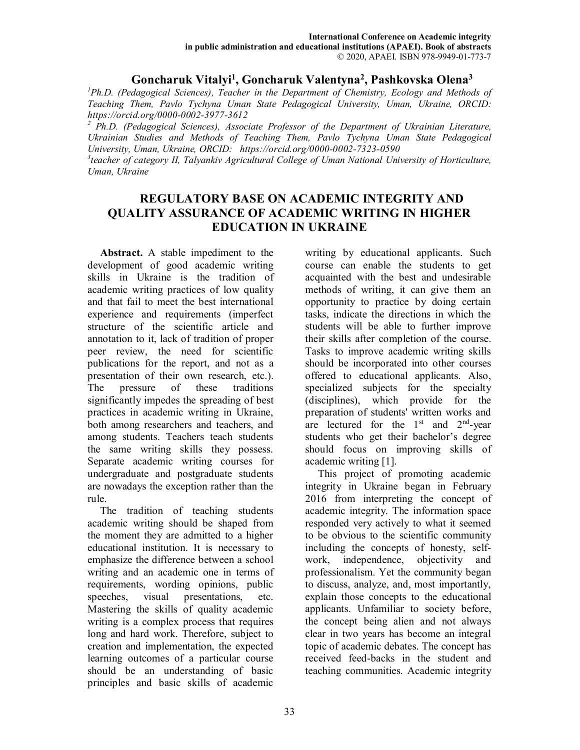**Goncharuk Vitalyi[1], Goncharuk Valentyna[2], Pashkovska Olena[3]**

[1]*Ph.D. (Pedagogical Sciences), Teacher in the Department of Chemistry, Ecology and Methods of Teaching Them, Pavlo Tychyna Uman State Pedagogical University, Uman, Ukraine, ORCID: https://orcid.org/0000-0002-3977-3612*

[2] *Ph.D. (Pedagogical Sciences), Associate Professor of the Department of Ukrainian Literature, Ukrainian Studies and Methods of Teaching Them, Pavlo Tychyna Uman State Pedagogical University, Uman, Ukraine, ORCID: https://orcid.org/0000-0002-7323-0590*

[3]*teacher of category II, Talyankiv Agricultural College of Uman National University of Horticulture, Uman, Ukraine*

# REGULATORY BASE ON ACADEMIC INTEGRITY AND QUALITY ASSURANCE OF ACADEMIC WRITING IN HIGHER EDUCATION IN UKRAINE

**Abstract.** A stable impediment to the development of good academic writing skills in Ukraine is the tradition of academic writing practices of low quality and that fail to meet the best international experience and requirements (imperfect structure of the scientific article and annotation to it, lack of tradition of proper peer review, the need for scientific publications for the report, and not as a presentation of their own research, etc.). The pressure of these traditions significantly impedes the spreading of best practices in academic writing in Ukraine, both among researchers and teachers, and among students. Teachers teach students the same writing skills they possess. Separate academic writing courses for undergraduate and postgraduate students are nowadays the exception rather than the rule.

The tradition of teaching students academic writing should be shaped from the moment they are admitted to a higher educational institution. It is necessary to emphasize the difference between a school writing and an academic one in terms of requirements, wording opinions, public speeches, visual presentations, etc. Mastering the skills of quality academic writing is a complex process that requires long and hard work. Therefore, subject to creation and implementation, the expected learning outcomes of a particular course should be an understanding of basic principles and basic skills of academic writing by educational applicants. Such course can enable the students to get acquainted with the best and undesirable methods of writing, it can give them an opportunity to practice by doing certain tasks, indicate the directions in which the students will be able to further improve their skills after completion of the course. Tasks to improve academic writing skills should be incorporated into other courses offered to educational applicants. Also, specialized subjects for the specialty (disciplines), which provide for the preparation of students' written works and are lectured for the 1st and 2nd-year students who get their bachelor's degree should focus on improving skills of academic writing [1].

This project of promoting academic integrity in Ukraine began in February 2016 from interpreting the concept of academic integrity. The information space responded very actively to what it seemed to be obvious to the scientific community including the concepts of honesty, self-work, independence, objectivity and professionalism. Yet the community began to discuss, analyze, and, most importantly, explain those concepts to the educational applicants. Unfamiliar to society before, the concept being alien and not always clear in two years has become an integral topic of academic debates. The concept has received feed-backs in the student and teaching communities. Academic integrity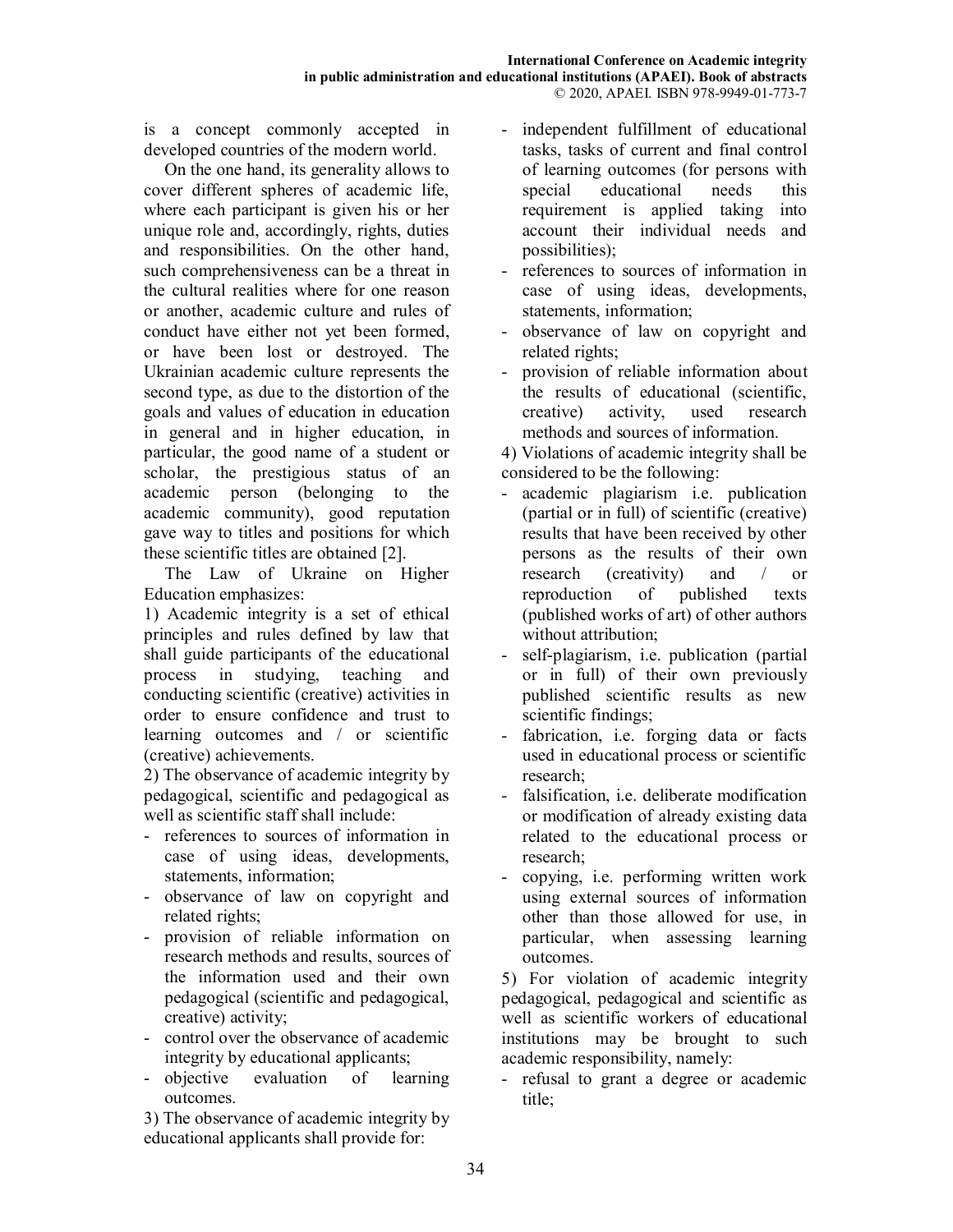is a concept commonly accepted in developed countries of the modern world.

On the one hand, its generality allows to cover different spheres of academic life, where each participant is given his or her unique role and, accordingly, rights, duties and responsibilities. On the other hand, such comprehensiveness can be a threat in the cultural realities where for one reason or another, academic culture and rules of conduct have either not yet been formed, or have been lost or destroyed. The Ukrainian academic culture represents the second type, as due to the distortion of the goals and values of education in education in general and in higher education, in particular, the good name of a student or scholar, the prestigious status of an academic person (belonging to the academic community), good reputation gave way to titles and positions for which these scientific titles are obtained [2].

The Law of Ukraine on Higher Education emphasizes:

1) Academic integrity is a set of ethical principles and rules defined by law that shall guide participants of the educational process in studying, teaching and conducting scientific (creative) activities in order to ensure confidence and trust to learning outcomes and / or scientific (creative) achievements.

2) The observance of academic integrity by pedagogical, scientific and pedagogical as well as scientific staff shall include:

- references to sources of information in case of using ideas, developments, statements, information;
- observance of law on copyright and related rights;
- provision of reliable information on research methods and results, sources of the information used and their own pedagogical (scientific and pedagogical, creative) activity;
- control over the observance of academic integrity by educational applicants;
- objective evaluation of learning outcomes.

3) The observance of academic integrity by educational applicants shall provide for:

- independent fulfillment of educational tasks, tasks of current and final control of learning outcomes (for persons with special educational needs this requirement is applied taking into account their individual needs and possibilities);
- references to sources of information in case of using ideas, developments, statements, information;
- observance of law on copyright and related rights;
- provision of reliable information about the results of educational (scientific, creative) activity, used research methods and sources of information.

4) Violations of academic integrity shall be considered to be the following:

- academic plagiarism i.e. publication (partial or in full) of scientific (creative) results that have been received by other persons as the results of their own research (creativity) and / or reproduction of published texts (published works of art) of other authors without attribution;
- self-plagiarism, i.e. publication (partial or in full) of their own previously published scientific results as new scientific findings;
- fabrication, i.e. forging data or facts used in educational process or scientific research;
- falsification, i.e. deliberate modification or modification of already existing data related to the educational process or research;
- copying, i.e. performing written work using external sources of information other than those allowed for use, in particular, when assessing learning outcomes.

5) For violation of academic integrity pedagogical, pedagogical and scientific as well as scientific workers of educational institutions may be brought to such academic responsibility, namely:

- refusal to grant a degree or academic title;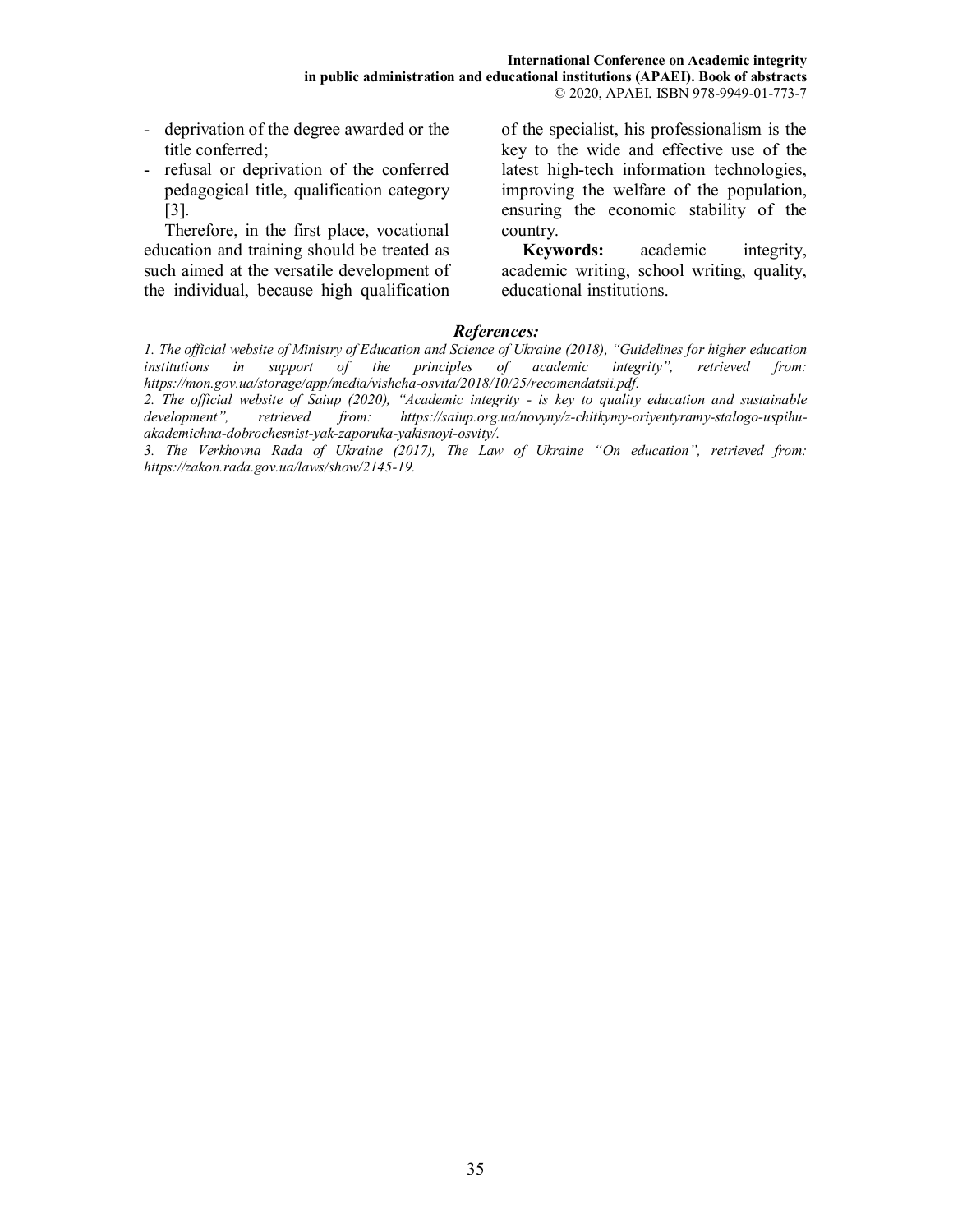- deprivation of the degree awarded or the title conferred;
- refusal or deprivation of the conferred pedagogical title, qualification category [3].

Therefore, in the first place, vocational education and training should be treated as such aimed at the versatile development of the individual, because high qualification of the specialist, his professionalism is the key to the wide and effective use of the latest high-tech information technologies, improving the welfare of the population, ensuring the economic stability of the country.

**Keywords:** academic integrity, academic writing, school writing, quality, educational institutions.

***References:***

*1. The official website of Ministry of Education and Science of Ukraine (2018), "Guidelines for higher education institutions in support of the principles of academic integrity", retrieved from: https://mon.gov.ua/storage/app/media/vishcha-osvita/2018/10/25/recomendatsii.pdf.*

*2. The official website of Saiup (2020), "Academic integrity - is key to quality education and sustainable development", retrieved from: https://saiup.org.ua/novyny/z-chitkymy-oriyentyramy-stalogo-uspihu-akademichna-dobrochesnist-yak-zaporuka-yakisnoyi-osvity/.*

*3. The Verkhovna Rada of Ukraine (2017), The Law of Ukraine "On education", retrieved from: https://zakon.rada.gov.ua/laws/show/2145-19.*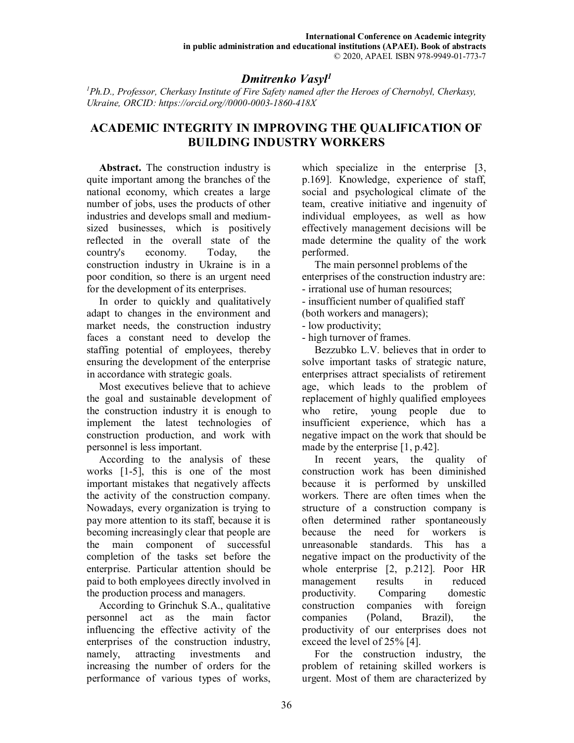## Dmitrenko Vasyl[1]

*[1]Ph.D., Professor, Cherkasy Institute of Fire Safety named after the Heroes of Chernobyl, Cherkasy, Ukraine, ORCID: https://orcid.org//0000-0003-1860-418X*

# ACADEMIC INTEGRITY IN IMPROVING THE QUALIFICATION OF BUILDING INDUSTRY WORKERS

**Abstract.** The construction industry is quite important among the branches of the national economy, which creates a large number of jobs, uses the products of other industries and develops small and medium-sized businesses, which is positively reflected in the overall state of the country's economy. Today, the construction industry in Ukraine is in a poor condition, so there is an urgent need for the development of its enterprises.

In order to quickly and qualitatively adapt to changes in the environment and market needs, the construction industry faces a constant need to develop the staffing potential of employees, thereby ensuring the development of the enterprise in accordance with strategic goals.

Most executives believe that to achieve the goal and sustainable development of the construction industry it is enough to implement the latest technologies of construction production, and work with personnel is less important.

According to the analysis of these works [1-5], this is one of the most important mistakes that negatively affects the activity of the construction company. Nowadays, every organization is trying to pay more attention to its staff, because it is becoming increasingly clear that people are the main component of successful completion of the tasks set before the enterprise. Particular attention should be paid to both employees directly involved in the production process and managers.

According to Grinchuk S.A., qualitative personnel act as the main factor influencing the effective activity of the enterprises of the construction industry, namely, attracting investments and increasing the number of orders for the performance of various types of works, which specialize in the enterprise [3, p.169]. Knowledge, experience of staff, social and psychological climate of the team, creative initiative and ingenuity of individual employees, as well as how effectively management decisions will be made determine the quality of the work performed.

The main personnel problems of the enterprises of the construction industry are:

- irrational use of human resources;
- insufficient number of qualified staff (both workers and managers);
- low productivity;
- high turnover of frames.

Bezzubko L.V. believes that in order to solve important tasks of strategic nature, enterprises attract specialists of retirement age, which leads to the problem of replacement of highly qualified employees who retire, young people due to insufficient experience, which has a negative impact on the work that should be made by the enterprise [1, p.42].

In recent years, the quality of construction work has been diminished because it is performed by unskilled workers. There are often times when the structure of a construction company is often determined rather spontaneously because the need for workers is unreasonable standards. This has a negative impact on the productivity of the whole enterprise [2, p.212]. Poor HR management results in reduced productivity. Comparing domestic construction companies with foreign companies (Poland, Brazil), the productivity of our enterprises does not exceed the level of 25% [4].

For the construction industry, the problem of retaining skilled workers is urgent. Most of them are characterized by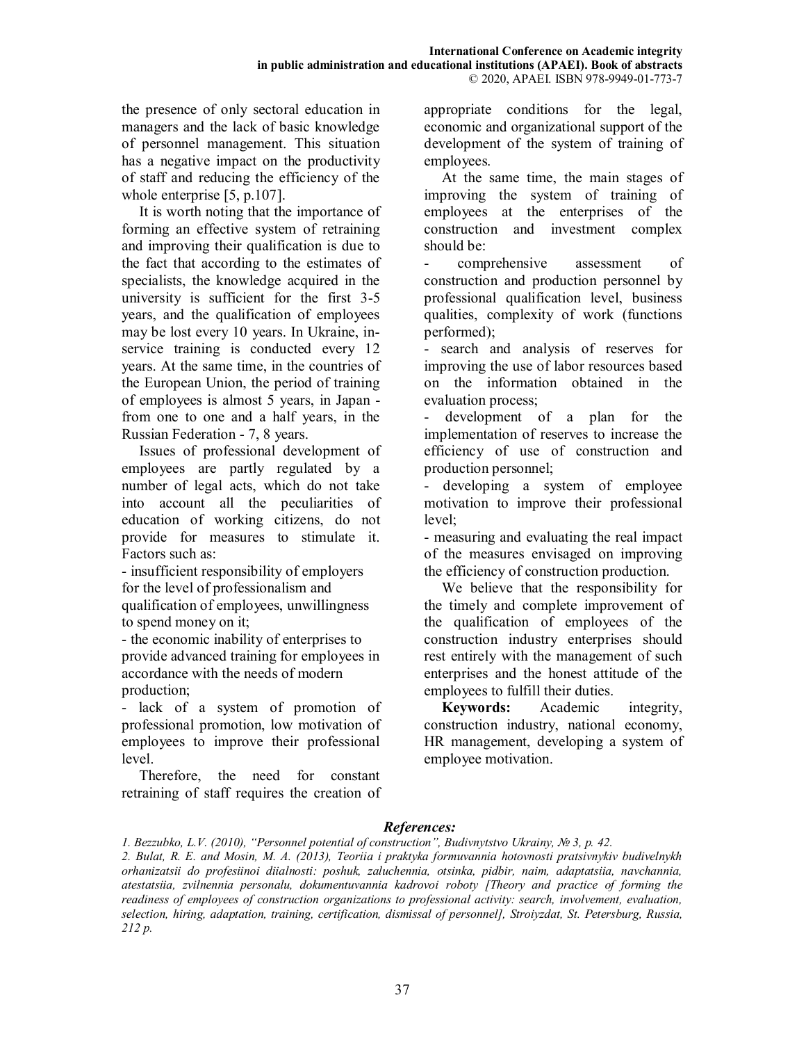the presence of only sectoral education in managers and the lack of basic knowledge of personnel management. This situation has a negative impact on the productivity of staff and reducing the efficiency of the whole enterprise [5, p.107].

It is worth noting that the importance of forming an effective system of retraining and improving their qualification is due to the fact that according to the estimates of specialists, the knowledge acquired in the university is sufficient for the first 3-5 years, and the qualification of employees may be lost every 10 years. In Ukraine, in-service training is conducted every 12 years. At the same time, in the countries of the European Union, the period of training of employees is almost 5 years, in Japan - from one to one and a half years, in the Russian Federation - 7, 8 years.

Issues of professional development of employees are partly regulated by a number of legal acts, which do not take into account all the peculiarities of education of working citizens, do not provide for measures to stimulate it. Factors such as:

- insufficient responsibility of employers for the level of professionalism and qualification of employees, unwillingness to spend money on it;
- the economic inability of enterprises to provide advanced training for employees in accordance with the needs of modern production;
- lack of a system of promotion of professional promotion, low motivation of employees to improve their professional level.

Therefore, the need for constant retraining of staff requires the creation of appropriate conditions for the legal, economic and organizational support of the development of the system of training of employees.

At the same time, the main stages of improving the system of training of employees at the enterprises of the construction and investment complex should be:

- comprehensive assessment of construction and production personnel by professional qualification level, business qualities, complexity of work (functions performed);
- search and analysis of reserves for improving the use of labor resources based on the information obtained in the evaluation process;
- development of a plan for the implementation of reserves to increase the efficiency of use of construction and production personnel;
- developing a system of employee motivation to improve their professional level;
- measuring and evaluating the real impact of the measures envisaged on improving the efficiency of construction production.

We believe that the responsibility for the timely and complete improvement of the qualification of employees of the construction industry enterprises should rest entirely with the management of such enterprises and the honest attitude of the employees to fulfill their duties.

**Keywords:** Academic integrity, construction industry, national economy, HR management, developing a system of employee motivation.

### *References:*

*1. Bezzubko, L.V. (2010), "Personnel potential of construction", Budivnytstvo Ukrainy, № 3, p. 42.*

*2. Bulat, R. E. and Mosin, M. A. (2013), Teoriia i praktyka formuvannia hotovnosti pratsivnykiv budivelnykh orhanizatsii do profesiinoi diialnosti: poshuk, zaluchennia, otsinka, pidbir, naim, adaptatsiia, navchannia, atestatsiia, zvilnennia personalu, dokumentuvannia kadrovoi roboty [Theory and practice of forming the readiness of employees of construction organizations to professional activity: search, involvement, evaluation, selection, hiring, adaptation, training, certification, dismissal of personnel], Stroiyzdat, St. Petersburg, Russia, 212 p.*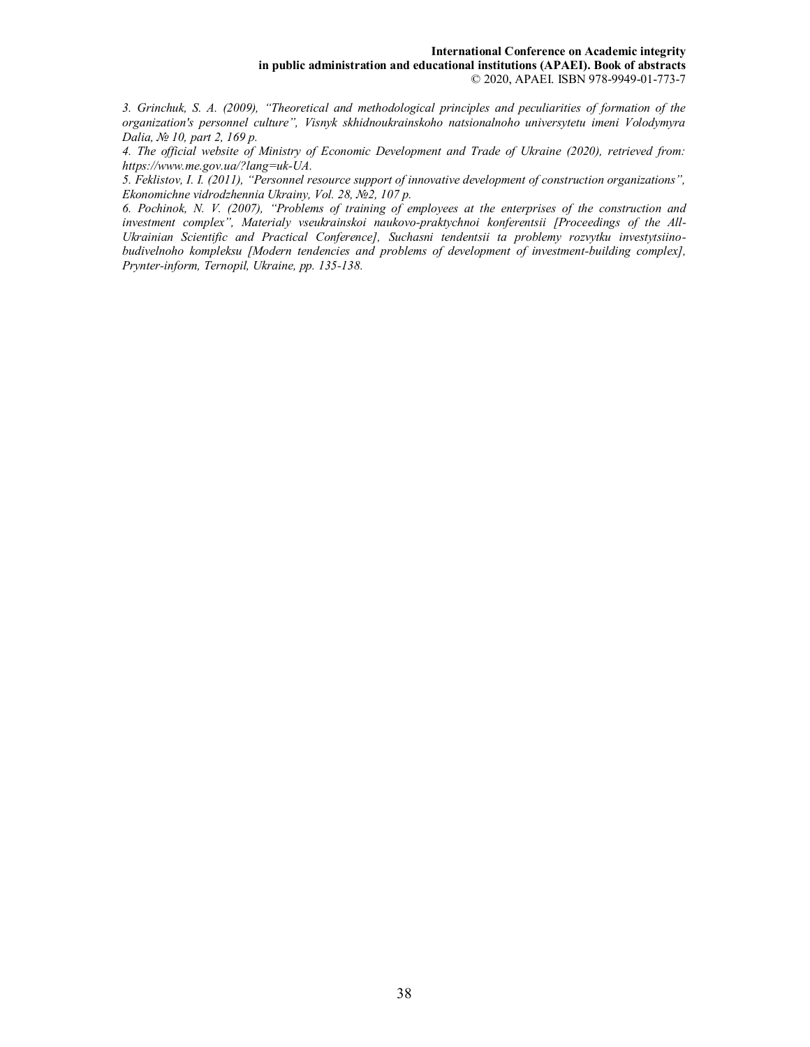*3. Grinchuk, S. A. (2009), "Theoretical and methodological principles and peculiarities of formation of the organization's personnel culture", Visnyk skhidnoukrainskoho natsionalnoho universytetu imeni Volodymyra Dalia, № 10, part 2, 169 p.*

*4. The official website of Ministry of Economic Development and Trade of Ukraine (2020), retrieved from: https://www.me.gov.ua/?lang=uk-UA.*

*5. Feklistov, I. I. (2011), "Personnel resource support of innovative development of construction organizations", Ekonomichne vidrodzhennia Ukrainy, Vol. 28, №2, 107 p.*

*6. Pochinok, N. V. (2007), "Problems of training of employees at the enterprises of the construction and investment complex", Materialy vseukrainskoi naukovo-praktychnoi konferentsii [Proceedings of the All-Ukrainian Scientific and Practical Conference], Suchasni tendentsii ta problemy rozvytku investytsiino-budivelnoho kompleksu [Modern tendencies and problems of development of investment-building complex], Prynter-inform, Ternopil, Ukraine, pp. 135-138.*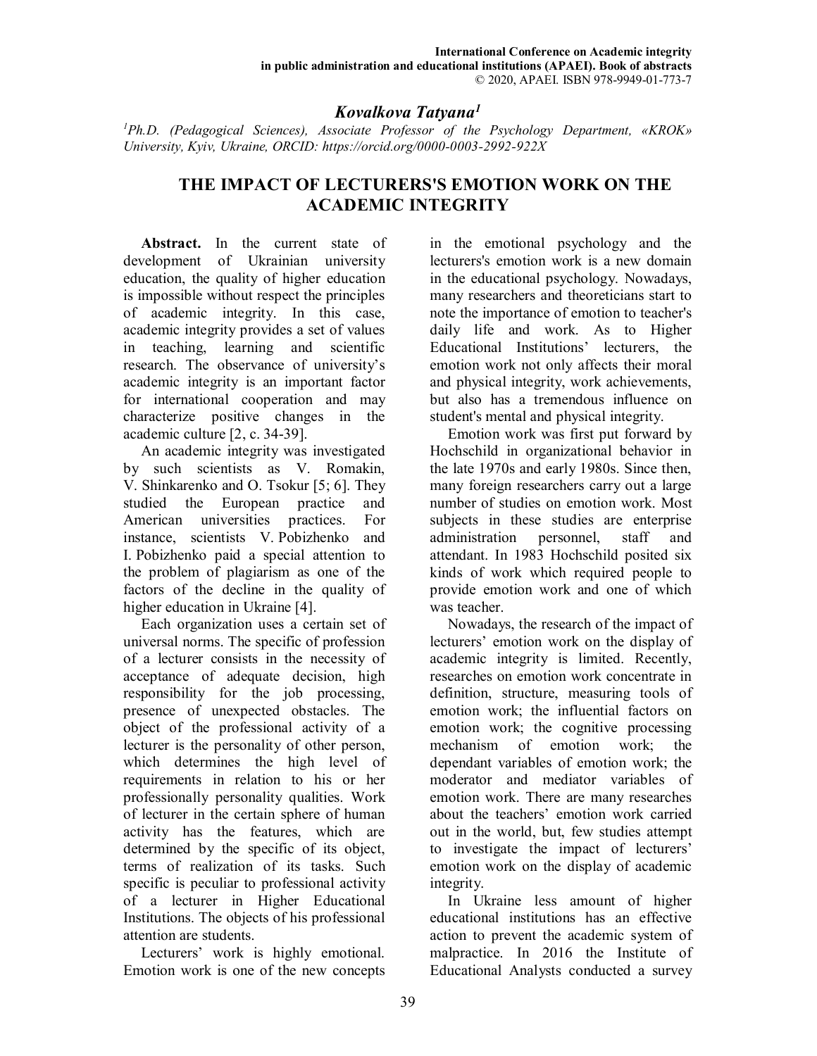*Kovalkova Tatyana*[1]

[1]*Ph.D. (Pedagogical Sciences), Associate Professor of the Psychology Department, «KROK» University, Kyiv, Ukraine, ORCID: https://orcid.org/0000-0003-2992-922X*

# THE IMPACT OF LECTURERS'S EMOTION WORK ON THE ACADEMIC INTEGRITY

**Abstract.** In the current state of development of Ukrainian university education, the quality of higher education is impossible without respect the principles of academic integrity. In this case, academic integrity provides a set of values in teaching, learning and scientific research. The observance of university's academic integrity is an important factor for international cooperation and may characterize positive changes in the academic culture [2, c. 34-39].

An academic integrity was investigated by such scientists as V. Romakin, V. Shinkarenko and O. Tsokur [5; 6]. They studied the European practice and American universities practices. For instance, scientists V. Pobizhenko and I. Pobizhenko paid a special attention to the problem of plagiarism as one of the factors of the decline in the quality of higher education in Ukraine [4].

Each organization uses a certain set of universal norms. The specific of profession of a lecturer consists in the necessity of acceptance of adequate decision, high responsibility for the job processing, presence of unexpected obstacles. The object of the professional activity of a lecturer is the personality of other person, which determines the high level of requirements in relation to his or her professionally personality qualities. Work of lecturer in the certain sphere of human activity has the features, which are determined by the specific of its object, terms of realization of its tasks. Such specific is peculiar to professional activity of a lecturer in Higher Educational Institutions. The objects of his professional attention are students.

Lecturers' work is highly emotional. Emotion work is one of the new concepts in the emotional psychology and the lecturers's emotion work is a new domain in the educational psychology. Nowadays, many researchers and theoreticians start to note the importance of emotion to teacher's daily life and work. As to Higher Educational Institutions' lecturers, the emotion work not only affects their moral and physical integrity, work achievements, but also has a tremendous influence on student's mental and physical integrity.

Emotion work was first put forward by Hochschild in organizational behavior in the late 1970s and early 1980s. Since then, many foreign researchers carry out a large number of studies on emotion work. Most subjects in these studies are enterprise administration personnel, staff and attendant. In 1983 Hochschild posited six kinds of work which required people to provide emotion work and one of which was teacher.

Nowadays, the research of the impact of lecturers' emotion work on the display of academic integrity is limited. Recently, researches on emotion work concentrate in definition, structure, measuring tools of emotion work; the influential factors on emotion work; the cognitive processing mechanism of emotion work; the dependant variables of emotion work; the moderator and mediator variables of emotion work. There are many researches about the teachers' emotion work carried out in the world, but, few studies attempt to investigate the impact of lecturers' emotion work on the display of academic integrity.

In Ukraine less amount of higher educational institutions has an effective action to prevent the academic system of malpractice. In 2016 the Institute of Educational Analysts conducted a survey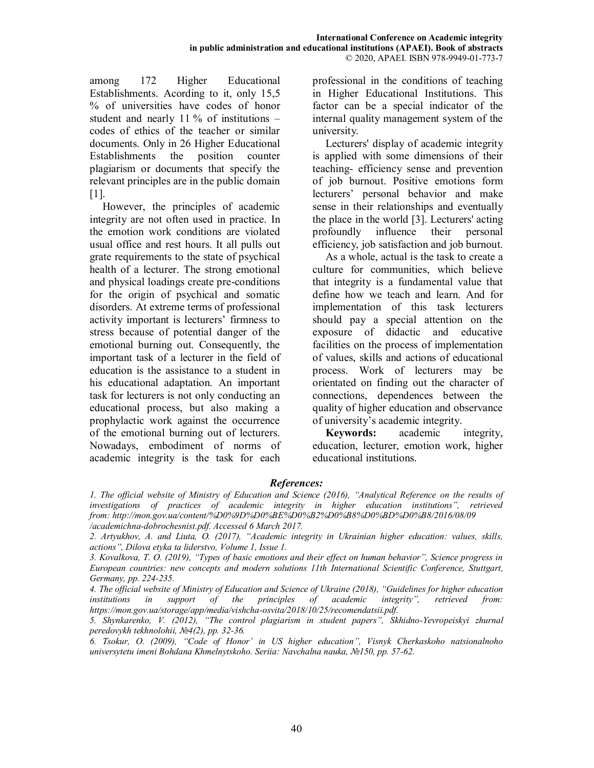among 172 Higher Educational Establishments. Acording to it, only 15,5 % of universities have codes of honor student and nearly 11 % of institutions – codes of ethics of the teacher or similar documents. Only in 26 Higher Educational Establishments the position counter plagiarism or documents that specify the relevant principles are in the public domain [1].

However, the principles of academic integrity are not often used in practice. In the emotion work conditions are violated usual office and rest hours. It all pulls out grate requirements to the state of psychical health of a lecturer. The strong emotional and physical loadings create pre-conditions for the origin of psychical and somatic disorders. At extreme terms of professional activity important is lecturers' firmness to stress because of potential danger of the emotional burning out. Consequently, the important task of a lecturer in the field of education is the assistance to a student in his educational adaptation. An important task for lecturers is not only conducting an educational process, but also making a prophylactic work against the occurrence of the emotional burning out of lecturers. Nowadays, embodiment of norms of academic integrity is the task for each professional in the conditions of teaching in Higher Educational Institutions. This factor can be a special indicator of the internal quality management system of the university.

Lecturers' display of academic integrity is applied with some dimensions of their teaching- efficiency sense and prevention of job burnout. Positive emotions form lecturers' personal behavior and make sense in their relationships and eventually the place in the world [3]. Lecturers' acting profoundly influence their personal efficiency, job satisfaction and job burnout.

As a whole, actual is the task to create a culture for communities, which believe that integrity is a fundamental value that define how we teach and learn. And for implementation of this task lecturers should pay a special attention on the exposure of didactic and educative facilities on the process of implementation of values, skills and actions of educational process. Work of lecturers may be orientated on finding out the character of connections, dependences between the quality of higher education and observance of university's academic integrity.

**Keywords:** academic integrity, education, lecturer, emotion work, higher educational institutions.

### *References:*

*1. The official website of Ministry of Education and Science (2016), "Analytical Reference on the results of investigations of practices of academic integrity in higher education institutions", retrieved from: http://mon.gov.ua/content/%D0%9D%D0%BE%D0%B2%D0%B8%D0%BD%D0%B8/2016/08/09 /academichna-dobrochesnist.pdf. Accessed 6 March 2017.*

*2. Artyukhov, A. and Liuta, O. (2017), "Academic integrity in Ukrainian higher education: values, skills, actions", Dilova etyka ta liderstvo, Volume 1, Issue 1.*

*3. Kovalkova, T. O. (2019), "Types of basic emotions and their effect on human behavior", Science progress in European countries: new concepts and modern solutions 11th International Scientific Conference, Stuttgart, Germany, pp. 224-235.*

*4. The official website of Ministry of Education and Science of Ukraine (2018), "Guidelines for higher education institutions in support of the principles of academic integrity", retrieved from: https://mon.gov.ua/storage/app/media/vishcha-osvita/2018/10/25/recomendatsii.pdf.*

*5. Shynkarenko, V. (2012), "The control plagiarism in student papers", Skhidno-Yevropeiskyi zhurnal peredovykh tekhnolohii, №4(2), pp. 32-36.*

*6. Tsokur, O. (2009), "Code of Honor' in US higher education", Visnyk Cherkaskoho natsionalnoho universytetu imeni Bohdana Khmelnytskoho. Seriia: Navchalna nauka, №150, pp. 57-62.*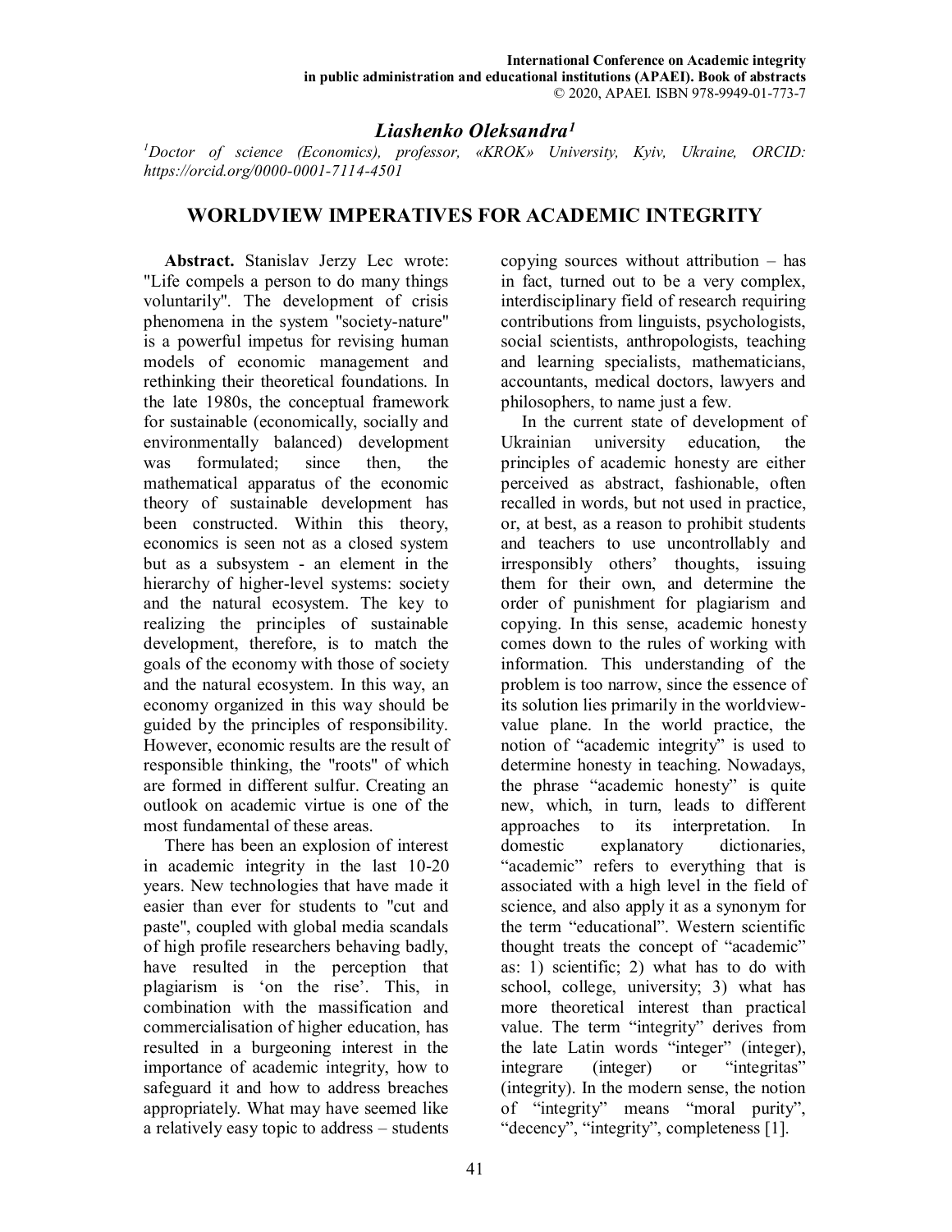## Liashenko Oleksandra[1]

[1]*Doctor of science (Economics), professor, «KROK» University, Kyiv, Ukraine, ORCID: https://orcid.org/0000-0001-7114-4501*

# WORLDVIEW IMPERATIVES FOR ACADEMIC INTEGRITY

**Abstract.** Stanislav Jerzy Lec wrote: "Life compels a person to do many things voluntarily". The development of crisis phenomena in the system "society-nature" is a powerful impetus for revising human models of economic management and rethinking their theoretical foundations. In the late 1980s, the conceptual framework for sustainable (economically, socially and environmentally balanced) development was formulated; since then, the mathematical apparatus of the economic theory of sustainable development has been constructed. Within this theory, economics is seen not as a closed system but as a subsystem - an element in the hierarchy of higher-level systems: society and the natural ecosystem. The key to realizing the principles of sustainable development, therefore, is to match the goals of the economy with those of society and the natural ecosystem. In this way, an economy organized in this way should be guided by the principles of responsibility. However, economic results are the result of responsible thinking, the "roots" of which are formed in different sulfur. Creating an outlook on academic virtue is one of the most fundamental of these areas.

There has been an explosion of interest in academic integrity in the last 10-20 years. New technologies that have made it easier than ever for students to "cut and paste", coupled with global media scandals of high profile researchers behaving badly, have resulted in the perception that plagiarism is 'on the rise'. This, in combination with the massification and commercialisation of higher education, has resulted in a burgeoning interest in the importance of academic integrity, how to safeguard it and how to address breaches appropriately. What may have seemed like a relatively easy topic to address – students copying sources without attribution – has in fact, turned out to be a very complex, interdisciplinary field of research requiring contributions from linguists, psychologists, social scientists, anthropologists, teaching and learning specialists, mathematicians, accountants, medical doctors, lawyers and philosophers, to name just a few.

In the current state of development of Ukrainian university education, the principles of academic honesty are either perceived as abstract, fashionable, often recalled in words, but not used in practice, or, at best, as a reason to prohibit students and teachers to use uncontrollably and irresponsibly others' thoughts, issuing them for their own, and determine the order of punishment for plagiarism and copying. In this sense, academic honesty comes down to the rules of working with information. This understanding of the problem is too narrow, since the essence of its solution lies primarily in the worldview-value plane. In the world practice, the notion of "academic integrity" is used to determine honesty in teaching. Nowadays, the phrase "academic honesty" is quite new, which, in turn, leads to different approaches to its interpretation. In domestic explanatory dictionaries, "academic" refers to everything that is associated with a high level in the field of science, and also apply it as a synonym for the term "educational". Western scientific thought treats the concept of "academic" as: 1) scientific; 2) what has to do with school, college, university; 3) what has more theoretical interest than practical value. The term "integrity" derives from the late Latin words "integer" (integer), integrare (integer) or "integritas" (integrity). In the modern sense, the notion of "integrity" means "moral purity", "decency", "integrity", completeness [1].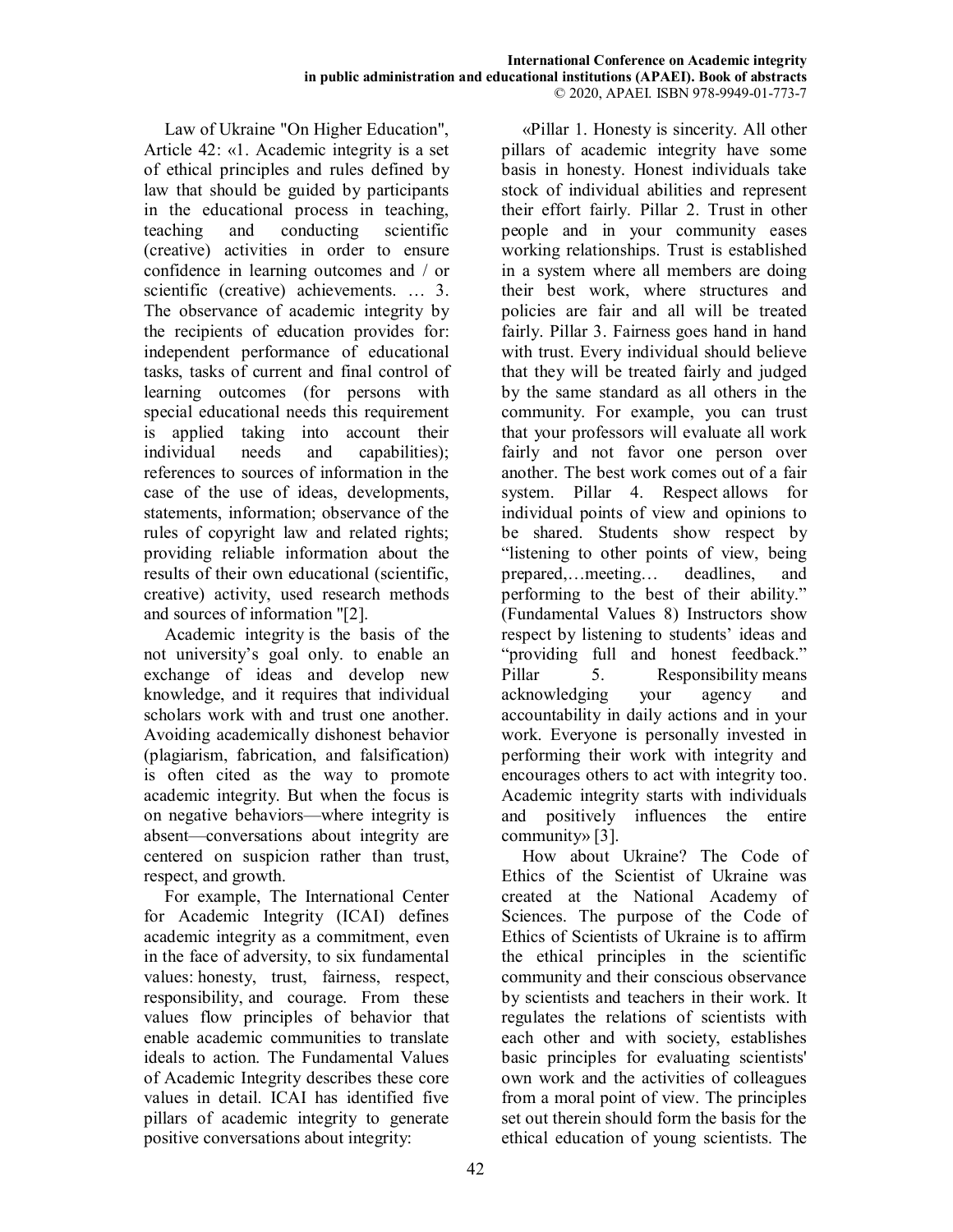Law of Ukraine "On Higher Education", Article 42: «1. Academic integrity is a set of ethical principles and rules defined by law that should be guided by participants in the educational process in teaching, teaching and conducting scientific (creative) activities in order to ensure confidence in learning outcomes and / or scientific (creative) achievements. … 3. The observance of academic integrity by the recipients of education provides for: independent performance of educational tasks, tasks of current and final control of learning outcomes (for persons with special educational needs this requirement is applied taking into account their individual needs and capabilities); references to sources of information in the case of the use of ideas, developments, statements, information; observance of the rules of copyright law and related rights; providing reliable information about the results of their own educational (scientific, creative) activity, used research methods and sources of information "[2].

Academic integrity is the basis of the not university's goal only. to enable an exchange of ideas and develop new knowledge, and it requires that individual scholars work with and trust one another. Avoiding academically dishonest behavior (plagiarism, fabrication, and falsification) is often cited as the way to promote academic integrity. But when the focus is on negative behaviors—where integrity is absent—conversations about integrity are centered on suspicion rather than trust, respect, and growth.

For example, The International Center for Academic Integrity (ICAI) defines academic integrity as a commitment, even in the face of adversity, to six fundamental values: honesty, trust, fairness, respect, responsibility, and courage. From these values flow principles of behavior that enable academic communities to translate ideals to action. The Fundamental Values of Academic Integrity describes these core values in detail. ICAI has identified five pillars of academic integrity to generate positive conversations about integrity:

«Pillar 1. Honesty is sincerity. All other pillars of academic integrity have some basis in honesty. Honest individuals take stock of individual abilities and represent their effort fairly. Pillar 2. Trust in other people and in your community eases working relationships. Trust is established in a system where all members are doing their best work, where structures and policies are fair and all will be treated fairly. Pillar 3. Fairness goes hand in hand with trust. Every individual should believe that they will be treated fairly and judged by the same standard as all others in the community. For example, you can trust that your professors will evaluate all work fairly and not favor one person over another. The best work comes out of a fair system. Pillar 4. Respect allows for individual points of view and opinions to be shared. Students show respect by "listening to other points of view, being prepared,…meeting… deadlines, and performing to the best of their ability." (Fundamental Values 8) Instructors show respect by listening to students' ideas and "providing full and honest feedback." Pillar 5. Responsibility means acknowledging your agency and accountability in daily actions and in your work. Everyone is personally invested in performing their work with integrity and encourages others to act with integrity too. Academic integrity starts with individuals and positively influences the entire community» [3].

How about Ukraine? The Code of Ethics of the Scientist of Ukraine was created at the National Academy of Sciences. The purpose of the Code of Ethics of Scientists of Ukraine is to affirm the ethical principles in the scientific community and their conscious observance by scientists and teachers in their work. It regulates the relations of scientists with each other and with society, establishes basic principles for evaluating scientists' own work and the activities of colleagues from a moral point of view. The principles set out therein should form the basis for the ethical education of young scientists. The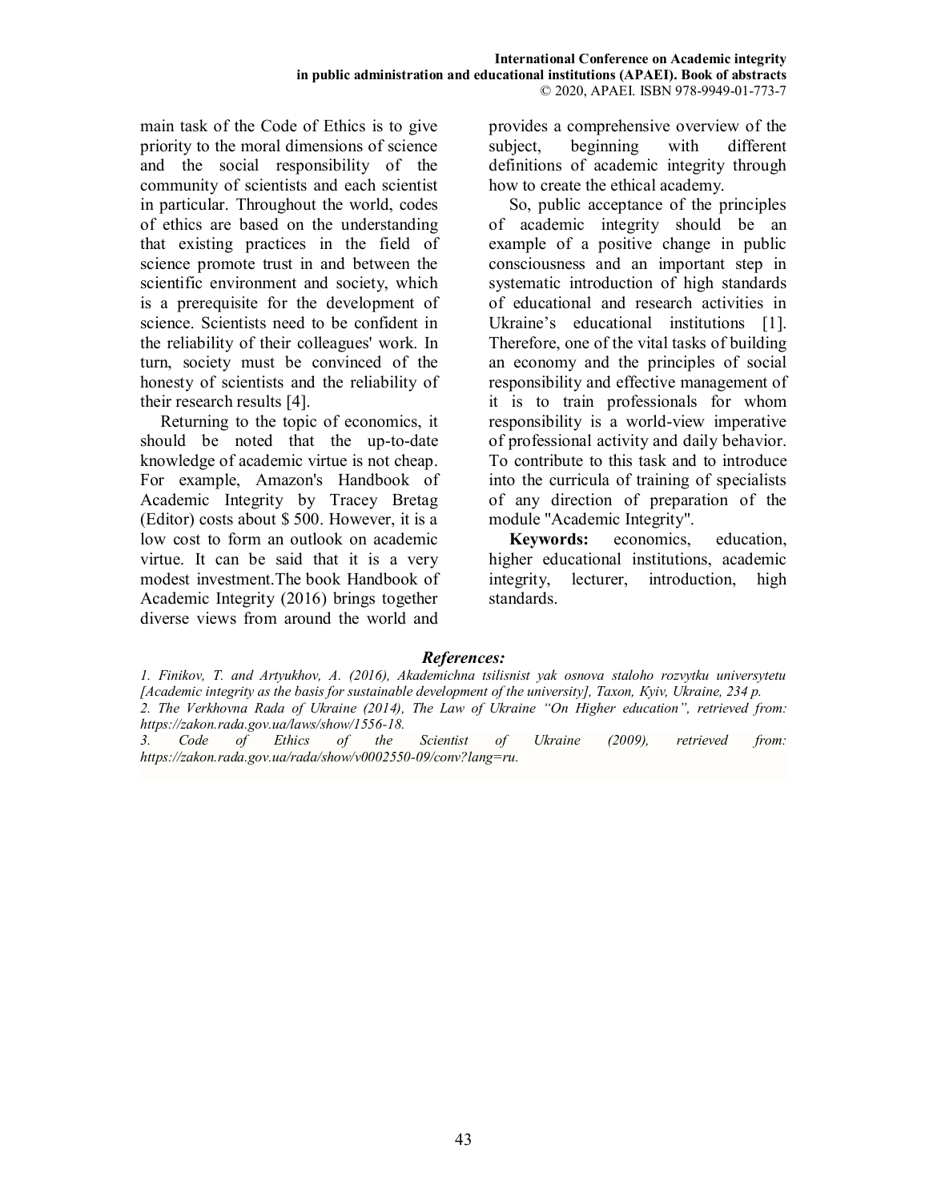main task of the Code of Ethics is to give priority to the moral dimensions of science and the social responsibility of the community of scientists and each scientist in particular. Throughout the world, codes of ethics are based on the understanding that existing practices in the field of science promote trust in and between the scientific environment and society, which is a prerequisite for the development of science. Scientists need to be confident in the reliability of their colleagues' work. In turn, society must be convinced of the honesty of scientists and the reliability of their research results [4].

Returning to the topic of economics, it should be noted that the up-to-date knowledge of academic virtue is not cheap. For example, Amazon's Handbook of Academic Integrity by Tracey Bretag (Editor) costs about $ 500. However, it is a low cost to form an outlook on academic virtue. It can be said that it is a very modest investment.The book Handbook of Academic Integrity (2016) brings together diverse views from around the world and provides a comprehensive overview of the subject, beginning with different definitions of academic integrity through how to create the ethical academy.

So, public acceptance of the principles of academic integrity should be an example of a positive change in public consciousness and an important step in systematic introduction of high standards of educational and research activities in Ukraine's educational institutions [1]. Therefore, one of the vital tasks of building an economy and the principles of social responsibility and effective management of it is to train professionals for whom responsibility is a world-view imperative of professional activity and daily behavior. To contribute to this task and to introduce into the curricula of training of specialists of any direction of preparation of the module "Academic Integrity".

**Keywords:** economics, education, higher educational institutions, academic integrity, lecturer, introduction, high standards.

### *References:*

*1. Finikov, T. and Artyukhov, A. (2016), Akademichna tsilisnist yak osnova staloho rozvytku universytetu [Academic integrity as the basis for sustainable development of the university], Taxon, Kyiv, Ukraine, 234 p.*

*2. The Verkhovna Rada of Ukraine (2014), The Law of Ukraine "On Higher education", retrieved from: https://zakon.rada.gov.ua/laws/show/1556-18.*

*3. Code of Ethics of the Scientist of Ukraine (2009), retrieved from: https://zakon.rada.gov.ua/rada/show/v0002550-09/conv?lang=ru.*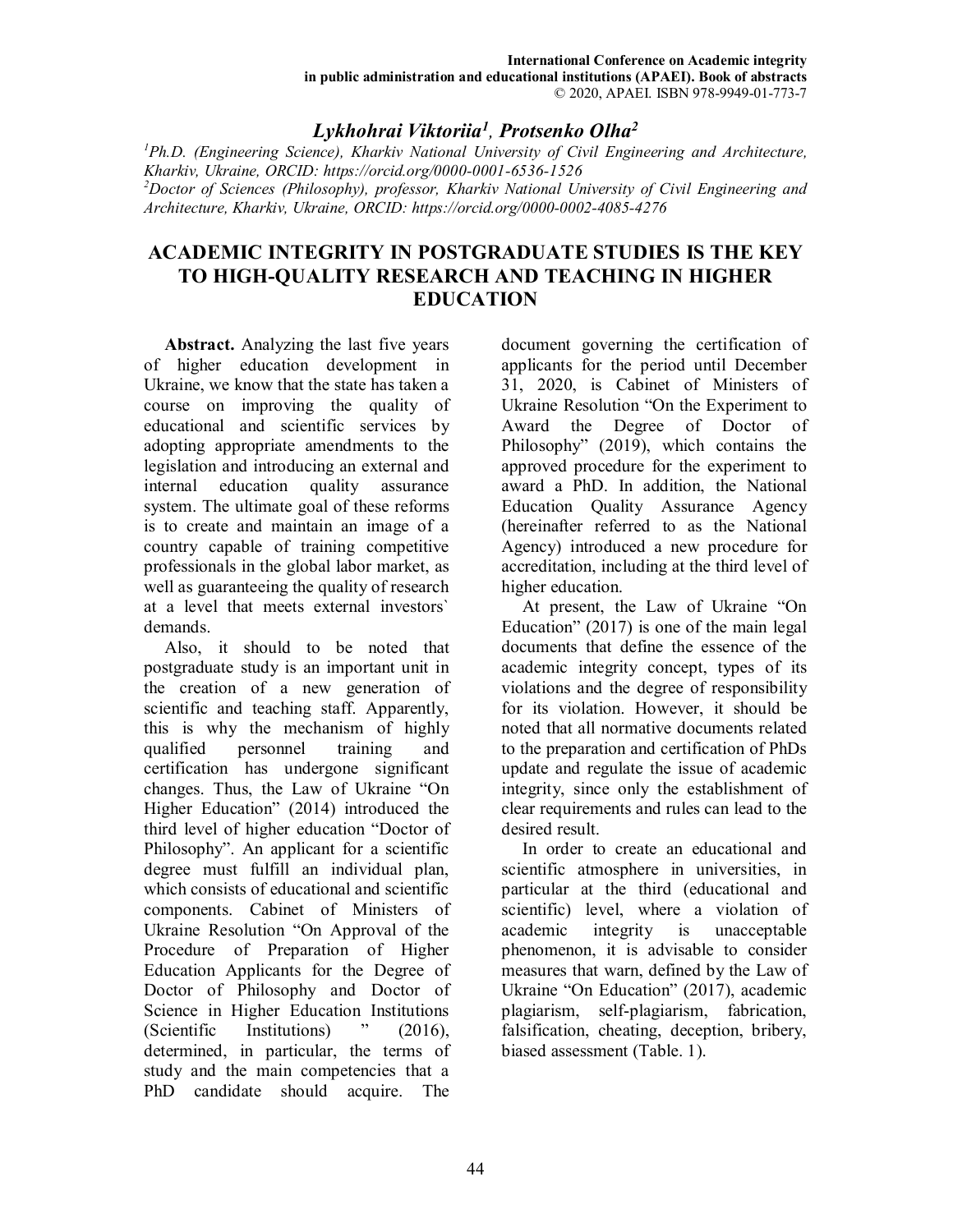## *Lykhohrai Viktoriia*[1], *Protsenko Olha*[2]

[1] *Ph.D. (Engineering Science), Kharkiv National University of Civil Engineering and Architecture, Kharkiv, Ukraine, ORCID: https://orcid.org/0000-0001-6536-1526*

[2] *Doctor of Sciences (Philosophy), professor, Kharkiv National University of Civil Engineering and Architecture, Kharkiv, Ukraine, ORCID: https://orcid.org/0000-0002-4085-4276*

# ACADEMIC INTEGRITY IN POSTGRADUATE STUDIES IS THE KEY TO HIGH-QUALITY RESEARCH AND TEACHING IN HIGHER EDUCATION

**Abstract.** Analyzing the last five years of higher education development in Ukraine, we know that the state has taken a course on improving the quality of educational and scientific services by adopting appropriate amendments to the legislation and introducing an external and internal education quality assurance system. The ultimate goal of these reforms is to create and maintain an image of a country capable of training competitive professionals in the global labor market, as well as guaranteeing the quality of research at a level that meets external investors` demands.

Also, it should to be noted that postgraduate study is an important unit in the creation of a new generation of scientific and teaching staff. Apparently, this is why the mechanism of highly qualified personnel training and certification has undergone significant changes. Thus, the Law of Ukraine "On Higher Education" (2014) introduced the third level of higher education "Doctor of Philosophy". An applicant for a scientific degree must fulfill an individual plan, which consists of educational and scientific components. Cabinet of Ministers of Ukraine Resolution "On Approval of the Procedure of Preparation of Higher Education Applicants for the Degree of Doctor of Philosophy and Doctor of Science in Higher Education Institutions (Scientific Institutions) " (2016), determined, in particular, the terms of study and the main competencies that a PhD candidate should acquire. The document governing the certification of applicants for the period until December 31, 2020, is Cabinet of Ministers of Ukraine Resolution "On the Experiment to Award the Degree of Doctor of Philosophy" (2019), which contains the approved procedure for the experiment to award a PhD. In addition, the National Education Quality Assurance Agency (hereinafter referred to as the National Agency) introduced a new procedure for accreditation, including at the third level of higher education.

At present, the Law of Ukraine "On Education" (2017) is one of the main legal documents that define the essence of the academic integrity concept, types of its violations and the degree of responsibility for its violation. However, it should be noted that all normative documents related to the preparation and certification of PhDs update and regulate the issue of academic integrity, since only the establishment of clear requirements and rules can lead to the desired result.

In order to create an educational and scientific atmosphere in universities, in particular at the third (educational and scientific) level, where a violation of academic integrity is unacceptable phenomenon, it is advisable to consider measures that warn, defined by the Law of Ukraine "On Education" (2017), academic plagiarism, self-plagiarism, fabrication, falsification, cheating, deception, bribery, biased assessment (Table. 1).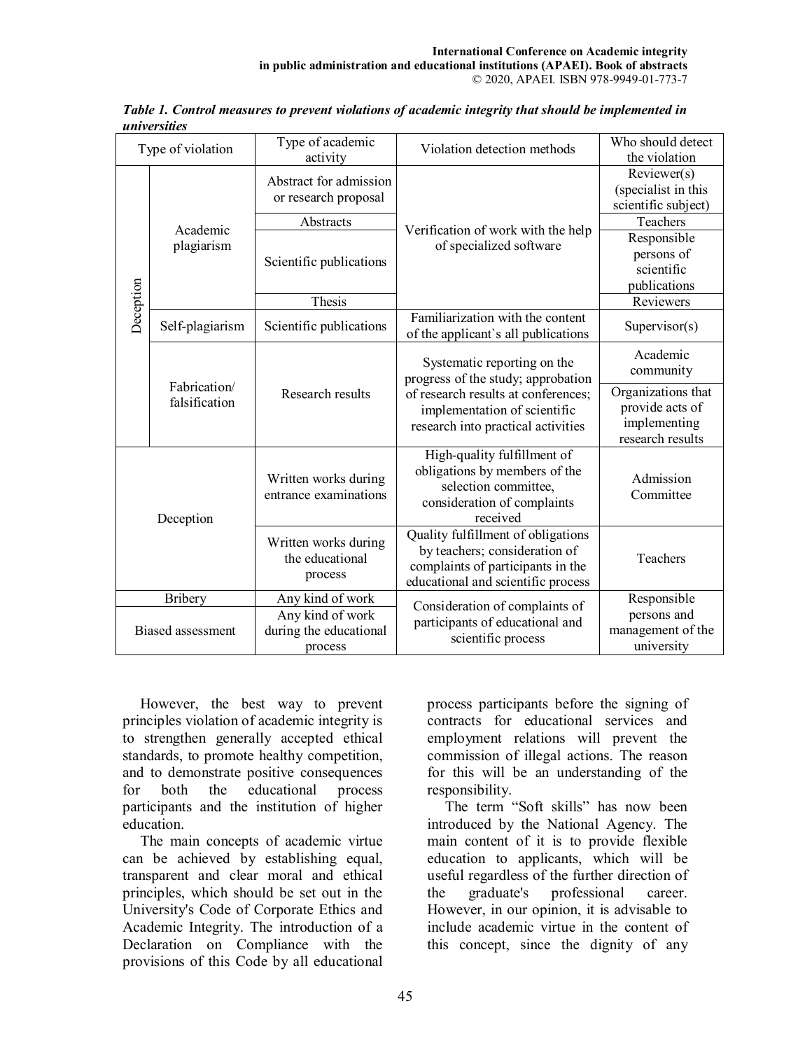*Table 1. Control measures to prevent violations of academic integrity that should be implemented in universities*

| Type of violation | | Type of academic activity | Violation detection methods | Who should detect the violation |
|---|---|---|---|---|
| Deception | Academic plagiarism | Abstract for admission or research proposal | Verification of work with the help of specialized software | Reviewer(s) (specialist in this scientific subject) |
| | | Abstracts | | Teachers |
| | | Scientific publications | | Responsible persons of scientific publications |
| | | Thesis | | Reviewers |
| | Self-plagiarism | Scientific publications | Familiarization with the content of the applicant`s all publications | Supervisor(s) |
| | Fabrication/ falsification | Research results | Systematic reporting on the progress of the study; approbation of research results at conferences; implementation of scientific research into practical activities | Academic community |
| | | | | Organizations that provide acts of implementing research results |
| Deception | | Written works during entrance examinations | High-quality fulfillment of obligations by members of the selection committee, consideration of complaints received | Admission Committee |
| | | Written works during the educational process | Quality fulfillment of obligations by teachers; consideration of complaints of participants in the educational and scientific process | Teachers |
| Bribery | | Any kind of work | Consideration of complaints of participants of educational and scientific process | Responsible persons and management of the university |
| Biased assessment | | Any kind of work during the educational process | | |

However, the best way to prevent principles violation of academic integrity is to strengthen generally accepted ethical standards, to promote healthy competition, and to demonstrate positive consequences for both the educational process participants and the institution of higher education.

The main concepts of academic virtue can be achieved by establishing equal, transparent and clear moral and ethical principles, which should be set out in the University's Code of Corporate Ethics and Academic Integrity. The introduction of a Declaration on Compliance with the provisions of this Code by all educational process participants before the signing of contracts for educational services and employment relations will prevent the commission of illegal actions. The reason for this will be an understanding of the responsibility.

The term "Soft skills" has now been introduced by the National Agency. The main content of it is to provide flexible education to applicants, which will be useful regardless of the further direction of the graduate's professional career. However, in our opinion, it is advisable to include academic virtue in the content of this concept, since the dignity of any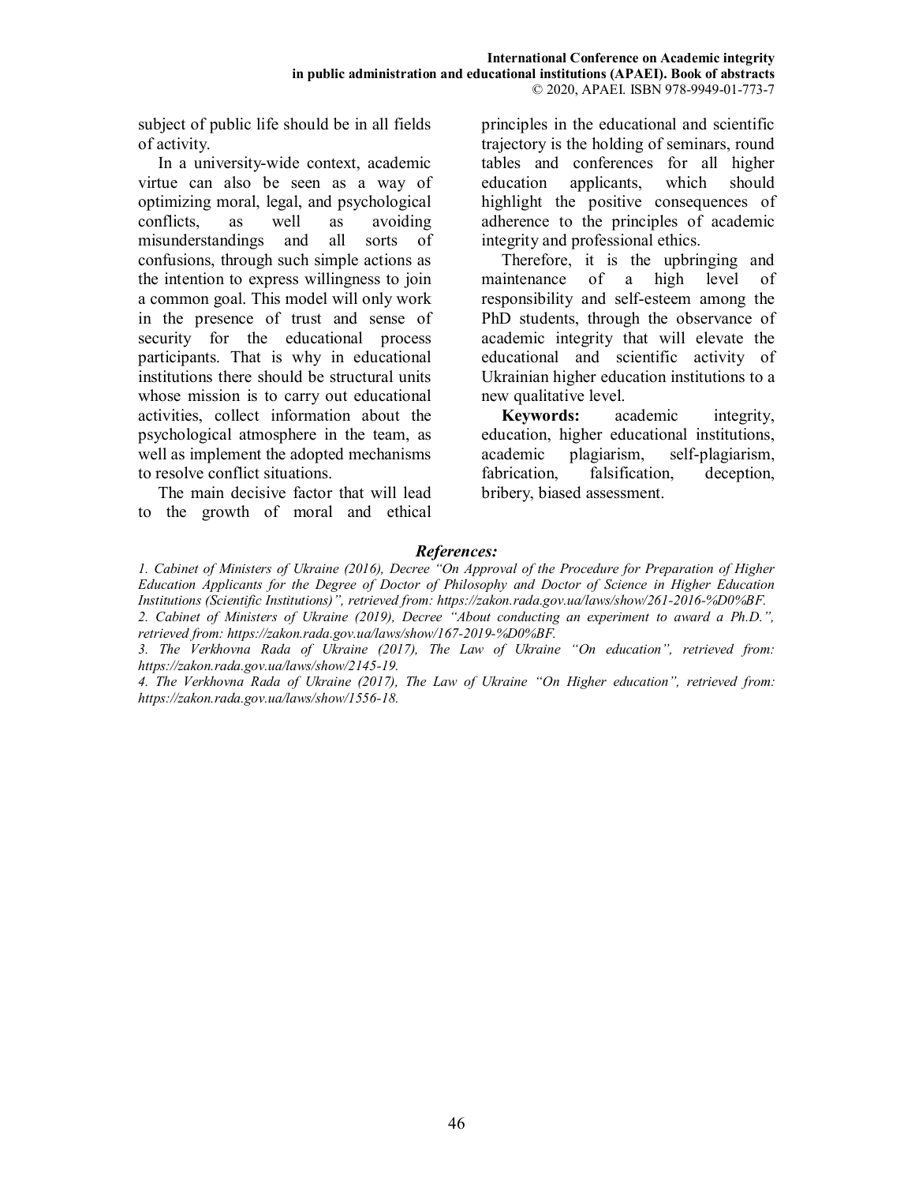subject of public life should be in all fields of activity.

In a university-wide context, academic virtue can also be seen as a way of optimizing moral, legal, and psychological conflicts, as well as avoiding misunderstandings and all sorts of confusions, through such simple actions as the intention to express willingness to join a common goal. This model will only work in the presence of trust and sense of security for the educational process participants. That is why in educational institutions there should be structural units whose mission is to carry out educational activities, collect information about the psychological atmosphere in the team, as well as implement the adopted mechanisms to resolve conflict situations.

The main decisive factor that will lead to the growth of moral and ethical principles in the educational and scientific trajectory is the holding of seminars, round tables and conferences for all higher education applicants, which should highlight the positive consequences of adherence to the principles of academic integrity and professional ethics.

Therefore, it is the upbringing and maintenance of a high level of responsibility and self-esteem among the PhD students, through the observance of academic integrity that will elevate the educational and scientific activity of Ukrainian higher education institutions to a new qualitative level.

**Keywords:** academic integrity, education, higher educational institutions, academic plagiarism, self-plagiarism, fabrication, falsification, deception, bribery, biased assessment.

### *References:*

*1. Cabinet of Ministers of Ukraine (2016), Decree "On Approval of the Procedure for Preparation of Higher Education Applicants for the Degree of Doctor of Philosophy and Doctor of Science in Higher Education Institutions (Scientific Institutions)", retrieved from: https://zakon.rada.gov.ua/laws/show/261-2016-%D0%BF.*

*2. Cabinet of Ministers of Ukraine (2019), Decree "About conducting an experiment to award a Ph.D.", retrieved from: https://zakon.rada.gov.ua/laws/show/167-2019-%D0%BF.*

*3. The Verkhovna Rada of Ukraine (2017), The Law of Ukraine "On education", retrieved from: https://zakon.rada.gov.ua/laws/show/2145-19.*

*4. The Verkhovna Rada of Ukraine (2017), The Law of Ukraine "On Higher education", retrieved from: https://zakon.rada.gov.ua/laws/show/1556-18.*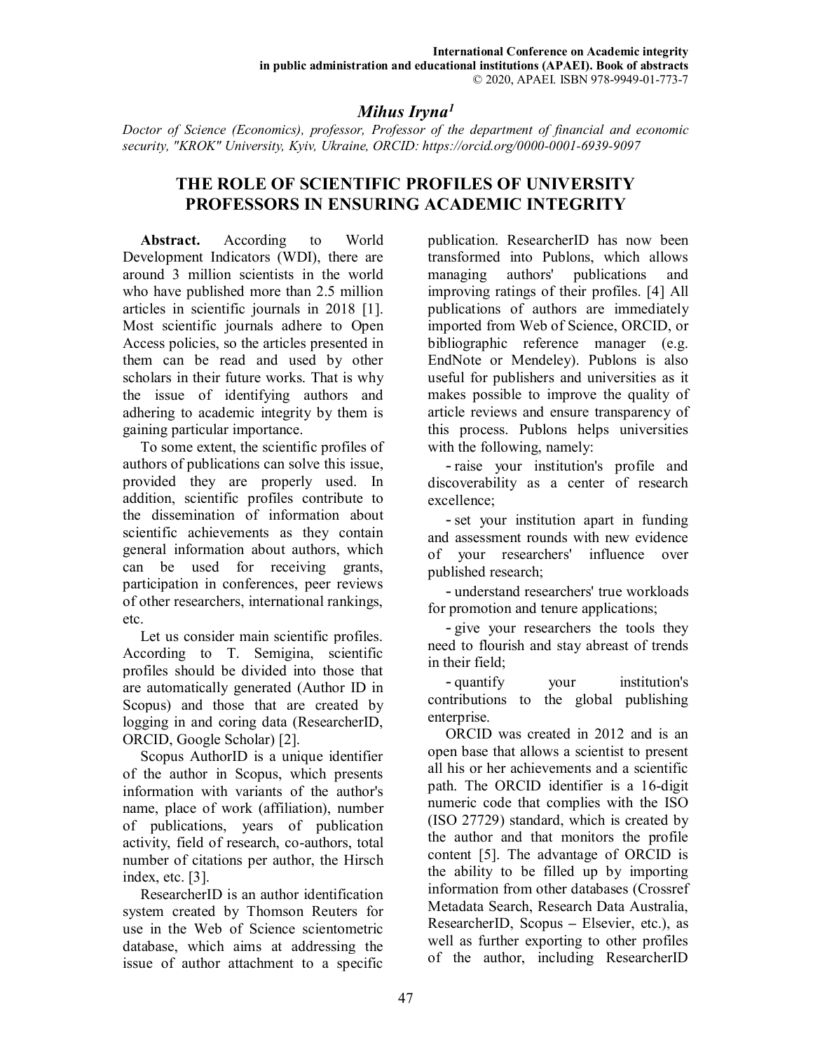## Mihus Iryna[1]

*Doctor of Science (Economics), professor, Professor of the department of financial and economic security, "KROK" University, Kyiv, Ukraine, ORCID: https://orcid.org/0000-0001-6939-9097*

# THE ROLE OF SCIENTIFIC PROFILES OF UNIVERSITY PROFESSORS IN ENSURING ACADEMIC INTEGRITY

**Abstract.** According to World Development Indicators (WDI), there are around 3 million scientists in the world who have published more than 2.5 million articles in scientific journals in 2018 [1]. Most scientific journals adhere to Open Access policies, so the articles presented in them can be read and used by other scholars in their future works. That is why the issue of identifying authors and adhering to academic integrity by them is gaining particular importance.

To some extent, the scientific profiles of authors of publications can solve this issue, provided they are properly used. In addition, scientific profiles contribute to the dissemination of information about scientific achievements as they contain general information about authors, which can be used for receiving grants, participation in conferences, peer reviews of other researchers, international rankings, etc.

Let us consider main scientific profiles. According to T. Semigina, scientific profiles should be divided into those that are automatically generated (Author ID in Scopus) and those that are created by logging in and coring data (ResearcherID, ORCID, Google Scholar) [2].

Scopus AuthorID is a unique identifier of the author in Scopus, which presents information with variants of the author's name, place of work (affiliation), number of publications, years of publication activity, field of research, co-authors, total number of citations per author, the Hirsch index, etc. [3].

ResearcherID is an author identification system created by Thomson Reuters for use in the Web of Science scientometric database, which aims at addressing the issue of author attachment to a specific publication. ResearcherID has now been transformed into Publons, which allows managing authors' publications and improving ratings of their profiles. [4] All publications of authors are immediately imported from Web of Science, ORCID, or bibliographic reference manager (e.g. EndNote or Mendeley). Publons is also useful for publishers and universities as it makes possible to improve the quality of article reviews and ensure transparency of this process. Publons helps universities with the following, namely:

- raise your institution's profile and discoverability as a center of research excellence;
- set your institution apart in funding and assessment rounds with new evidence of your researchers' influence over published research;
- understand researchers' true workloads for promotion and tenure applications;
- give your researchers the tools they need to flourish and stay abreast of trends in their field;
- quantify your institution's contributions to the global publishing enterprise.

ORCID was created in 2012 and is an open base that allows a scientist to present all his or her achievements and a scientific path. The ORCID identifier is a 16-digit numeric code that complies with the ISO (ISO 27729) standard, which is created by the author and that monitors the profile content [5]. The advantage of ORCID is the ability to be filled up by importing information from other databases (Crossref Metadata Search, Research Data Australia, ResearcherID, Scopus – Elsevier, etc.), as well as further exporting to other profiles of the author, including ResearcherID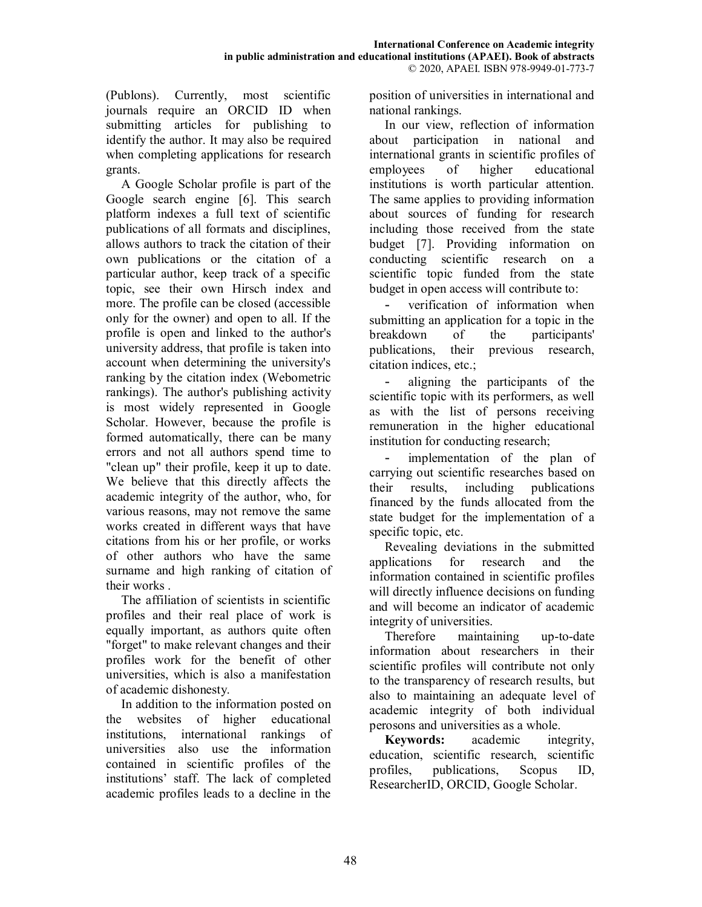(Publons). Currently, most scientific journals require an ORCID ID when submitting articles for publishing to identify the author. It may also be required when completing applications for research grants.

A Google Scholar profile is part of the Google search engine [6]. This search platform indexes a full text of scientific publications of all formats and disciplines, allows authors to track the citation of their own publications or the citation of a particular author, keep track of a specific topic, see their own Hirsch index and more. The profile can be closed (accessible only for the owner) and open to all. If the profile is open and linked to the author's university address, that profile is taken into account when determining the university's ranking by the citation index (Webometric rankings). The author's publishing activity is most widely represented in Google Scholar. However, because the profile is formed automatically, there can be many errors and not all authors spend time to "clean up" their profile, keep it up to date. We believe that this directly affects the academic integrity of the author, who, for various reasons, may not remove the same works created in different ways that have citations from his or her profile, or works of other authors who have the same surname and high ranking of citation of their works .

The affiliation of scientists in scientific profiles and their real place of work is equally important, as authors quite often "forget" to make relevant changes and their profiles work for the benefit of other universities, which is also a manifestation of academic dishonesty.

In addition to the information posted on the websites of higher educational institutions, international rankings of universities also use the information contained in scientific profiles of the institutions' staff. The lack of completed academic profiles leads to a decline in the position of universities in international and national rankings.

In our view, reflection of information about participation in national and international grants in scientific profiles of employees of higher educational institutions is worth particular attention. The same applies to providing information about sources of funding for research including those received from the state budget [7]. Providing information on conducting scientific research on a scientific topic funded from the state budget in open access will contribute to:

- verification of information when submitting an application for a topic in the breakdown of the participants' publications, their previous research, citation indices, etc.;
- aligning the participants of the scientific topic with its performers, as well as with the list of persons receiving remuneration in the higher educational institution for conducting research;
- implementation of the plan of carrying out scientific researches based on their results, including publications financed by the funds allocated from the state budget for the implementation of a specific topic, etc.

Revealing deviations in the submitted applications for research and the information contained in scientific profiles will directly influence decisions on funding and will become an indicator of academic integrity of universities.

Therefore maintaining up-to-date information about researchers in their scientific profiles will contribute not only to the transparency of research results, but also to maintaining an adequate level of academic integrity of both individual perosons and universities as a whole.

**Keywords:** academic integrity, education, scientific research, scientific profiles, publications, Scopus ID, ResearcherID, ORCID, Google Scholar.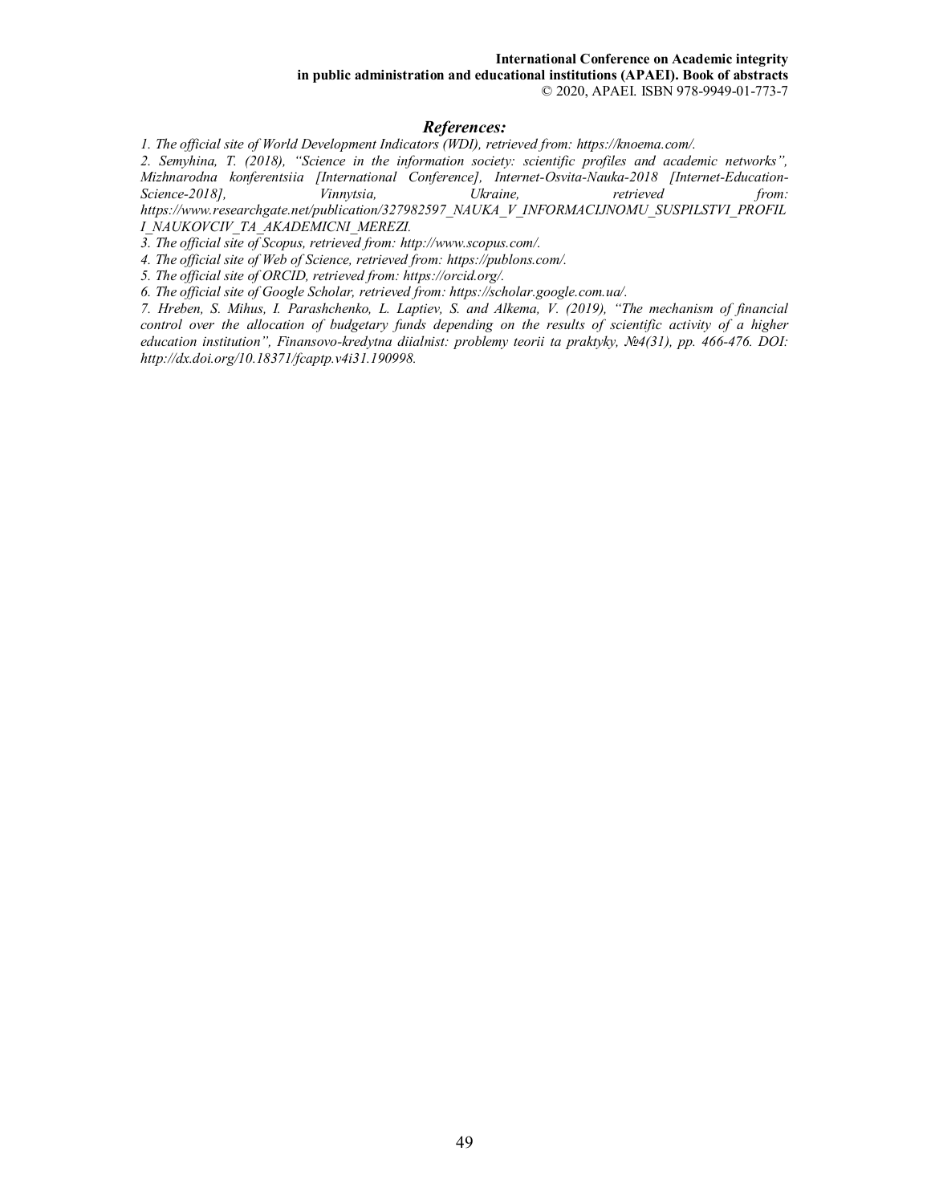### *References:*

*1. The official site of World Development Indicators (WDI), retrieved from: https://knoema.com/.*

*2. Semyhina, T. (2018), "Science in the information society: scientific profiles and academic networks", Mizhnarodna konferentsiia [International Conference], Internet-Osvita-Nauka-2018 [Internet-Education-Science-2018], Vinnytsia, Ukraine, retrieved from: https://www.researchgate.net/publication/327982597_NAUKA_V_INFORMACIJNOMU_SUSPILSTVI_PROFILI_NAUKOVCIV_TA_AKADEMICNI_MEREZI.*

*3. The official site of Scopus, retrieved from: http://www.scopus.com/.*

*4. The official site of Web of Science, retrieved from: https://publons.com/.*

*5. The official site of ORCID, retrieved from: https://orcid.org/.*

*6. The official site of Google Scholar, retrieved from: https://scholar.google.com.ua/.*

*7. Hreben, S. Mihus, I. Parashchenko, L. Laptiev, S. and Alkema, V. (2019), "The mechanism of financial control over the allocation of budgetary funds depending on the results of scientific activity of a higher education institution", Finansovo-kredytna diialnist: problemy teorii ta praktyky, №4(31), pp. 466-476. DOI: http://dx.doi.org/10.18371/fcaptp.v4i31.190998.*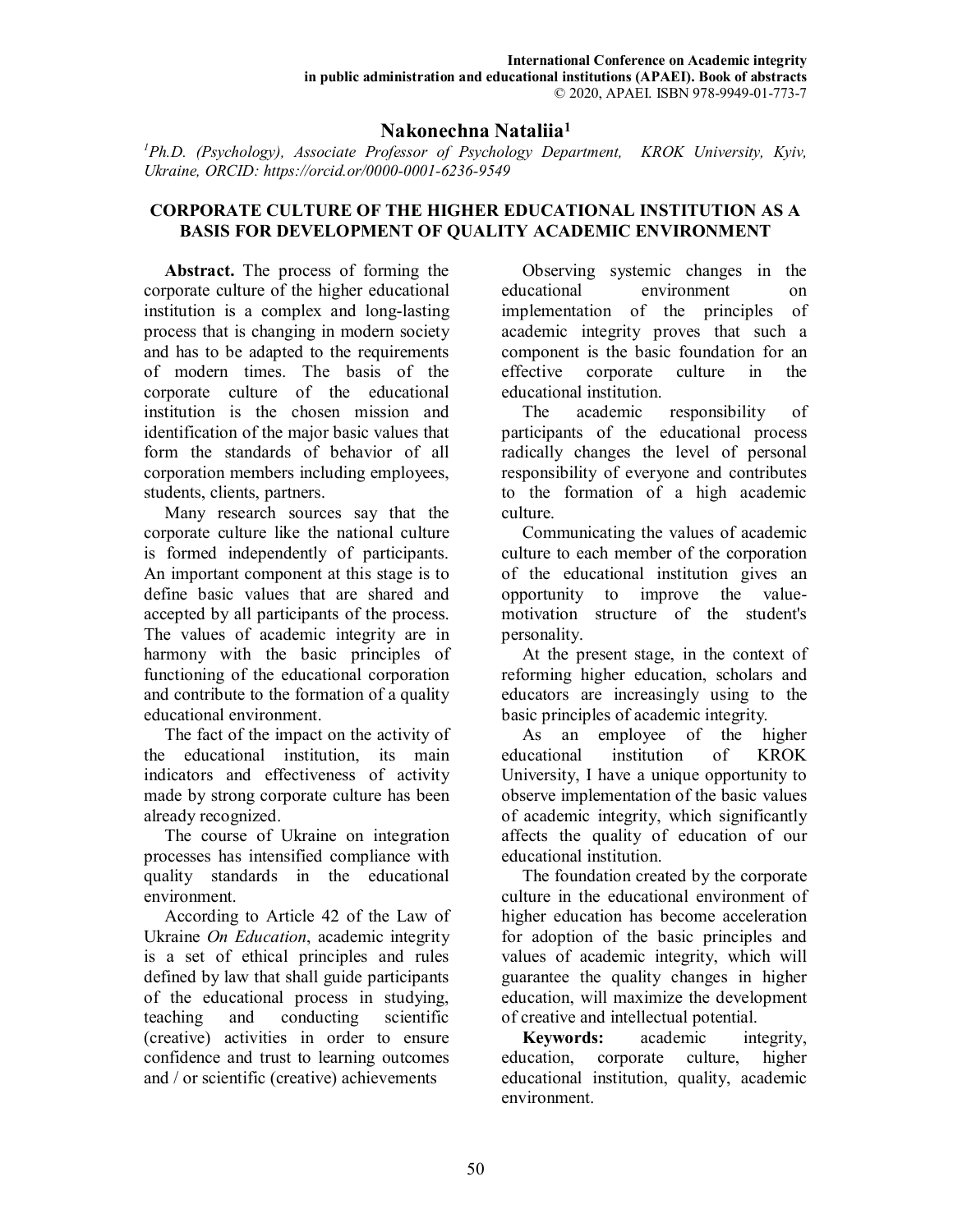## Nakonechna Nataliia[1]

*[1]Ph.D. (Psychology), Associate Professor of Psychology Department, KROK University, Kyiv, Ukraine, ORCID: https://orcid.or/0000-0001-6236-9549*

### CORPORATE CULTURE OF THE HIGHER EDUCATIONAL INSTITUTION AS A BASIS FOR DEVELOPMENT OF QUALITY ACADEMIC ENVIRONMENT

**Abstract.** The process of forming the corporate culture of the higher educational institution is a complex and long-lasting process that is changing in modern society and has to be adapted to the requirements of modern times. The basis of the corporate culture of the educational institution is the chosen mission and identification of the major basic values that form the standards of behavior of all corporation members including employees, students, clients, partners.

Many research sources say that the corporate culture like the national culture is formed independently of participants. An important component at this stage is to define basic values that are shared and accepted by all participants of the process. The values of academic integrity are in harmony with the basic principles of functioning of the educational corporation and contribute to the formation of a quality educational environment.

The fact of the impact on the activity of the educational institution, its main indicators and effectiveness of activity made by strong corporate culture has been already recognized.

The course of Ukraine on integration processes has intensified compliance with quality standards in the educational environment.

According to Article 42 of the Law of Ukraine *On Education*, academic integrity is a set of ethical principles and rules defined by law that shall guide participants of the educational process in studying, teaching and conducting scientific (creative) activities in order to ensure confidence and trust to learning outcomes and / or scientific (creative) achievements

Observing systemic changes in the educational environment on implementation of the principles of academic integrity proves that such a component is the basic foundation for an effective corporate culture in the educational institution.

The academic responsibility of participants of the educational process radically changes the level of personal responsibility of everyone and contributes to the formation of a high academic culture.

Communicating the values of academic culture to each member of the corporation of the educational institution gives an opportunity to improve the value-motivation structure of the student's personality.

At the present stage, in the context of reforming higher education, scholars and educators are increasingly using to the basic principles of academic integrity.

As an employee of the higher educational institution of KROK University, I have a unique opportunity to observe implementation of the basic values of academic integrity, which significantly affects the quality of education of our educational institution.

The foundation created by the corporate culture in the educational environment of higher education has become acceleration for adoption of the basic principles and values of academic integrity, which will guarantee the quality changes in higher education, will maximize the development of creative and intellectual potential.

**Keywords:** academic integrity, education, corporate culture, higher educational institution, quality, academic environment.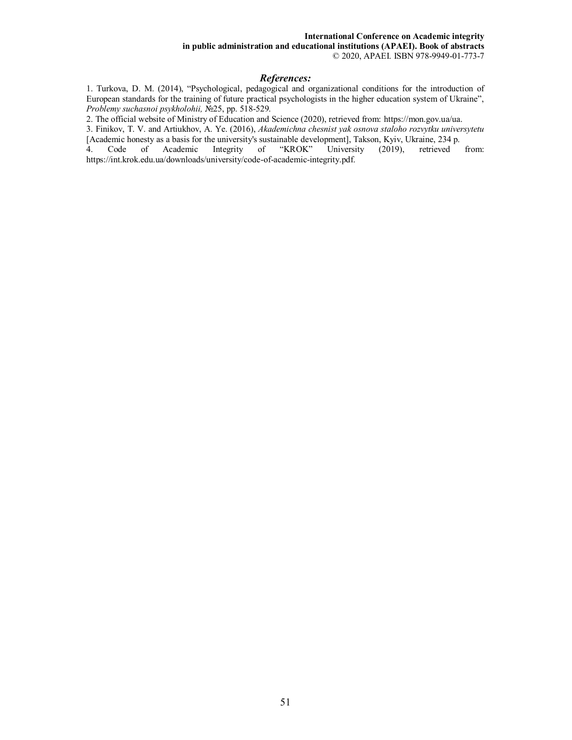## *References:*

1. Turkova, D. M. (2014), "Psychological, pedagogical and organizational conditions for the introduction of European standards for the training of future practical psychologists in the higher education system of Ukraine", *Problemy suchasnoi psykholohii,* №25, pp. 518-529.
2. The official website of Ministry of Education and Science (2020), retrieved from: https://mon.gov.ua/ua.
3. Finikov, T. V. and Artiukhov, A. Ye. (2016), *Akademichna chesnist yak osnova staloho rozvytku universytetu* [Academic honesty as a basis for the university's sustainable development], Takson, Kyiv, Ukraine, 234 p.
4. Code of Academic Integrity of "KROK" University (2019), retrieved from: https://int.krok.edu.ua/downloads/university/code-of-academic-integrity.pdf.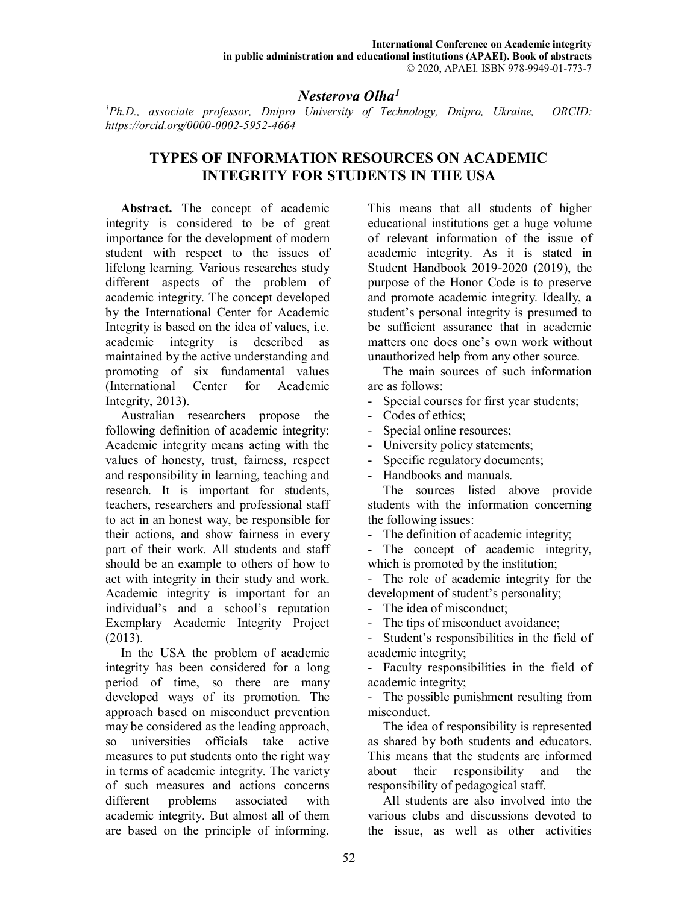## *Nesterova Olha*[1]

*[1]Ph.D., associate professor, Dnipro University of Technology, Dnipro, Ukraine, ORCID: https://orcid.org/0000-0002-5952-4664*

# TYPES OF INFORMATION RESOURCES ON ACADEMIC INTEGRITY FOR STUDENTS IN THE USA

**Abstract.** The concept of academic integrity is considered to be of great importance for the development of modern student with respect to the issues of lifelong learning. Various researches study different aspects of the problem of academic integrity. The concept developed by the International Center for Academic Integrity is based on the idea of values, i.e. academic integrity is described as maintained by the active understanding and promoting of six fundamental values (International Center for Academic Integrity, 2013).

Australian researchers propose the following definition of academic integrity: Academic integrity means acting with the values of honesty, trust, fairness, respect and responsibility in learning, teaching and research. It is important for students, teachers, researchers and professional staff to act in an honest way, be responsible for their actions, and show fairness in every part of their work. All students and staff should be an example to others of how to act with integrity in their study and work. Academic integrity is important for an individual's and a school's reputation Exemplary Academic Integrity Project (2013).

In the USA the problem of academic integrity has been considered for a long period of time, so there are many developed ways of its promotion. The approach based on misconduct prevention may be considered as the leading approach, so universities officials take active measures to put students onto the right way in terms of academic integrity. The variety of such measures and actions concerns different problems associated with academic integrity. But almost all of them are based on the principle of informing. This means that all students of higher educational institutions get a huge volume of relevant information of the issue of academic integrity. As it is stated in Student Handbook 2019-2020 (2019), the purpose of the Honor Code is to preserve and promote academic integrity. Ideally, a student's personal integrity is presumed to be sufficient assurance that in academic matters one does one's own work without unauthorized help from any other source.

The main sources of such information are as follows:

- Special courses for first year students;
- Codes of ethics;
- Special online resources;
- University policy statements;
- Specific regulatory documents;
- Handbooks and manuals.

The sources listed above provide students with the information concerning the following issues:

- The definition of academic integrity;
- The concept of academic integrity, which is promoted by the institution;
- The role of academic integrity for the development of student's personality;
- The idea of misconduct;
- The tips of misconduct avoidance;
- Student's responsibilities in the field of academic integrity;
- Faculty responsibilities in the field of academic integrity;
- The possible punishment resulting from misconduct.

The idea of responsibility is represented as shared by both students and educators. This means that the students are informed about their responsibility and the responsibility of pedagogical staff.

All students are also involved into the various clubs and discussions devoted to the issue, as well as other activities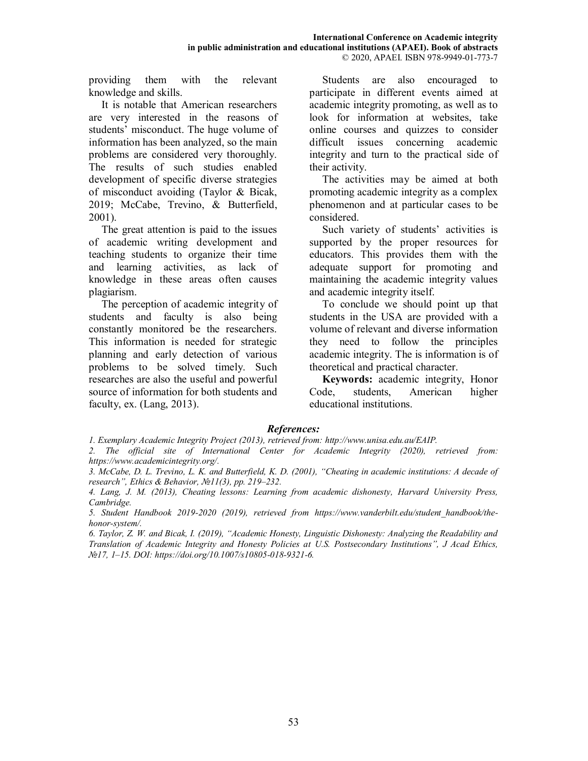providing them with the relevant knowledge and skills.

It is notable that American researchers are very interested in the reasons of students' misconduct. The huge volume of information has been analyzed, so the main problems are considered very thoroughly. The results of such studies enabled development of specific diverse strategies of misconduct avoiding (Taylor & Bicak, 2019; McCabe, Trevino, & Butterfield, 2001).

The great attention is paid to the issues of academic writing development and teaching students to organize their time and learning activities, as lack of knowledge in these areas often causes plagiarism.

The perception of academic integrity of students and faculty is also being constantly monitored be the researchers. This information is needed for strategic planning and early detection of various problems to be solved timely. Such researches are also the useful and powerful source of information for both students and faculty, ex. (Lang, 2013).

Students are also encouraged to participate in different events aimed at academic integrity promoting, as well as to look for information at websites, take online courses and quizzes to consider difficult issues concerning academic integrity and turn to the practical side of their activity.

The activities may be aimed at both promoting academic integrity as a complex phenomenon and at particular cases to be considered.

Such variety of students' activities is supported by the proper resources for educators. This provides them with the adequate support for promoting and maintaining the academic integrity values and academic integrity itself.

To conclude we should point up that students in the USA are provided with a volume of relevant and diverse information they need to follow the principles academic integrity. The is information is of theoretical and practical character.

**Keywords:** academic integrity, Honor Code, students, American higher educational institutions.

### *References:*

*1. Exemplary Academic Integrity Project (2013), retrieved from: http://www.unisa.edu.au/EAIP.*

*2. The official site of International Center for Academic Integrity (2020), retrieved from: https://www.academicintegrity.org/.*

*3. McCabe, D. L. Trevino, L. K. and Butterfield, K. D. (2001), "Cheating in academic institutions: A decade of research", Ethics & Behavior, №11(3), pp. 219–232.*

*4. Lang, J. M. (2013), Cheating lessons: Learning from academic dishonesty, Harvard University Press, Cambridge.*

*5. Student Handbook 2019-2020 (2019), retrieved from https://www.vanderbilt.edu/student_handbook/the-honor-system/.*

*6. Taylor, Z. W. and Bicak, I. (2019), "Academic Honesty, Linguistic Dishonesty: Analyzing the Readability and Translation of Academic Integrity and Honesty Policies at U.S. Postsecondary Institutions", J Acad Ethics, №17, 1–15. DOI: https://doi.org/10.1007/s10805-018-9321-6.*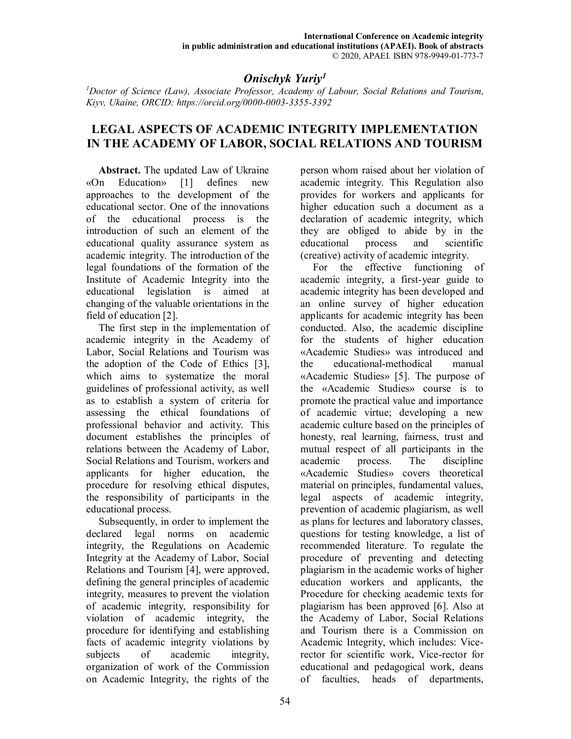## *Onischyk Yuriy*[1]

*[1]Doctor of Science (Law), Associate Professor, Academy of Labour, Social Relations and Tourism, Kiyv, Ukaine, ORCID: https://orcid.org/0000-0003-3355-3392*

# LEGAL ASPECTS OF ACADEMIC INTEGRITY IMPLEMENTATION IN THE ACADEMY OF LABOR, SOCIAL RELATIONS AND TOURISM

**Abstract.** The updated Law of Ukraine «On Education» [1] defines new approaches to the development of the educational sector. One of the innovations of the educational process is the introduction of such an element of the educational quality assurance system as academic integrity. The introduction of the legal foundations of the formation of the Institute of Academic Integrity into the educational legislation is aimed at changing of the valuable orientations in the field of education [2].

The first step in the implementation of academic integrity in the Academy of Labor, Social Relations and Tourism was the adoption of the Code of Ethics [3], which aims to systematize the moral guidelines of professional activity, as well as to establish a system of criteria for assessing the ethical foundations of professional behavior and activity. This document establishes the principles of relations between the Academy of Labor, Social Relations and Tourism, workers and applicants for higher education, the procedure for resolving ethical disputes, the responsibility of participants in the educational process.

Subsequently, in order to implement the declared legal norms on academic integrity, the Regulations on Academic Integrity at the Academy of Labor, Social Relations and Tourism [4], were approved, defining the general principles of academic integrity, measures to prevent the violation of academic integrity, responsibility for violation of academic integrity, the procedure for identifying and establishing facts of academic integrity violations by subjects of academic integrity, organization of work of the Commission on Academic Integrity, the rights of the person whom raised about her violation of academic integrity. This Regulation also provides for workers and applicants for higher education such a document as a declaration of academic integrity, which they are obliged to abide by in the educational process and scientific (creative) activity of academic integrity.

For the effective functioning of academic integrity, a first-year guide to academic integrity has been developed and an online survey of higher education applicants for academic integrity has been conducted. Also, the academic discipline for the students of higher education «Academic Studies» was introduced and the educational-methodical manual «Academic Studies» [5]. The purpose of the «Academic Studies» course is to promote the practical value and importance of academic virtue; developing a new academic culture based on the principles of honesty, real learning, fairness, trust and mutual respect of all participants in the academic process. The discipline «Academic Studies» covers theoretical material on principles, fundamental values, legal aspects of academic integrity, prevention of academic plagiarism, as well as plans for lectures and laboratory classes, questions for testing knowledge, a list of recommended literature. To regulate the procedure of preventing and detecting plagiarism in the academic works of higher education workers and applicants, the Procedure for checking academic texts for plagiarism has been approved [6]. Also at the Academy of Labor, Social Relations and Tourism there is a Commission on Academic Integrity, which includes: Vice-rector for scientific work, Vice-rector for educational and pedagogical work, deans of faculties, heads of departments,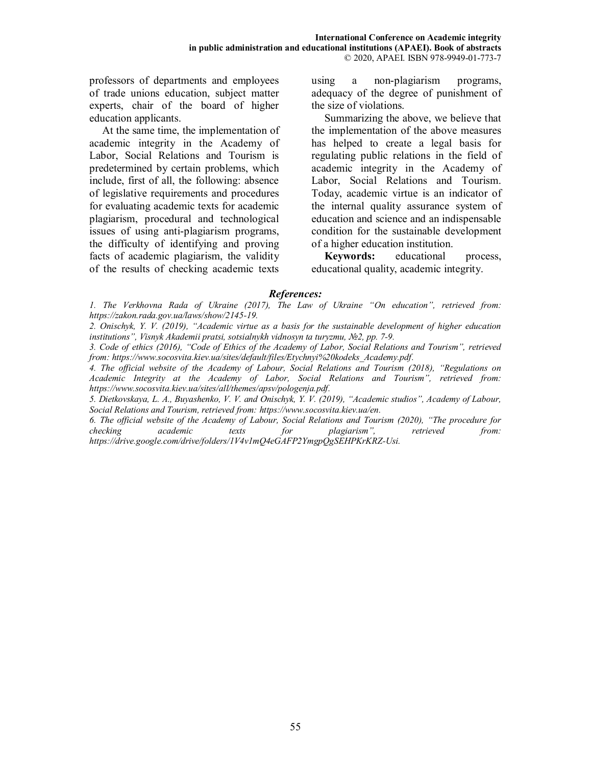professors of departments and employees of trade unions education, subject matter experts, chair of the board of higher education applicants.

At the same time, the implementation of academic integrity in the Academy of Labor, Social Relations and Tourism is predetermined by certain problems, which include, first of all, the following: absence of legislative requirements and procedures for evaluating academic texts for academic plagiarism, procedural and technological issues of using anti-plagiarism programs, the difficulty of identifying and proving facts of academic plagiarism, the validity of the results of checking academic texts using a non-plagiarism programs, adequacy of the degree of punishment of the size of violations.

Summarizing the above, we believe that the implementation of the above measures has helped to create a legal basis for regulating public relations in the field of academic integrity in the Academy of Labor, Social Relations and Tourism. Today, academic virtue is an indicator of the internal quality assurance system of education and science and an indispensable condition for the sustainable development of a higher education institution.

**Keywords:** educational process, educational quality, academic integrity.

### *References:*

*1. The Verkhovna Rada of Ukraine (2017), The Law of Ukraine "On education", retrieved from: https://zakon.rada.gov.ua/laws/show/2145-19.*

*2. Onischyk, Y. V. (2019), "Academic virtue as a basis for the sustainable development of higher education institutions", Visnyk Akademii pratsi, sotsialnykh vidnosyn ta turyzmu, №2, pp. 7-9.*

*3. Code of ethics (2016), "Code of Ethics of the Academy of Labor, Social Relations and Tourism", retrieved from: https://www.socosvita.kiev.ua/sites/default/files/Etychnyi%20kodeks_Academy.pdf.*

*4. The official website of the Academy of Labour, Social Relations and Tourism (2018), "Regulations on Academic Integrity at the Academy of Labor, Social Relations and Tourism", retrieved from: https://www.socosvita.kiev.ua/sites/all/themes/apsv/pologenja.pdf.*

*5. Dietkovskaya, L. A., Buyashenko, V. V. and Onischyk, Y. V. (2019), "Academic studios", Academy of Labour, Social Relations and Tourism, retrieved from: https://www.socosvita.kiev.ua/en.*

*6. The official website of the Academy of Labour, Social Relations and Tourism (2020), "The procedure for checking academic texts for plagiarism", retrieved from: https://drive.google.com/drive/folders/1V4v1mQ4eGAFP2YmgpQgSEHPKrKRZ-Usi.*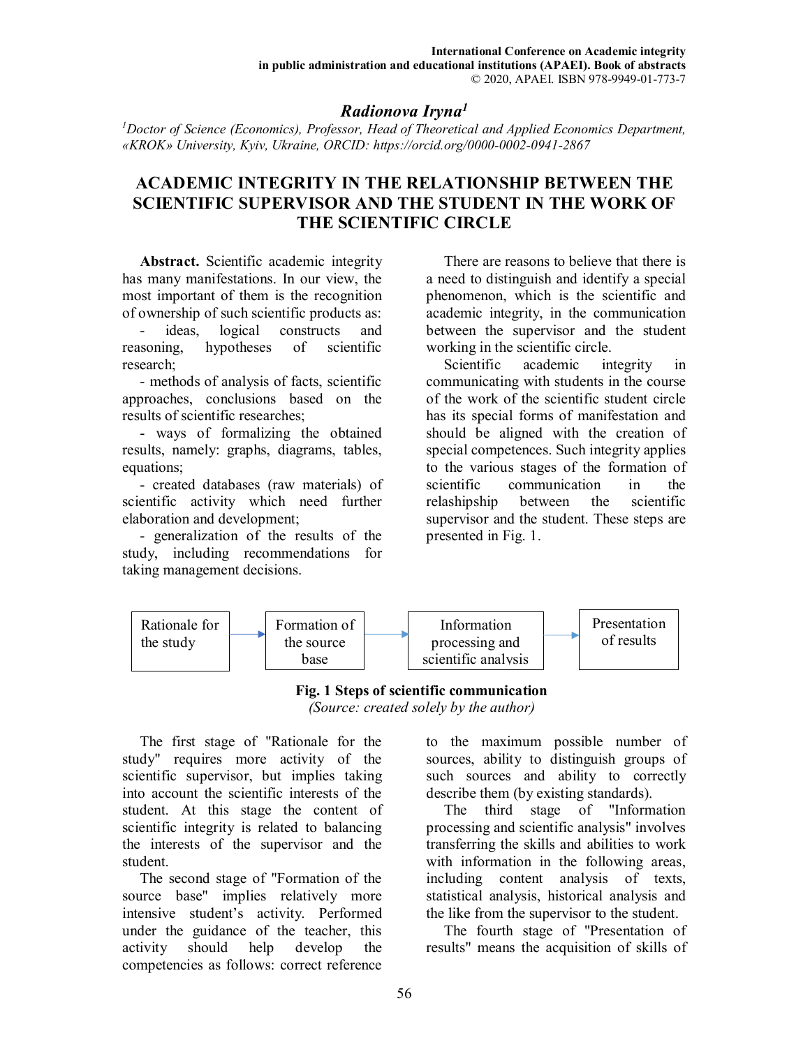# Radionova Iryna[1]

[1]*Doctor of Science (Economics), Professor, Head of Theoretical and Applied Economics Department, «KROK» University, Kyiv, Ukraine, ORCID: https://orcid.org/0000-0002-0941-2867*

## ACADEMIC INTEGRITY IN THE RELATIONSHIP BETWEEN THE SCIENTIFIC SUPERVISOR AND THE STUDENT IN THE WORK OF THE SCIENTIFIC CIRCLE

**Abstract.** Scientific academic integrity has many manifestations. In our view, the most important of them is the recognition of ownership of such scientific products as:

- ideas, logical constructs and reasoning, hypotheses of scientific research;
- methods of analysis of facts, scientific approaches, conclusions based on the results of scientific researches;
- ways of formalizing the obtained results, namely: graphs, diagrams, tables, equations;
- created databases (raw materials) of scientific activity which need further elaboration and development;
- generalization of the results of the study, including recommendations for taking management decisions.

There are reasons to believe that there is a need to distinguish and identify a special phenomenon, which is the scientific and academic integrity, in the communication between the supervisor and the student working in the scientific circle.

Scientific academic integrity in communicating with students in the course of the work of the scientific student circle has its special forms of manifestation and should be aligned with the creation of special competences. Such integrity applies to the various stages of the formation of scientific communication in the relashipship between the scientific supervisor and the student. These steps are presented in Fig. 1.

Rationale for the study → Formation of the source base → Information processing and scientific analysis → Presentation of results

**Fig. 1 Steps of scientific communication**
*(Source: created solely by the author)*

The first stage of "Rationale for the study" requires more activity of the scientific supervisor, but implies taking into account the scientific interests of the student. At this stage the content of scientific integrity is related to balancing the interests of the supervisor and the student.

The second stage of "Formation of the source base" implies relatively more intensive student's activity. Performed under the guidance of the teacher, this activity should help develop the competencies as follows: correct reference to the maximum possible number of sources, ability to distinguish groups of such sources and ability to correctly describe them (by existing standards).

The third stage of "Information processing and scientific analysis" involves transferring the skills and abilities to work with information in the following areas, including content analysis of texts, statistical analysis, historical analysis and the like from the supervisor to the student.

The fourth stage of "Presentation of results" means the acquisition of skills of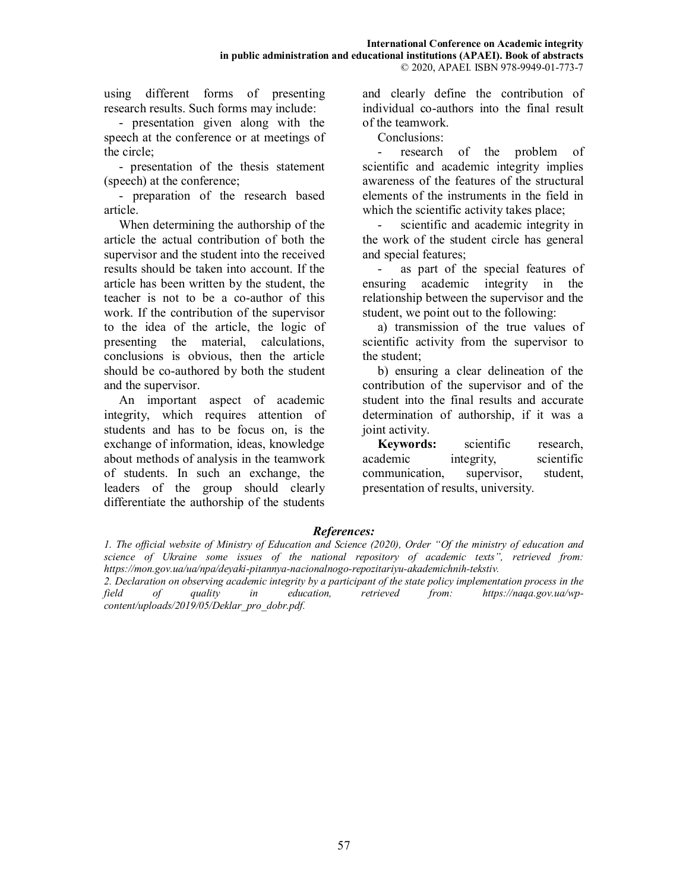using different forms of presenting research results. Such forms may include:

- presentation given along with the speech at the conference or at meetings of the circle;
- presentation of the thesis statement (speech) at the conference;
- preparation of the research based article.

When determining the authorship of the article the actual contribution of both the supervisor and the student into the received results should be taken into account. If the article has been written by the student, the teacher is not to be a co-author of this work. If the contribution of the supervisor to the idea of the article, the logic of presenting the material, calculations, conclusions is obvious, then the article should be co-authored by both the student and the supervisor.

An important aspect of academic integrity, which requires attention of students and has to be focus on, is the exchange of information, ideas, knowledge about methods of analysis in the teamwork of students. In such an exchange, the leaders of the group should clearly differentiate the authorship of the students and clearly define the contribution of individual co-authors into the final result of the teamwork.

Conclusions:

- research of the problem of scientific and academic integrity implies awareness of the features of the structural elements of the instruments in the field in which the scientific activity takes place;
- scientific and academic integrity in the work of the student circle has general and special features;
- as part of the special features of ensuring academic integrity in the relationship between the supervisor and the student, we point out to the following:

a) transmission of the true values of scientific activity from the supervisor to the student;

b) ensuring a clear delineation of the contribution of the supervisor and of the student into the final results and accurate determination of authorship, if it was a joint activity.

**Keywords:** scientific research, academic integrity, scientific communication, supervisor, student, presentation of results, university.

### *References:*

*1. The official website of Ministry of Education and Science (2020), Order "Of the ministry of education and science of Ukraine some issues of the national repository of academic texts", retrieved from: https://mon.gov.ua/ua/npa/deyaki-pitannya-nacionalnogo-repozitariyu-akademichnih-tekstiv.*

*2. Declaration on observing academic integrity by a participant of the state policy implementation process in the field of quality in education, retrieved from: https://naqa.gov.ua/wp-content/uploads/2019/05/Deklar_pro_dobr.pdf.*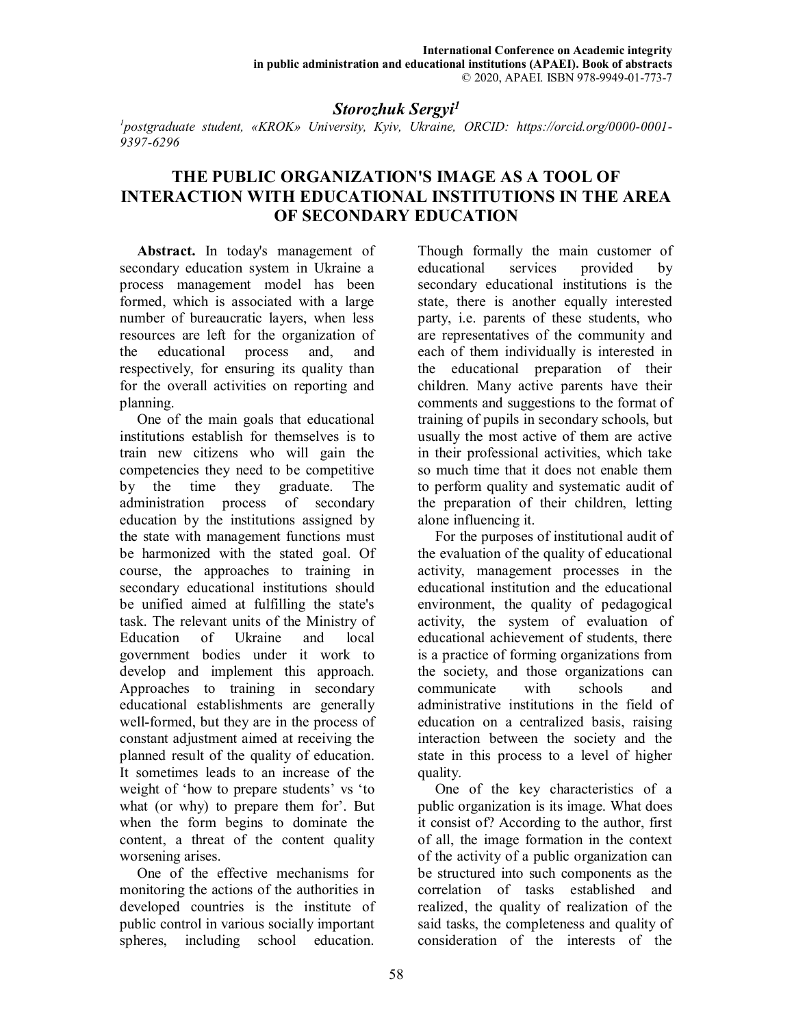## *Storozhuk Sergyi*[1]

*[1]postgraduate student, «KROK» University, Kyiv, Ukraine, ORCID: https://orcid.org/0000-0001-9397-6296*

# THE PUBLIC ORGANIZATION'S IMAGE AS A TOOL OF INTERACTION WITH EDUCATIONAL INSTITUTIONS IN THE AREA OF SECONDARY EDUCATION

**Abstract.** In today's management of secondary education system in Ukraine a process management model has been formed, which is associated with a large number of bureaucratic layers, when less resources are left for the organization of the educational process and, and respectively, for ensuring its quality than for the overall activities on reporting and planning.

One of the main goals that educational institutions establish for themselves is to train new citizens who will gain the competencies they need to be competitive by the time they graduate. The administration process of secondary education by the institutions assigned by the state with management functions must be harmonized with the stated goal. Of course, the approaches to training in secondary educational institutions should be unified aimed at fulfilling the state's task. The relevant units of the Ministry of Education of Ukraine and local government bodies under it work to develop and implement this approach. Approaches to training in secondary educational establishments are generally well-formed, but they are in the process of constant adjustment aimed at receiving the planned result of the quality of education. It sometimes leads to an increase of the weight of 'how to prepare students' vs 'to what (or why) to prepare them for'. But when the form begins to dominate the content, a threat of the content quality worsening arises.

One of the effective mechanisms for monitoring the actions of the authorities in developed countries is the institute of public control in various socially important spheres, including school education. Though formally the main customer of educational services provided by secondary educational institutions is the state, there is another equally interested party, i.e. parents of these students, who are representatives of the community and each of them individually is interested in the educational preparation of their children. Many active parents have their comments and suggestions to the format of training of pupils in secondary schools, but usually the most active of them are active in their professional activities, which take so much time that it does not enable them to perform quality and systematic audit of the preparation of their children, letting alone influencing it.

For the purposes of institutional audit of the evaluation of the quality of educational activity, management processes in the educational institution and the educational environment, the quality of pedagogical activity, the system of evaluation of educational achievement of students, there is a practice of forming organizations from the society, and those organizations can communicate with schools and administrative institutions in the field of education on a centralized basis, raising interaction between the society and the state in this process to a level of higher quality.

One of the key characteristics of a public organization is its image. What does it consist of? According to the author, first of all, the image formation in the context of the activity of a public organization can be structured into such components as the correlation of tasks established and realized, the quality of realization of the said tasks, the completeness and quality of consideration of the interests of the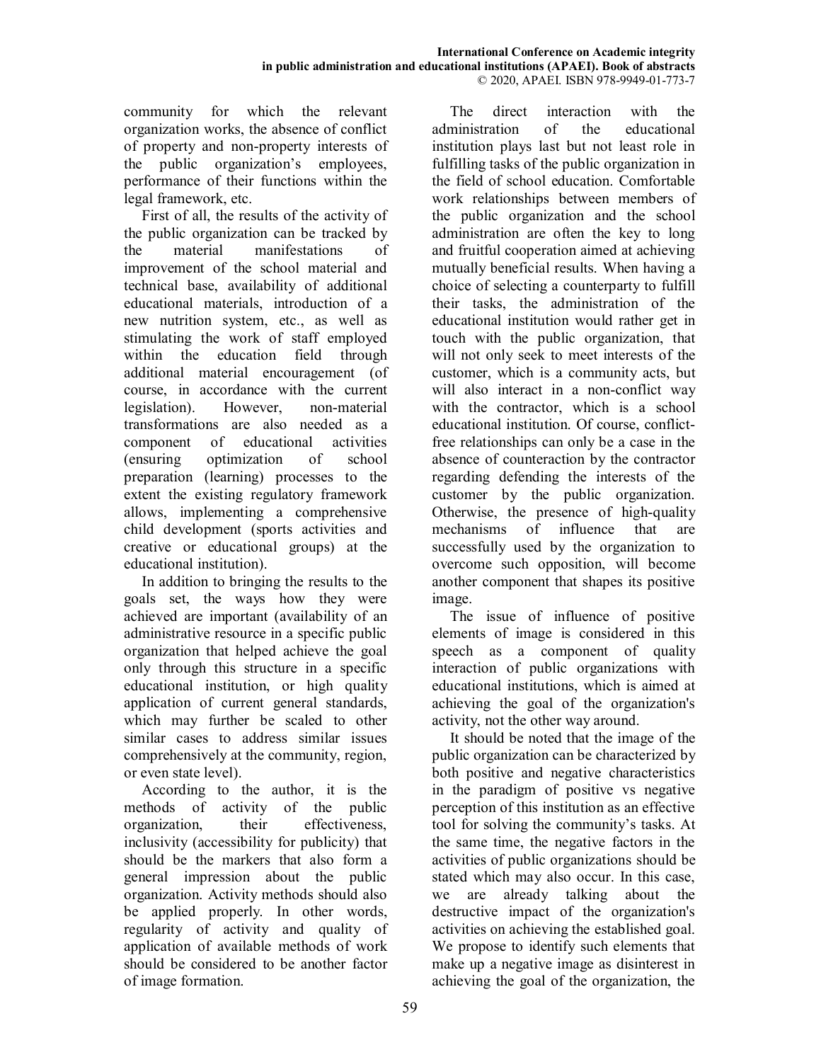community for which the relevant organization works, the absence of conflict of property and non-property interests of the public organization's employees, performance of their functions within the legal framework, etc.

First of all, the results of the activity of the public organization can be tracked by the material manifestations of improvement of the school material and technical base, availability of additional educational materials, introduction of a new nutrition system, etc., as well as stimulating the work of staff employed within the education field through additional material encouragement (of course, in accordance with the current legislation). However, non-material transformations are also needed as a component of educational activities (ensuring optimization of school preparation (learning) processes to the extent the existing regulatory framework allows, implementing a comprehensive child development (sports activities and creative or educational groups) at the educational institution).

In addition to bringing the results to the goals set, the ways how they were achieved are important (availability of an administrative resource in a specific public organization that helped achieve the goal only through this structure in a specific educational institution, or high quality application of current general standards, which may further be scaled to other similar cases to address similar issues comprehensively at the community, region, or even state level).

According to the author, it is the methods of activity of the public organization, their effectiveness, inclusivity (accessibility for publicity) that should be the markers that also form a general impression about the public organization. Activity methods should also be applied properly. In other words, regularity of activity and quality of application of available methods of work should be considered to be another factor of image formation.

The direct interaction with the administration of the educational institution plays last but not least role in fulfilling tasks of the public organization in the field of school education. Comfortable work relationships between members of the public organization and the school administration are often the key to long and fruitful cooperation aimed at achieving mutually beneficial results. When having a choice of selecting a counterparty to fulfill their tasks, the administration of the educational institution would rather get in touch with the public organization, that will not only seek to meet interests of the customer, which is a community acts, but will also interact in a non-conflict way with the contractor, which is a school educational institution. Of course, conflict-free relationships can only be a case in the absence of counteraction by the contractor regarding defending the interests of the customer by the public organization. Otherwise, the presence of high-quality mechanisms of influence that are successfully used by the organization to overcome such opposition, will become another component that shapes its positive image.

The issue of influence of positive elements of image is considered in this speech as a component of quality interaction of public organizations with educational institutions, which is aimed at achieving the goal of the organization's activity, not the other way around.

It should be noted that the image of the public organization can be characterized by both positive and negative characteristics in the paradigm of positive vs negative perception of this institution as an effective tool for solving the community's tasks. At the same time, the negative factors in the activities of public organizations should be stated which may also occur. In this case, we are already talking about the destructive impact of the organization's activities on achieving the established goal. We propose to identify such elements that make up a negative image as disinterest in achieving the goal of the organization, the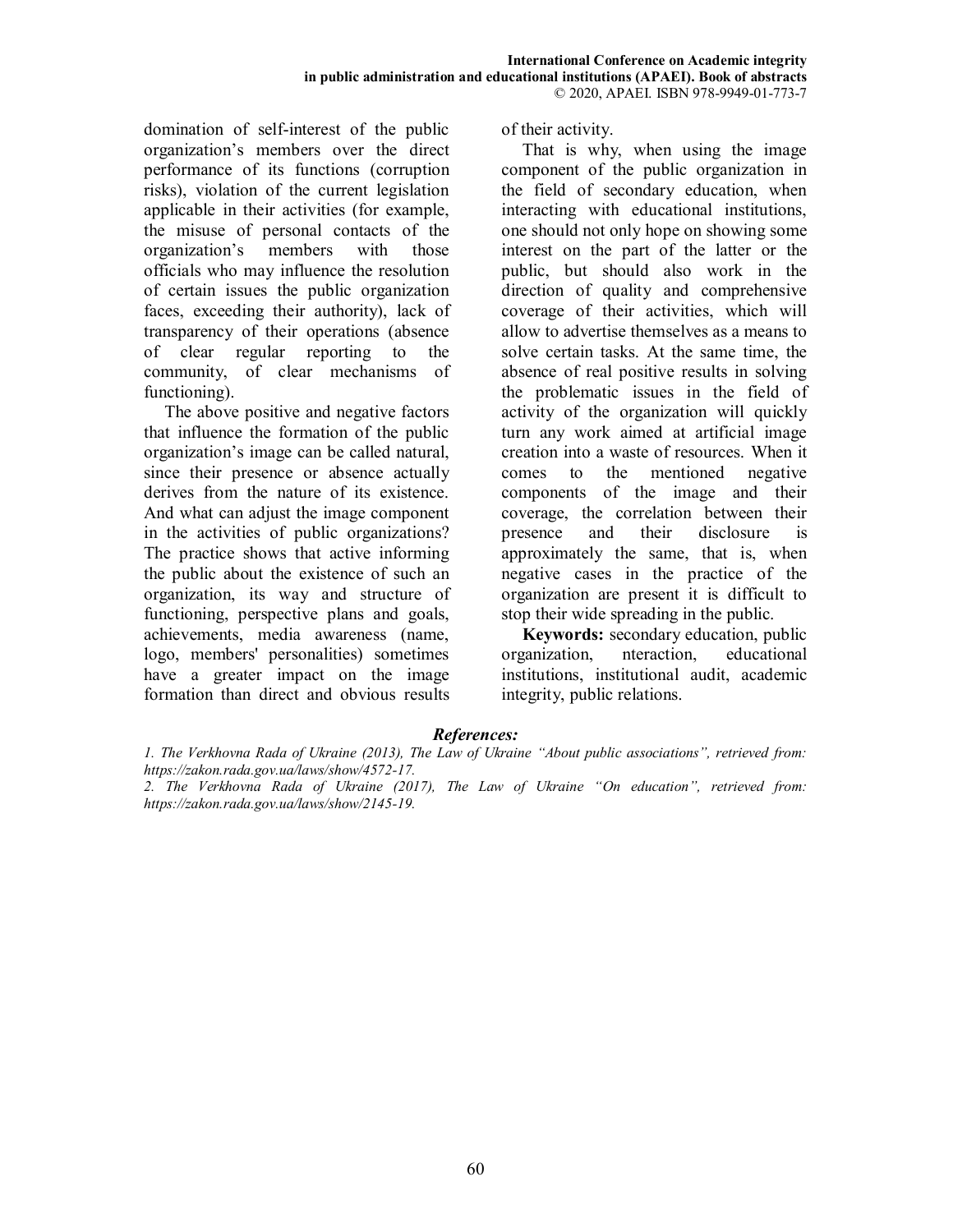domination of self-interest of the public organization’s members over the direct performance of its functions (corruption risks), violation of the current legislation applicable in their activities (for example, the misuse of personal contacts of the organization’s members with those officials who may influence the resolution of certain issues the public organization faces, exceeding their authority), lack of transparency of their operations (absence of clear regular reporting to the community, of clear mechanisms of functioning).

The above positive and negative factors that influence the formation of the public organization’s image can be called natural, since their presence or absence actually derives from the nature of its existence. And what can adjust the image component in the activities of public organizations? The practice shows that active informing the public about the existence of such an organization, its way and structure of functioning, perspective plans and goals, achievements, media awareness (name, logo, members' personalities) sometimes have a greater impact on the image formation than direct and obvious results of their activity.

That is why, when using the image component of the public organization in the field of secondary education, when interacting with educational institutions, one should not only hope on showing some interest on the part of the latter or the public, but should also work in the direction of quality and comprehensive coverage of their activities, which will allow to advertise themselves as a means to solve certain tasks. At the same time, the absence of real positive results in solving the problematic issues in the field of activity of the organization will quickly turn any work aimed at artificial image creation into a waste of resources. When it comes to the mentioned negative components of the image and their coverage, the correlation between their presence and their disclosure is approximately the same, that is, when negative cases in the practice of the organization are present it is difficult to stop their wide spreading in the public.

**Keywords:** secondary education, public organization, nteraction, educational institutions, institutional audit, academic integrity, public relations.

### *References:*

*1. The Verkhovna Rada of Ukraine (2013), The Law of Ukraine “About public associations”, retrieved from: https://zakon.rada.gov.ua/laws/show/4572-17.*

*2. The Verkhovna Rada of Ukraine (2017), The Law of Ukraine “On education”, retrieved from: https://zakon.rada.gov.ua/laws/show/2145-19.*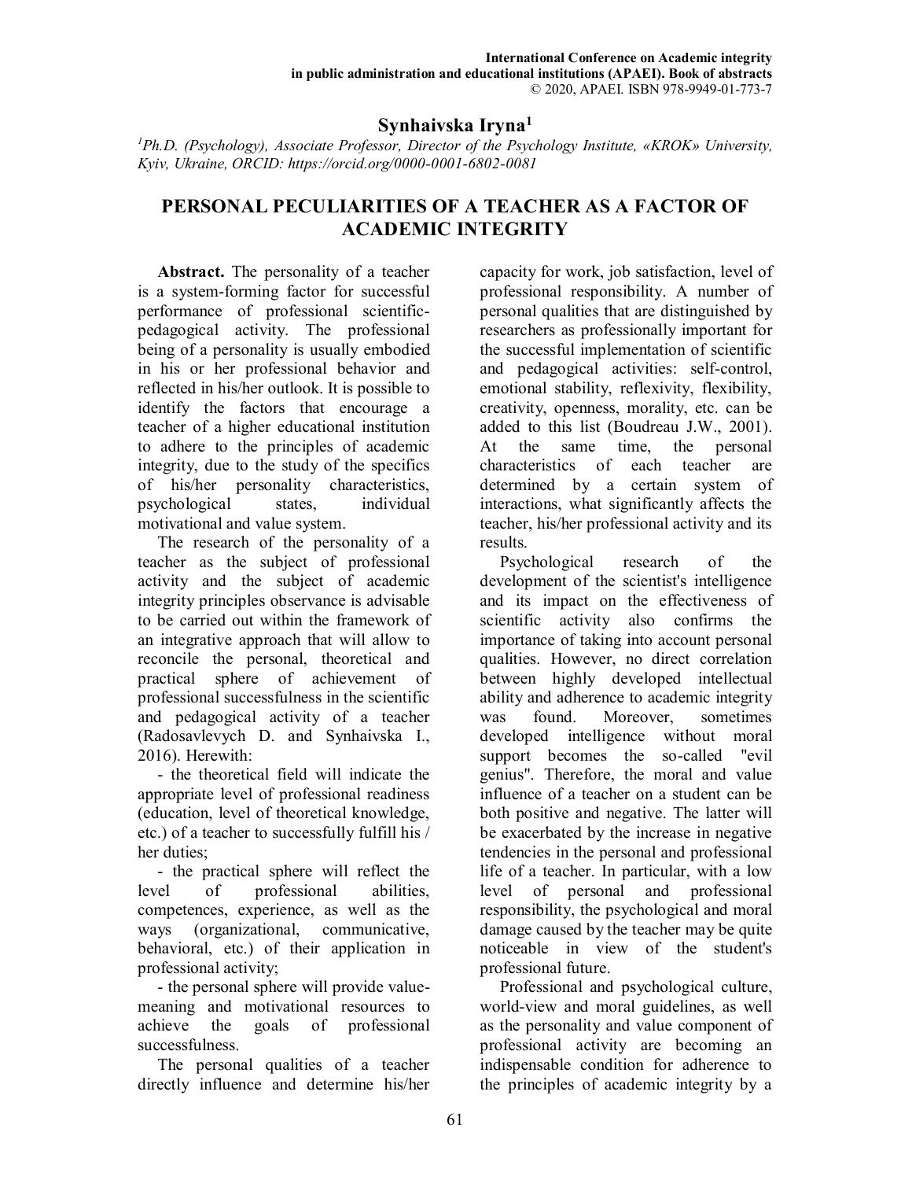## Synhaivska Iryna[1]

*[1]Ph.D. (Psychology), Associate Professor, Director of the Psychology Institute, «KROK» University, Kyiv, Ukraine, ORCID: https://orcid.org/0000-0001-6802-0081*

# PERSONAL PECULIARITIES OF A TEACHER AS A FACTOR OF ACADEMIC INTEGRITY

**Abstract.** The personality of a teacher is a system-forming factor for successful performance of professional scientific-pedagogical activity. The professional being of a personality is usually embodied in his or her professional behavior and reflected in his/her outlook. It is possible to identify the factors that encourage a teacher of a higher educational institution to adhere to the principles of academic integrity, due to the study of the specifics of his/her personality characteristics, psychological states, individual motivational and value system.

The research of the personality of a teacher as the subject of professional activity and the subject of academic integrity principles observance is advisable to be carried out within the framework of an integrative approach that will allow to reconcile the personal, theoretical and practical sphere of achievement of professional successfulness in the scientific and pedagogical activity of a teacher (Radosavlevych D. and Synhaivska I., 2016). Herewith:

- the theoretical field will indicate the appropriate level of professional readiness (education, level of theoretical knowledge, etc.) of a teacher to successfully fulfill his / her duties;
- the practical sphere will reflect the level of professional abilities, competences, experience, as well as the ways (organizational, communicative, behavioral, etc.) of their application in professional activity;
- the personal sphere will provide value-meaning and motivational resources to achieve the goals of professional successfulness.

The personal qualities of a teacher directly influence and determine his/her capacity for work, job satisfaction, level of professional responsibility. A number of personal qualities that are distinguished by researchers as professionally important for the successful implementation of scientific and pedagogical activities: self-control, emotional stability, reflexivity, flexibility, creativity, openness, morality, etc. can be added to this list (Boudreau J.W., 2001). At the same time, the personal characteristics of each teacher are determined by a certain system of interactions, what significantly affects the teacher, his/her professional activity and its results.

Psychological research of the development of the scientist's intelligence and its impact on the effectiveness of scientific activity also confirms the importance of taking into account personal qualities. However, no direct correlation between highly developed intellectual ability and adherence to academic integrity was found. Moreover, sometimes developed intelligence without moral support becomes the so-called "evil genius". Therefore, the moral and value influence of a teacher on a student can be both positive and negative. The latter will be exacerbated by the increase in negative tendencies in the personal and professional life of a teacher. In particular, with a low level of personal and professional responsibility, the psychological and moral damage caused by the teacher may be quite noticeable in view of the student's professional future.

Professional and psychological culture, world-view and moral guidelines, as well as the personality and value component of professional activity are becoming an indispensable condition for adherence to the principles of academic integrity by a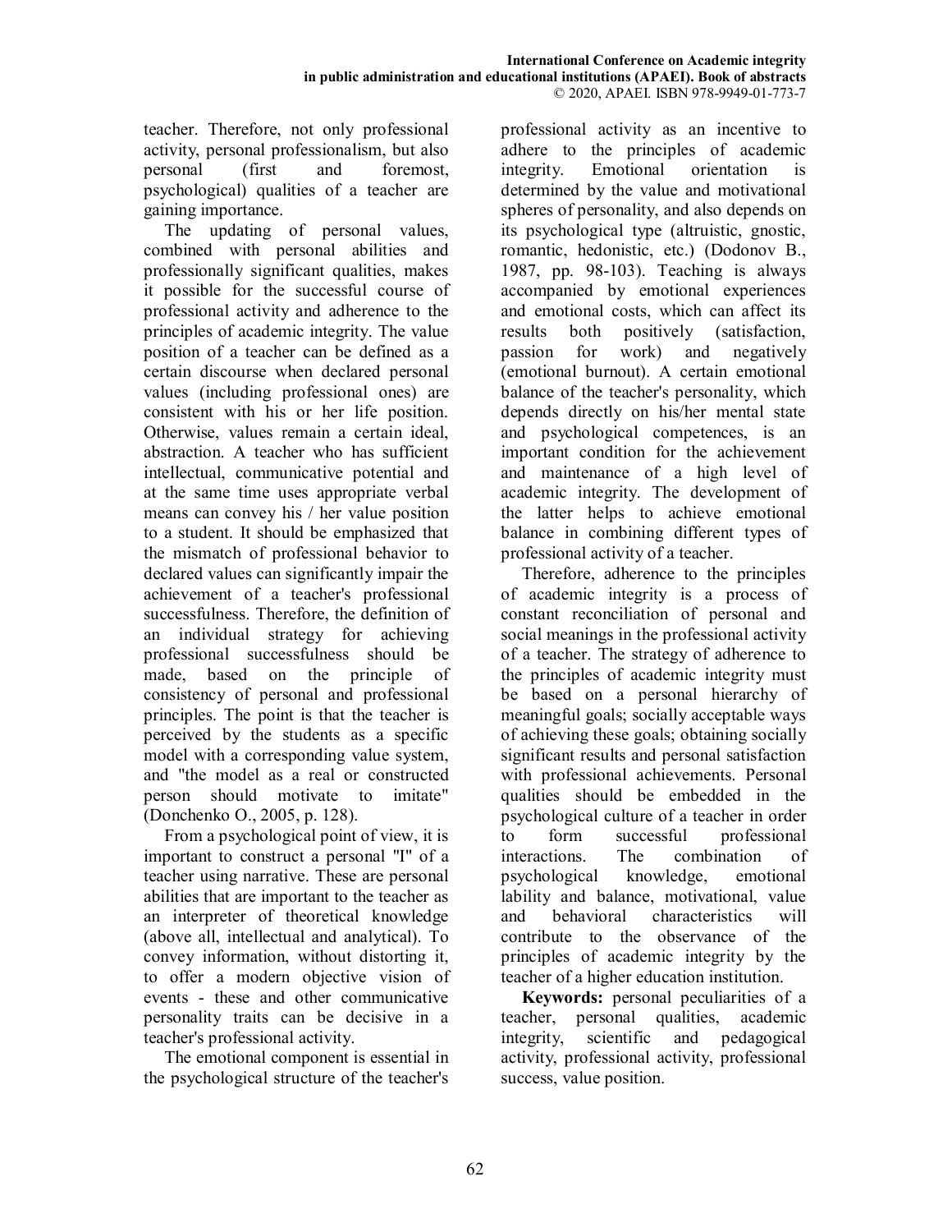teacher. Therefore, not only professional activity, personal professionalism, but also personal (first and foremost, psychological) qualities of a teacher are gaining importance.

The updating of personal values, combined with personal abilities and professionally significant qualities, makes it possible for the successful course of professional activity and adherence to the principles of academic integrity. The value position of a teacher can be defined as a certain discourse when declared personal values (including professional ones) are consistent with his or her life position. Otherwise, values remain a certain ideal, abstraction. A teacher who has sufficient intellectual, communicative potential and at the same time uses appropriate verbal means can convey his / her value position to a student. It should be emphasized that the mismatch of professional behavior to declared values can significantly impair the achievement of a teacher's professional successfulness. Therefore, the definition of an individual strategy for achieving professional successfulness should be made, based on the principle of consistency of personal and professional principles. The point is that the teacher is perceived by the students as a specific model with a corresponding value system, and "the model as a real or constructed person should motivate to imitate" (Donchenko O., 2005, p. 128).

From a psychological point of view, it is important to construct a personal "I" of a teacher using narrative. These are personal abilities that are important to the teacher as an interpreter of theoretical knowledge (above all, intellectual and analytical). To convey information, without distorting it, to offer a modern objective vision of events - these and other communicative personality traits can be decisive in a teacher's professional activity.

The emotional component is essential in the psychological structure of the teacher's professional activity as an incentive to adhere to the principles of academic integrity. Emotional orientation is determined by the value and motivational spheres of personality, and also depends on its psychological type (altruistic, gnostic, romantic, hedonistic, etc.) (Dodonov B., 1987, pp. 98-103). Teaching is always accompanied by emotional experiences and emotional costs, which can affect its results both positively (satisfaction, passion for work) and negatively (emotional burnout). A certain emotional balance of the teacher's personality, which depends directly on his/her mental state and psychological competences, is an important condition for the achievement and maintenance of a high level of academic integrity. The development of the latter helps to achieve emotional balance in combining different types of professional activity of a teacher.

Therefore, adherence to the principles of academic integrity is a process of constant reconciliation of personal and social meanings in the professional activity of a teacher. The strategy of adherence to the principles of academic integrity must be based on a personal hierarchy of meaningful goals; socially acceptable ways of achieving these goals; obtaining socially significant results and personal satisfaction with professional achievements. Personal qualities should be embedded in the psychological culture of a teacher in order to form successful professional interactions. The combination of psychological knowledge, emotional lability and balance, motivational, value and behavioral characteristics will contribute to the observance of the principles of academic integrity by the teacher of a higher education institution.

**Keywords:** personal peculiarities of a teacher, personal qualities, academic integrity, scientific and pedagogical activity, professional activity, professional success, value position.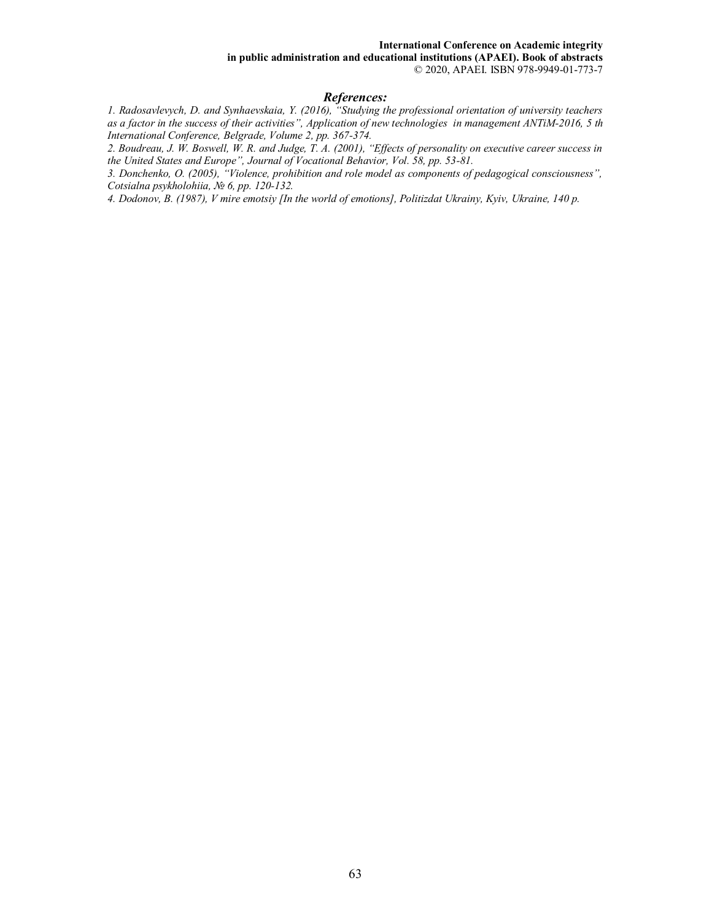### *References:*

*1. Radosavlevych, D. and Synhaevskaia, Y. (2016), "Studying the professional orientation of university teachers as a factor in the success of their activities", Application of new technologies in management ANTiM-2016, 5 th International Conference, Belgrade, Volume 2, pp. 367-374.*

*2. Boudreau, J. W. Boswell, W. R. and Judge, T. A. (2001), "Effects of personality on executive career success in the United States and Europe", Journal of Vocational Behavior, Vol. 58, pp. 53-81.*

*3. Donchenko, O. (2005), "Violence, prohibition and role model as components of pedagogical consciousness", Cotsialna psykholohiia, № 6, pp. 120-132.*

*4. Dodonov, B. (1987), V mire emotsiy [In the world of emotions], Politizdat Ukrainy, Kyiv, Ukraine, 140 p.*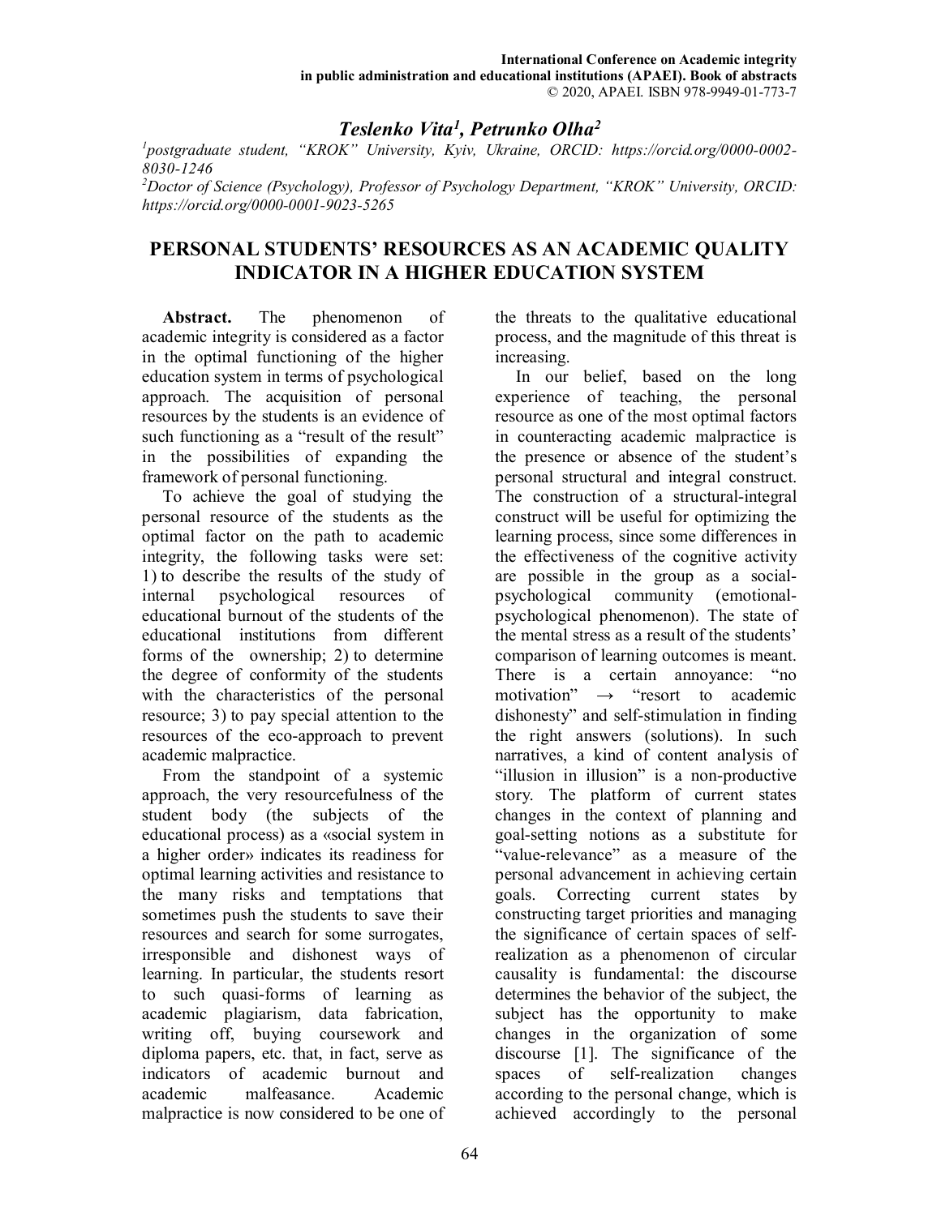## *Teslenko Vita[1], Petrunko Olha[2]*

*[1]postgraduate student, "KROK" University, Kyiv, Ukraine, ORCID: https://orcid.org/0000-0002-8030-1246*

*[2]Doctor of Science (Psychology), Professor of Psychology Department, "KROK" University, ORCID: https://orcid.org/0000-0001-9023-5265*

# PERSONAL STUDENTS' RESOURCES AS AN ACADEMIC QUALITY INDICATOR IN A HIGHER EDUCATION SYSTEM

**Abstract.** The phenomenon of academic integrity is considered as a factor in the optimal functioning of the higher education system in terms of psychological approach. The acquisition of personal resources by the students is an evidence of such functioning as a "result of the result" in the possibilities of expanding the framework of personal functioning.

To achieve the goal of studying the personal resource of the students as the optimal factor on the path to academic integrity, the following tasks were set: 1) to describe the results of the study of internal psychological resources of educational burnout of the students of the educational institutions from different forms of the ownership; 2) to determine the degree of conformity of the students with the characteristics of the personal resource; 3) to pay special attention to the resources of the eco-approach to prevent academic malpractice.

From the standpoint of a systemic approach, the very resourcefulness of the student body (the subjects of the educational process) as a «social system in a higher order» indicates its readiness for optimal learning activities and resistance to the many risks and temptations that sometimes push the students to save their resources and search for some surrogates, irresponsible and dishonest ways of learning. In particular, the students resort to such quasi-forms of learning as academic plagiarism, data fabrication, writing off, buying coursework and diploma papers, etc. that, in fact, serve as indicators of academic burnout and academic malfeasance. Academic malpractice is now considered to be one of the threats to the qualitative educational process, and the magnitude of this threat is increasing.

In our belief, based on the long experience of teaching, the personal resource as one of the most optimal factors in counteracting academic malpractice is the presence or absence of the student's personal structural and integral construct. The construction of a structural-integral construct will be useful for optimizing the learning process, since some differences in the effectiveness of the cognitive activity are possible in the group as a social-psychological community (emotional-psychological phenomenon). The state of the mental stress as a result of the students' comparison of learning outcomes is meant. There is a certain annoyance: "no motivation" → "resort to academic dishonesty" and self-stimulation in finding the right answers (solutions). In such narratives, a kind of content analysis of "illusion in illusion" is a non-productive story. The platform of current states changes in the context of planning and goal-setting notions as a substitute for "value-relevance" as a measure of the personal advancement in achieving certain goals. Correcting current states by constructing target priorities and managing the significance of certain spaces of self-realization as a phenomenon of circular causality is fundamental: the discourse determines the behavior of the subject, the subject has the opportunity to make changes in the organization of some discourse [1]. The significance of the spaces of self-realization changes according to the personal change, which is achieved accordingly to the personal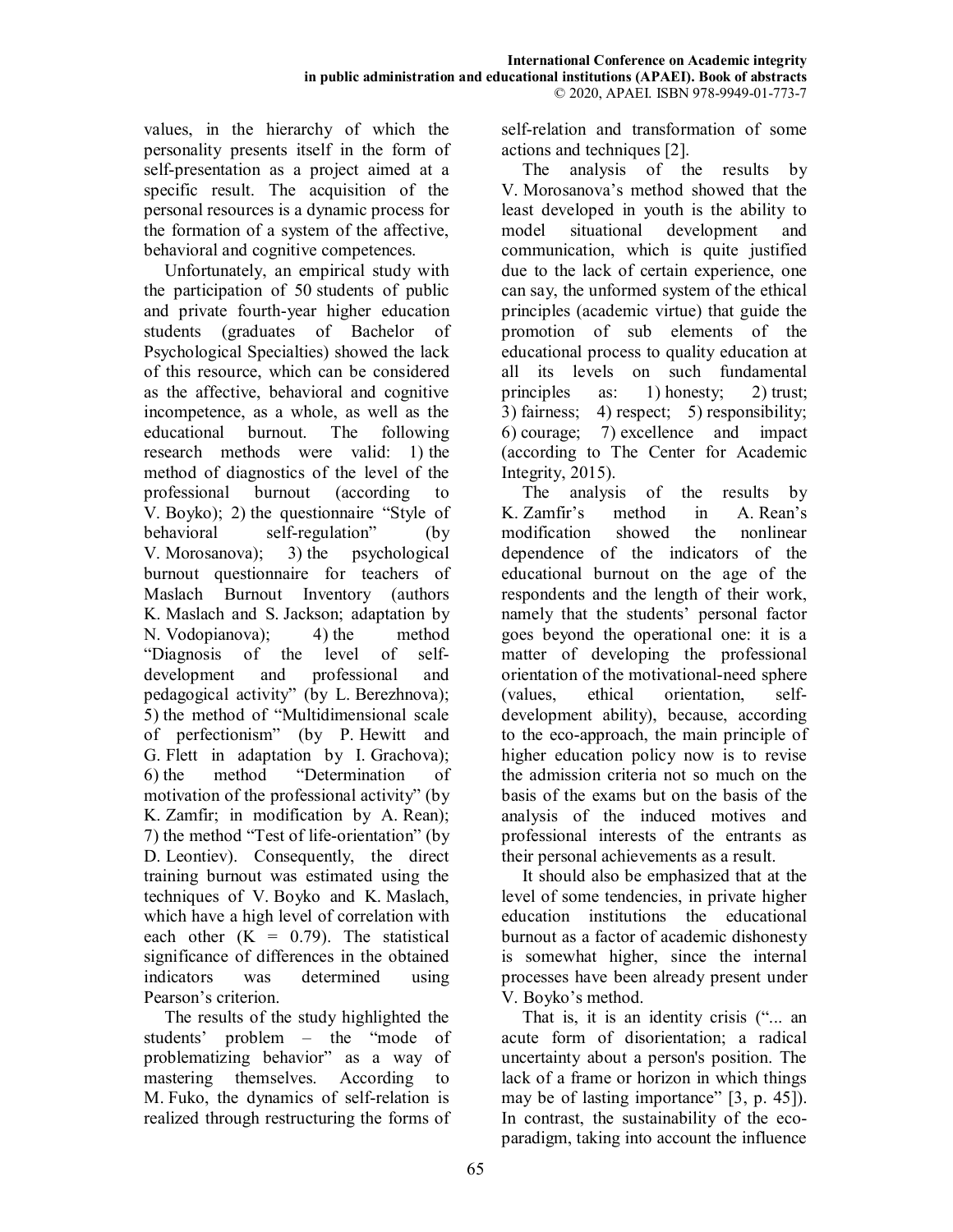values, in the hierarchy of which the personality presents itself in the form of self-presentation as a project aimed at a specific result. The acquisition of the personal resources is a dynamic process for the formation of a system of the affective, behavioral and cognitive competences.

Unfortunately, an empirical study with the participation of 50 students of public and private fourth-year higher education students (graduates of Bachelor of Psychological Specialties) showed the lack of this resource, which can be considered as the affective, behavioral and cognitive incompetence, as a whole, as well as the educational burnout. The following research methods were valid: 1) the method of diagnostics of the level of the professional burnout (according to V. Boyko); 2) the questionnaire "Style of behavioral self-regulation" (by V. Morosanova); 3) the psychological burnout questionnaire for teachers of Maslach Burnout Inventory (authors K. Maslach and S. Jackson; adaptation by N. Vodopianova); 4) the method "Diagnosis of the level of self-development and professional and pedagogical activity" (by L. Berezhnova); 5) the method of "Multidimensional scale of perfectionism" (by P. Hewitt and G. Flett in adaptation by I. Grachova); 6) the method "Determination of motivation of the professional activity" (by K. Zamfir; in modification by A. Rean); 7) the method "Test of life-orientation" (by D. Leontiev). Consequently, the direct training burnout was estimated using the techniques of V. Boyko and K. Maslach, which have a high level of correlation with each other (K = 0.79). The statistical significance of differences in the obtained indicators was determined using Pearson's criterion.

The results of the study highlighted the students' problem – the "mode of problematizing behavior" as a way of mastering themselves. According to M. Fuko, the dynamics of self-relation is realized through restructuring the forms of self-relation and transformation of some actions and techniques [2].

The analysis of the results by V. Morosanova's method showed that the least developed in youth is the ability to model situational development and communication, which is quite justified due to the lack of certain experience, one can say, the unformed system of the ethical principles (academic virtue) that guide the promotion of sub elements of the educational process to quality education at all its levels on such fundamental principles as: 1) honesty; 2) trust; 3) fairness; 4) respect; 5) responsibility; 6) courage; 7) excellence and impact (according to The Center for Academic Integrity, 2015).

The analysis of the results by K. Zamfir's method in A. Rean's modification showed the nonlinear dependence of the indicators of the educational burnout on the age of the respondents and the length of their work, namely that the students' personal factor goes beyond the operational one: it is a matter of developing the professional orientation of the motivational-need sphere (values, ethical orientation, self-development ability), because, according to the eco-approach, the main principle of higher education policy now is to revise the admission criteria not so much on the basis of the exams but on the basis of the analysis of the induced motives and professional interests of the entrants as their personal achievements as a result.

It should also be emphasized that at the level of some tendencies, in private higher education institutions the educational burnout as a factor of academic dishonesty is somewhat higher, since the internal processes have been already present under V. Boyko's method.

That is, it is an identity crisis ("... an acute form of disorientation; a radical uncertainty about a person's position. The lack of a frame or horizon in which things may be of lasting importance" [3, p. 45]). In contrast, the sustainability of the eco-paradigm, taking into account the influence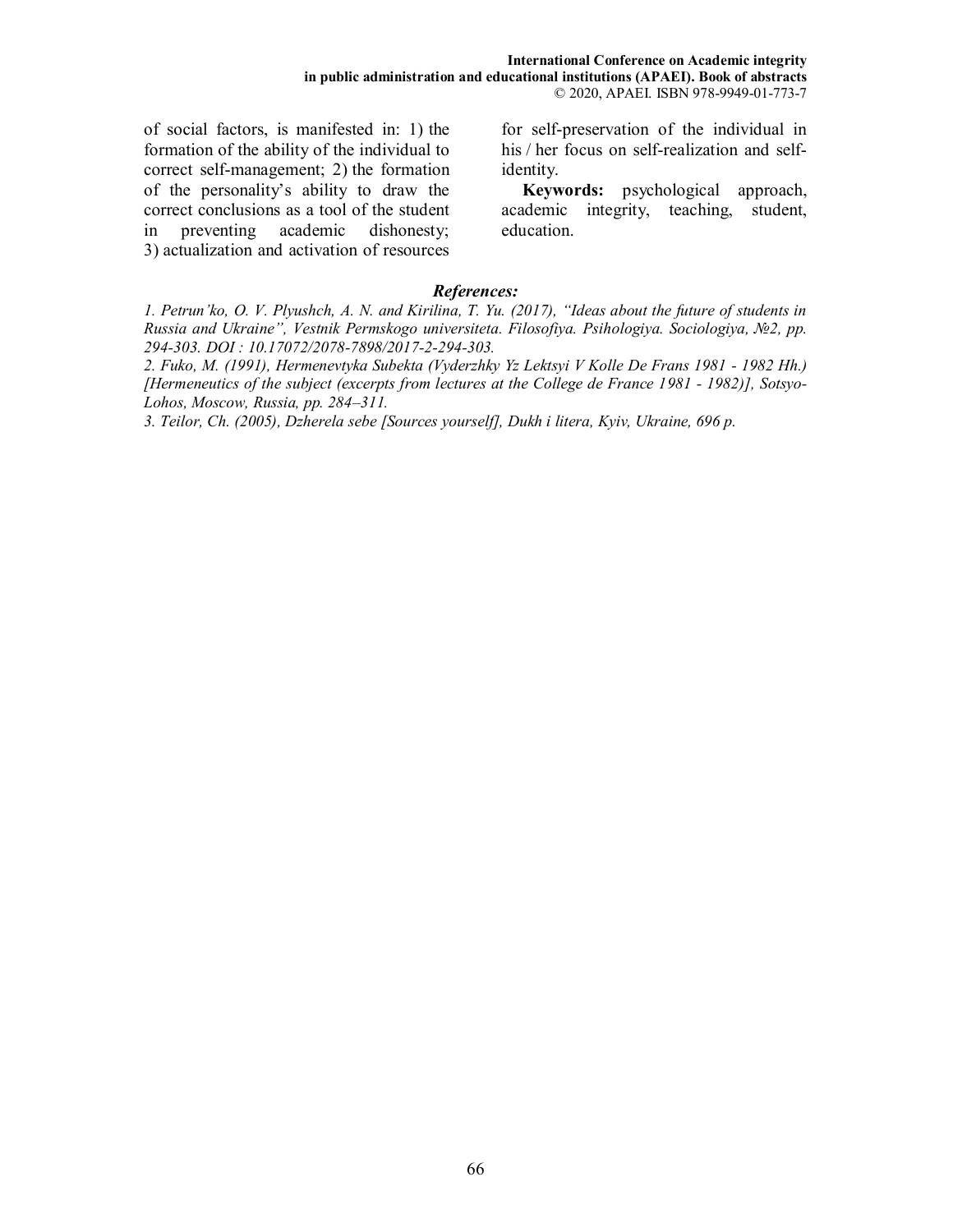of social factors, is manifested in: 1) the formation of the ability of the individual to correct self-management; 2) the formation of the personality's ability to draw the correct conclusions as a tool of the student in preventing academic dishonesty; 3) actualization and activation of resources for self-preservation of the individual in his / her focus on self-realization and self-identity.

**Keywords:** psychological approach, academic integrity, teaching, student, education.

***References:***

*1. Petrun'ko, O. V. Plyushch, A. N. and Kirilina, T. Yu. (2017), "Ideas about the future of students in Russia and Ukraine", Vestnik Permskogo universiteta. Filosofiya. Psihologiya. Sociologiya, №2, pp. 294-303. DOI : 10.17072/2078-7898/2017-2-294-303.*

*2. Fuko, M. (1991), Hermenevtyka Subekta (Vyderzhky Yz Lektsyi V Kolle De Frans 1981 - 1982 Hh.) [Hermeneutics of the subject (excerpts from lectures at the College de France 1981 - 1982)], Sotsyo-Lohos, Moscow, Russia, pp. 284–311.*

*3. Teilor, Ch. (2005), Dzherela sebe [Sources yourself], Dukh i litera, Kyiv, Ukraine, 696 p.*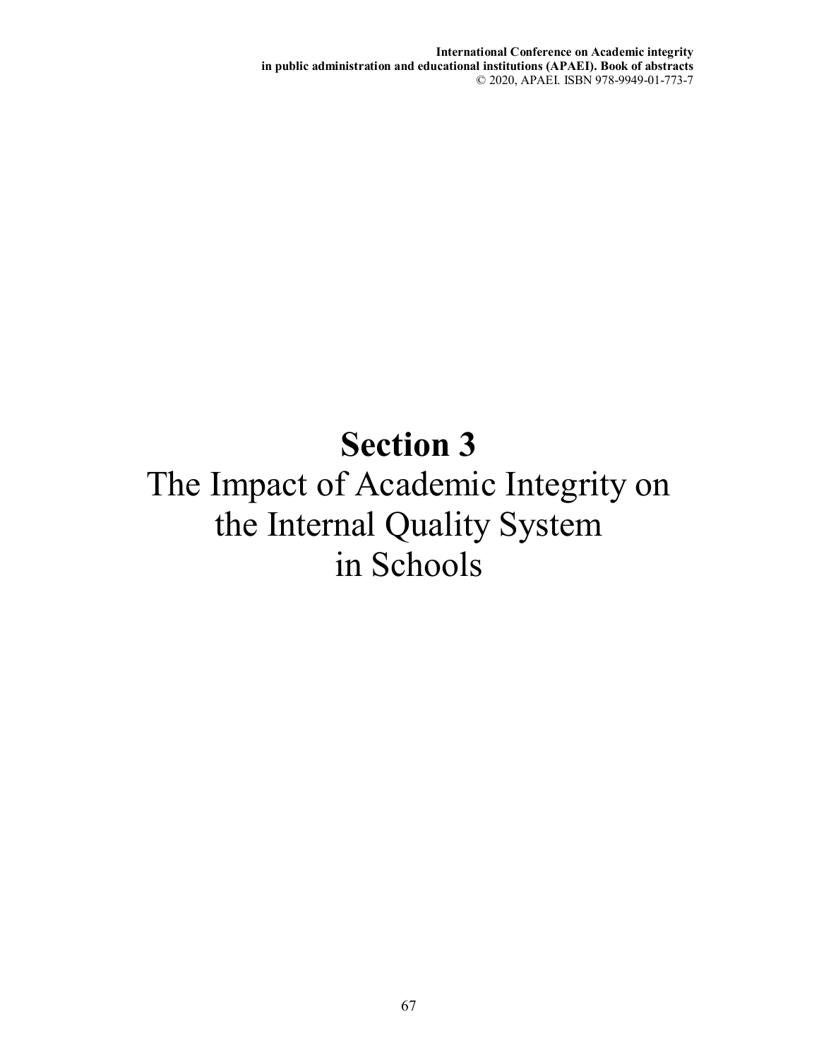# Section 3

The Impact of Academic Integrity on the Internal Quality System in Schools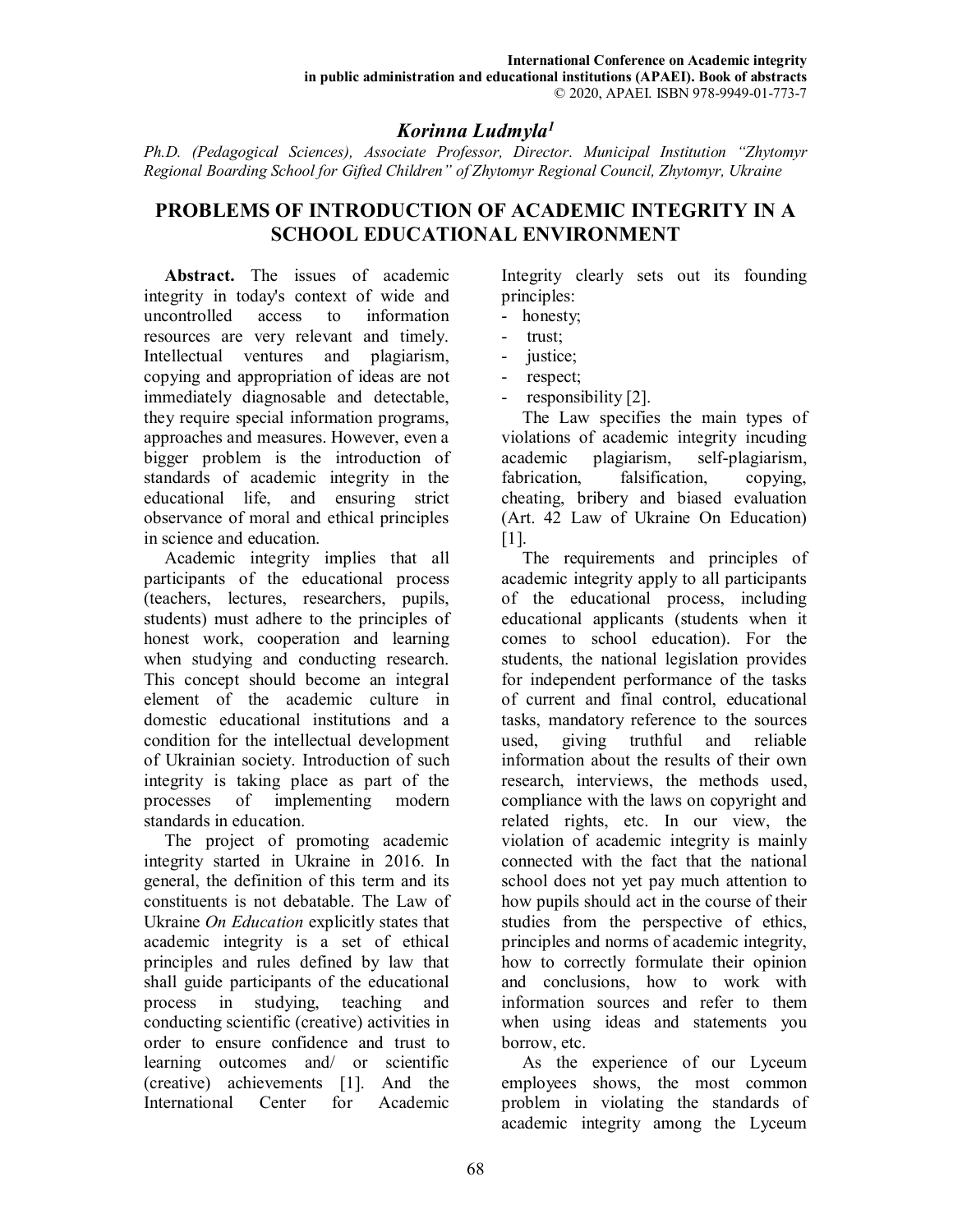## *Korinna Ludmyla*[1]

*Ph.D. (Pedagogical Sciences), Associate Professor, Director. Municipal Institution "Zhytomyr Regional Boarding School for Gifted Children" of Zhytomyr Regional Council, Zhytomyr, Ukraine*

# PROBLEMS OF INTRODUCTION OF ACADEMIC INTEGRITY IN A SCHOOL EDUCATIONAL ENVIRONMENT

**Abstract.** The issues of academic integrity in today's context of wide and uncontrolled access to information resources are very relevant and timely. Intellectual ventures and plagiarism, copying and appropriation of ideas are not immediately diagnosable and detectable, they require special information programs, approaches and measures. However, even a bigger problem is the introduction of standards of academic integrity in the educational life, and ensuring strict observance of moral and ethical principles in science and education.

Academic integrity implies that all participants of the educational process (teachers, lectures, researchers, pupils, students) must adhere to the principles of honest work, cooperation and learning when studying and conducting research. This concept should become an integral element of the academic culture in domestic educational institutions and a condition for the intellectual development of Ukrainian society. Introduction of such integrity is taking place as part of the processes of implementing modern standards in education.

The project of promoting academic integrity started in Ukraine in 2016. In general, the definition of this term and its constituents is not debatable. The Law of Ukraine *On Education* explicitly states that academic integrity is a set of ethical principles and rules defined by law that shall guide participants of the educational process in studying, teaching and conducting scientific (creative) activities in order to ensure confidence and trust to learning outcomes and/ or scientific (creative) achievements [1]. And the International Center for Academic Integrity clearly sets out its founding principles:

- honesty;
- trust;
- justice;
- respect;
- responsibility [2].

The Law specifies the main types of violations of academic integrity incuding academic plagiarism, self-plagiarism, fabrication, falsification, copying, cheating, bribery and biased evaluation (Art. 42 Law of Ukraine On Education) [1].

The requirements and principles of academic integrity apply to all participants of the educational process, including educational applicants (students when it comes to school education). For the students, the national legislation provides for independent performance of the tasks of current and final control, educational tasks, mandatory reference to the sources used, giving truthful and reliable information about the results of their own research, interviews, the methods used, compliance with the laws on copyright and related rights, etc. In our view, the violation of academic integrity is mainly connected with the fact that the national school does not yet pay much attention to how pupils should act in the course of their studies from the perspective of ethics, principles and norms of academic integrity, how to correctly formulate their opinion and conclusions, how to work with information sources and refer to them when using ideas and statements you borrow, etc.

As the experience of our Lyceum employees shows, the most common problem in violating the standards of academic integrity among the Lyceum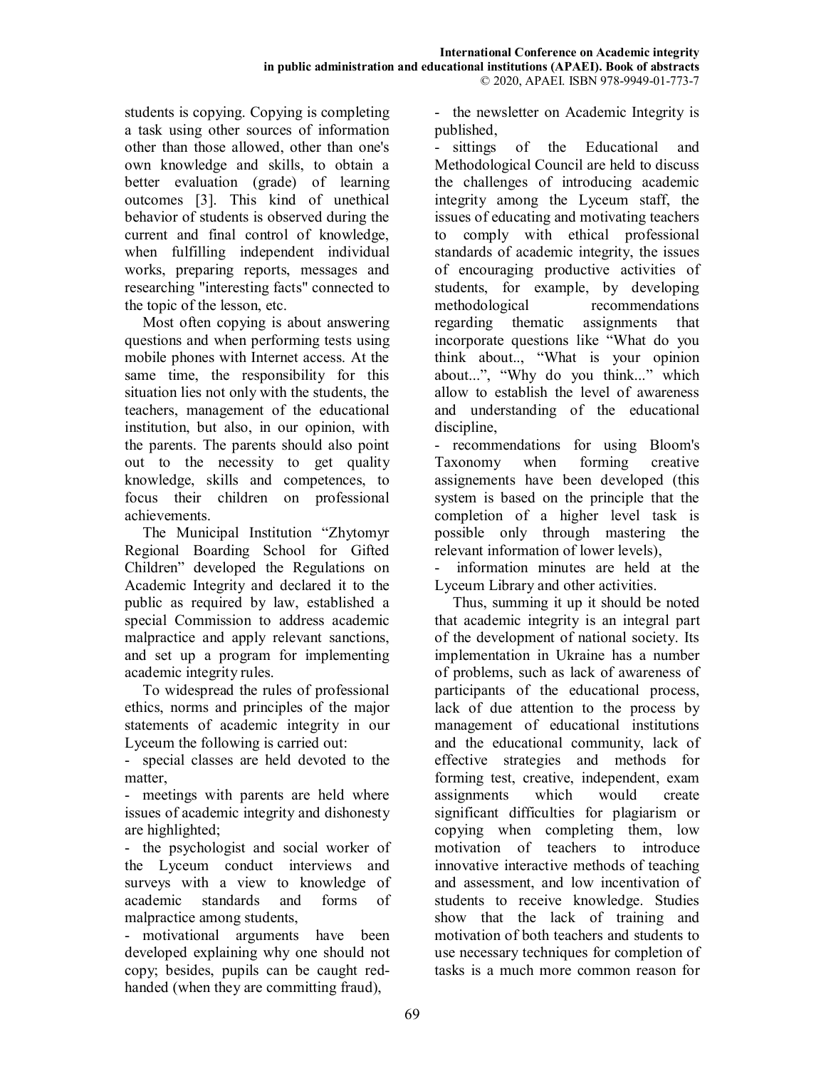students is copying. Copying is completing a task using other sources of information other than those allowed, other than one's own knowledge and skills, to obtain a better evaluation (grade) of learning outcomes [3]. This kind of unethical behavior of students is observed during the current and final control of knowledge, when fulfilling independent individual works, preparing reports, messages and researching "interesting facts" connected to the topic of the lesson, etc.

Most often copying is about answering questions and when performing tests using mobile phones with Internet access. At the same time, the responsibility for this situation lies not only with the students, the teachers, management of the educational institution, but also, in our opinion, with the parents. The parents should also point out to the necessity to get quality knowledge, skills and competences, to focus their children on professional achievements.

The Municipal Institution “Zhytomyr Regional Boarding School for Gifted Children” developed the Regulations on Academic Integrity and declared it to the public as required by law, established a special Commission to address academic malpractice and apply relevant sanctions, and set up a program for implementing academic integrity rules.

To widespread the rules of professional ethics, norms and principles of the major statements of academic integrity in our Lyceum the following is carried out:

- special classes are held devoted to the matter,
- meetings with parents are held where issues of academic integrity and dishonesty are highlighted;
- the psychologist and social worker of the Lyceum conduct interviews and surveys with a view to knowledge of academic standards and forms of malpractice among students,
- motivational arguments have been developed explaining why one should not copy; besides, pupils can be caught red-handed (when they are committing fraud),
- the newsletter on Academic Integrity is published,
- sittings of the Educational and Methodological Council are held to discuss the challenges of introducing academic integrity among the Lyceum staff, the issues of educating and motivating teachers to comply with ethical professional standards of academic integrity, the issues of encouraging productive activities of students, for example, by developing methodological recommendations regarding thematic assignments that incorporate questions like “What do you think about.., “What is your opinion about...”, “Why do you think...” which allow to establish the level of awareness and understanding of the educational discipline,
- recommendations for using Bloom's Taxonomy when forming creative assigenements have been developed (this system is based on the principle that the completion of a higher level task is possible only through mastering the relevant information of lower levels),
- information minutes are held at the Lyceum Library and other activities.

Thus, summing it up it should be noted that academic integrity is an integral part of the development of national society. Its implementation in Ukraine has a number of problems, such as lack of awareness of participants of the educational process, lack of due attention to the process by management of educational institutions and the educational community, lack of effective strategies and methods for forming test, creative, independent, exam assignments which would create significant difficulties for plagiarism or copying when completing them, low motivation of teachers to introduce innovative interactive methods of teaching and assessment, and low incentivation of students to receive knowledge. Studies show that the lack of training and motivation of both teachers and students to use necessary techniques for completion of tasks is a much more common reason for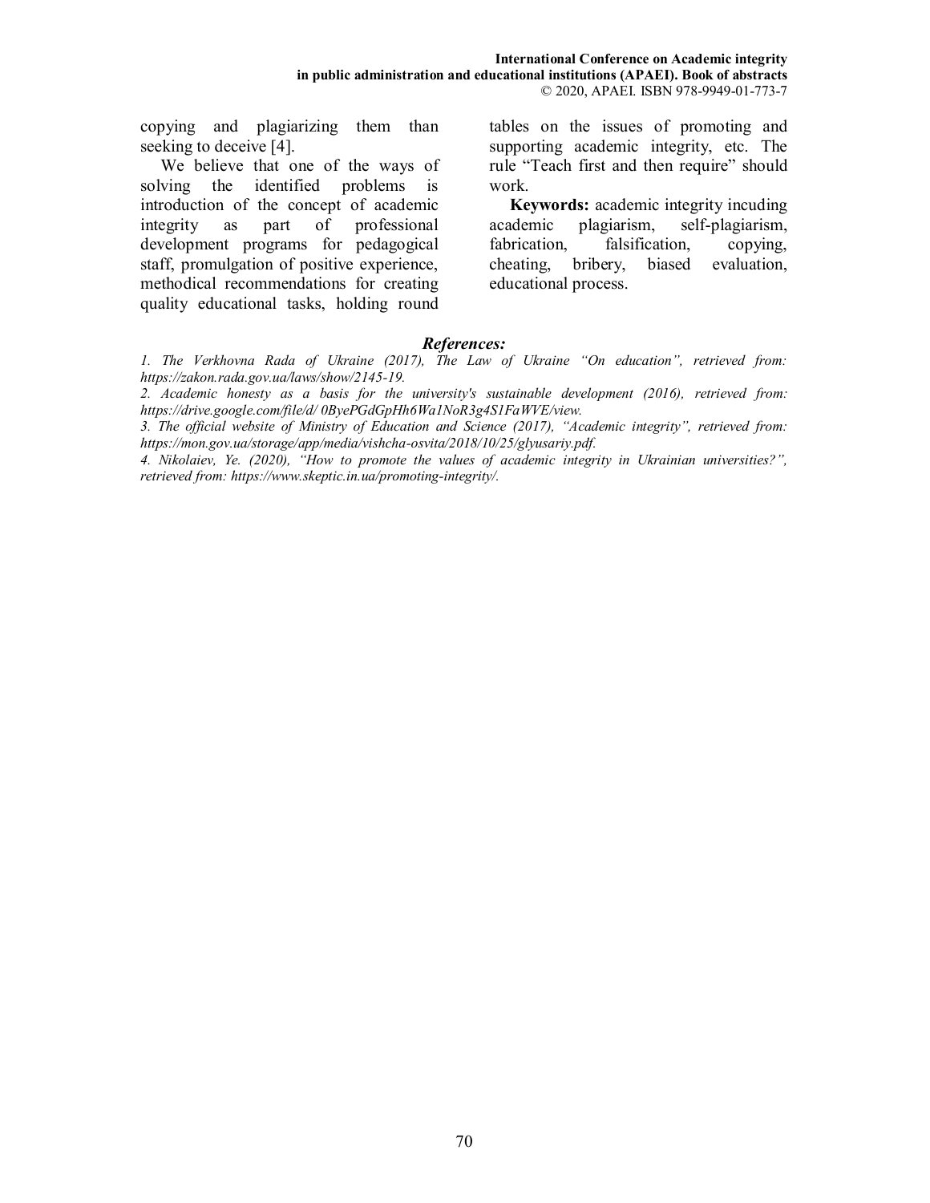copying and plagiarizing them than seeking to deceive [4].

We believe that one of the ways of solving the identified problems is introduction of the concept of academic integrity as part of professional development programs for pedagogical staff, promulgation of positive experience, methodical recommendations for creating quality educational tasks, holding round tables on the issues of promoting and supporting academic integrity, etc. The rule "Teach first and then require" should work.

**Keywords:** academic integrity incuding academic plagiarism, self-plagiarism, fabrication, falsification, copying, cheating, bribery, biased evaluation, educational process.

### *References:*

*1. The Verkhovna Rada of Ukraine (2017), The Law of Ukraine "On education", retrieved from: https://zakon.rada.gov.ua/laws/show/2145-19.*

*2. Academic honesty as a basis for the university's sustainable development (2016), retrieved from: https://drive.google.com/file/d/ 0ByePGdGpHh6Wa1NoR3g4S1FaWVE/view.*

*3. The official website of Ministry of Education and Science (2017), "Academic integrity", retrieved from: https://mon.gov.ua/storage/app/media/vishcha-osvita/2018/10/25/glyusariy.pdf.*

*4. Nikolaiev, Ye. (2020), "How to promote the values of academic integrity in Ukrainian universities?", retrieved from: https://www.skeptic.in.ua/promoting-integrity/.*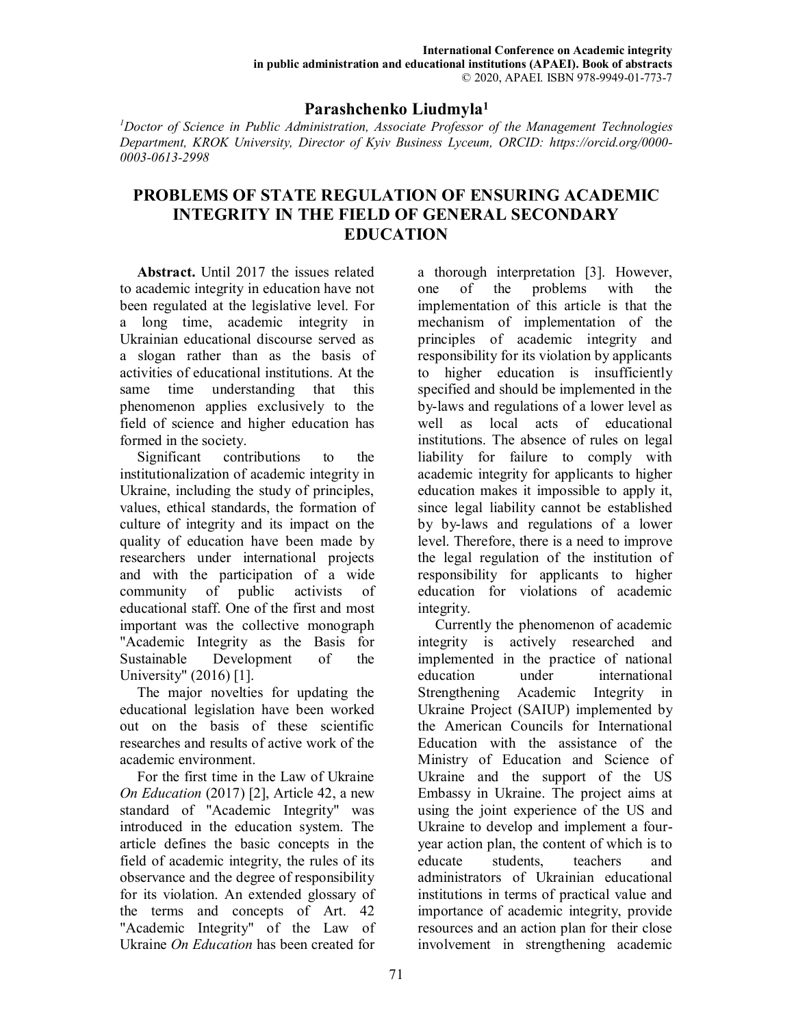**Parashchenko Liudmyla[1]**

*[1]Doctor of Science in Public Administration, Associate Professor of the Management Technologies Department, KROK University, Director of Kyiv Business Lyceum, ORCID: https://orcid.org/0000-0003-0613-2998*

# PROBLEMS OF STATE REGULATION OF ENSURING ACADEMIC INTEGRITY IN THE FIELD OF GENERAL SECONDARY EDUCATION

**Abstract.** Until 2017 the issues related to academic integrity in education have not been regulated at the legislative level. For a long time, academic integrity in Ukrainian educational discourse served as a slogan rather than as the basis of activities of educational institutions. At the same time understanding that this phenomenon applies exclusively to the field of science and higher education has formed in the society.

Significant contributions to the institutionalization of academic integrity in Ukraine, including the study of principles, values, ethical standards, the formation of culture of integrity and its impact on the quality of education have been made by researchers under international projects and with the participation of a wide community of public activists of educational staff. One of the first and most important was the collective monograph "Academic Integrity as the Basis for Sustainable Development of the University" (2016) [1].

The major novelties for updating the educational legislation have been worked out on the basis of these scientific researches and results of active work of the academic environment.

For the first time in the Law of Ukraine *On Education* (2017) [2], Article 42, a new standard of "Academic Integrity" was introduced in the education system. The article defines the basic concepts in the field of academic integrity, the rules of its observance and the degree of responsibility for its violation. An extended glossary of the terms and concepts of Art. 42 "Academic Integrity" of the Law of Ukraine *On Education* has been created for a thorough interpretation [3]. However, one of the problems with the implementation of this article is that the mechanism of implementation of the principles of academic integrity and responsibility for its violation by applicants to higher education is insufficiently specified and should be implemented in the by-laws and regulations of a lower level as well as local acts of educational institutions. The absence of rules on legal liability for failure to comply with academic integrity for applicants to higher education makes it impossible to apply it, since legal liability cannot be established by by-laws and regulations of a lower level. Therefore, there is a need to improve the legal regulation of the institution of responsibility for applicants to higher education for violations of academic integrity.

Currently the phenomenon of academic integrity is actively researched and implemented in the practice of national education under international Strengthening Academic Integrity in Ukraine Project (SAIUP) implemented by the American Councils for International Education with the assistance of the Ministry of Education and Science of Ukraine and the support of the US Embassy in Ukraine. The project aims at using the joint experience of the US and Ukraine to develop and implement a four-year action plan, the content of which is to educate students, teachers and administrators of Ukrainian educational institutions in terms of practical value and importance of academic integrity, provide resources and an action plan for their close involvement in strengthening academic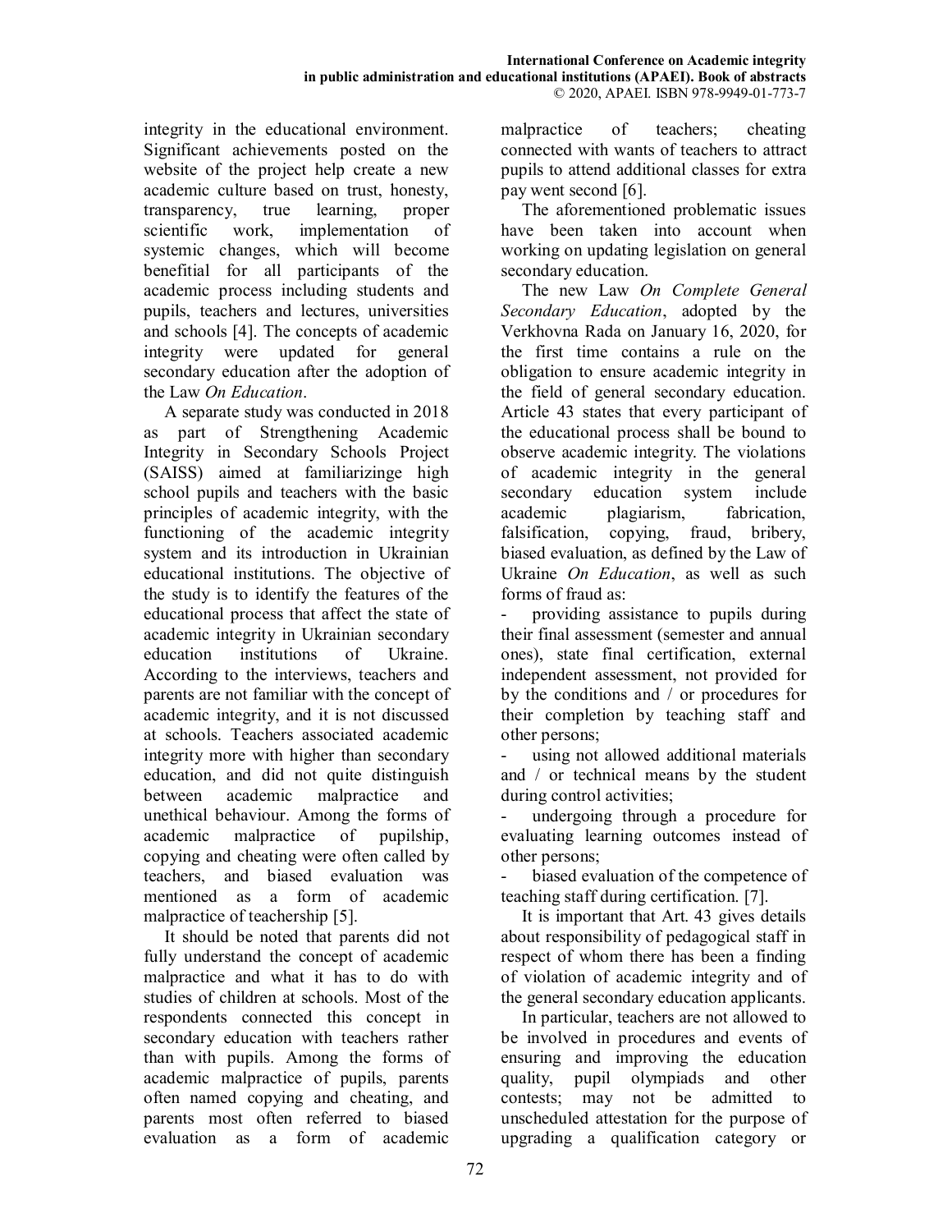integrity in the educational environment. Significant achievements posted on the website of the project help create a new academic culture based on trust, honesty, transparency, true learning, proper scientific work, implementation of systemic changes, which will become benefitial for all participants of the academic process including students and pupils, teachers and lectures, universities and schools [4]. The concepts of academic integrity were updated for general secondary education after the adoption of the Law *On Education*.

A separate study was conducted in 2018 as part of Strengthening Academic Integrity in Secondary Schools Project (SAISS) aimed at familiarizinge high school pupils and teachers with the basic principles of academic integrity, with the functioning of the academic integrity system and its introduction in Ukrainian educational institutions. The objective of the study is to identify the features of the educational process that affect the state of academic integrity in Ukrainian secondary education institutions of Ukraine. According to the interviews, teachers and parents are not familiar with the concept of academic integrity, and it is not discussed at schools. Teachers associated academic integrity more with higher than secondary education, and did not quite distinguish between academic malpractice and unethical behaviour. Among the forms of academic malpractice of pupilship, copying and cheating were often called by teachers, and biased evaluation was mentioned as a form of academic malpractice of teachership [5].

It should be noted that parents did not fully understand the concept of academic malpractice and what it has to do with studies of children at schools. Most of the respondents connected this concept in secondary education with teachers rather than with pupils. Among the forms of academic malpractice of pupils, parents often named copying and cheating, and parents most often referred to biased evaluation as a form of academic malpractice of teachers; cheating connected with wants of teachers to attract pupils to attend additional classes for extra pay went second [6].

The aforementioned problematic issues have been taken into account when working on updating legislation on general secondary education.

The new Law *On Complete General Secondary Education*, adopted by the Verkhovna Rada on January 16, 2020, for the first time contains a rule on the obligation to ensure academic integrity in the field of general secondary education. Article 43 states that every participant of the educational process shall be bound to observe academic integrity. The violations of academic integrity in the general secondary education system include academic plagiarism, fabrication, falsification, copying, fraud, bribery, biased evaluation, as defined by the Law of Ukraine *On Education*, as well as such forms of fraud as:

- providing assistance to pupils during their final assessment (semester and annual ones), state final certification, external independent assessment, not provided for by the conditions and / or procedures for their completion by teaching staff and other persons;
- using not allowed additional materials and / or technical means by the student during control activities;
- undergoing through a procedure for evaluating learning outcomes instead of other persons;
- biased evaluation of the competence of teaching staff during certification. [7].

It is important that Art. 43 gives details about responsibility of pedagogical staff in respect of whom there has been a finding of violation of academic integrity and of the general secondary education applicants.

In particular, teachers are not allowed to be involved in procedures and events of ensuring and improving the education quality, pupil olympiads and other contests; may not be admitted to unscheduled attestation for the purpose of upgrading a qualification category or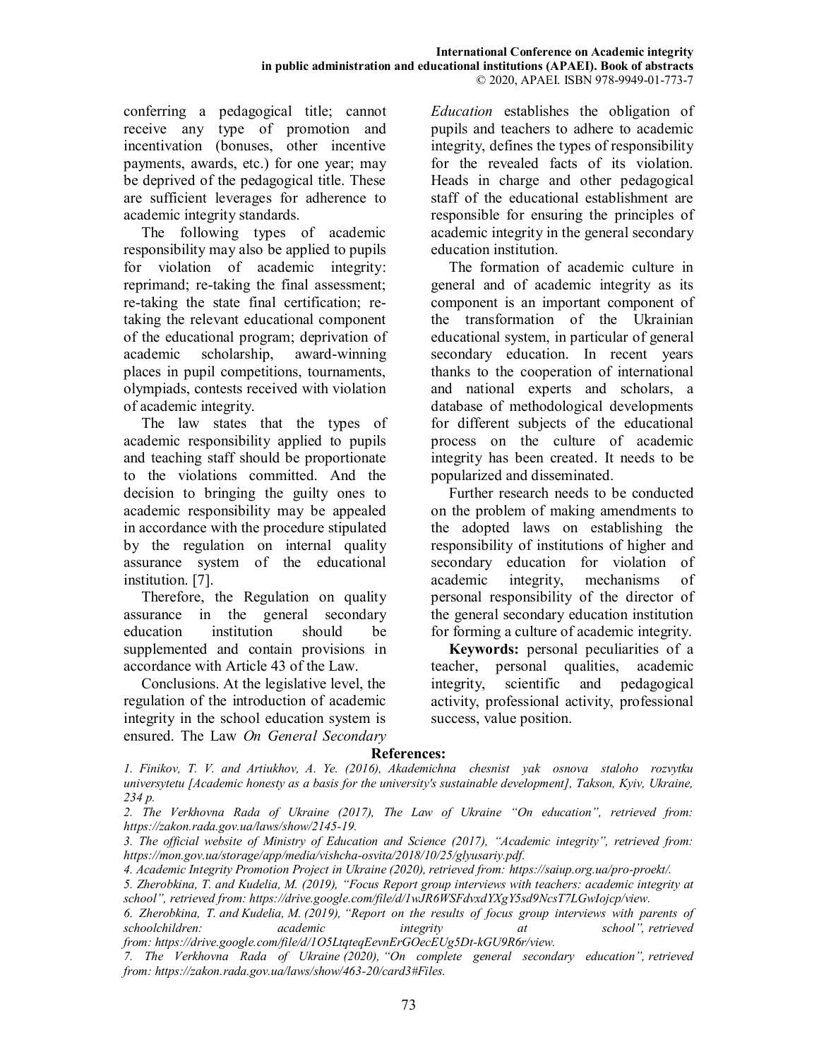conferring a pedagogical title; cannot receive any type of promotion and incentivation (bonuses, other incentive payments, awards, etc.) for one year; may be deprived of the pedagogical title. These are sufficient leverages for adherence to academic integrity standards.

The following types of academic responsibility may also be applied to pupils for violation of academic integrity: reprimand; re-taking the final assessment; re-taking the state final certification; re-taking the relevant educational component of the educational program; deprivation of academic scholarship, award-winning places in pupil competitions, tournaments, olympiads, contests received with violation of academic integrity.

The law states that the types of academic responsibility applied to pupils and teaching staff should be proportionate to the violations committed. And the decision to bringing the guilty ones to academic responsibility may be appealed in accordance with the procedure stipulated by the regulation on internal quality assurance system of the educational institution. [7].

Therefore, the Regulation on quality assurance in the general secondary education institution should be supplemented and contain provisions in accordance with Article 43 of the Law.

Conclusions. At the legislative level, the regulation of the introduction of academic integrity in the school education system is ensured. The Law *On General Secondary Education* establishes the obligation of pupils and teachers to adhere to academic integrity, defines the types of responsibility for the revealed facts of its violation. Heads in charge and other pedagogical staff of the educational establishment are responsible for ensuring the principles of academic integrity in the general secondary education institution.

The formation of academic culture in general and of academic integrity as its component is an important component of the transformation of the Ukrainian educational system, in particular of general secondary education. In recent years thanks to the cooperation of international and national experts and scholars, a database of methodological developments for different subjects of the educational process on the culture of academic integrity has been created. It needs to be popularized and disseminated.

Further research needs to be conducted on the problem of making amendments to the adopted laws on establishing the responsibility of institutions of higher and secondary education for violation of academic integrity, mechanisms of personal responsibility of the director of the general secondary education institution for forming a culture of academic integrity.

**Keywords:** personal peculiarities of a teacher, personal qualities, academic integrity, scientific and pedagogical activity, professional activity, professional success, value position.

**References:**

*1. Finikov, T. V. and Artiukhov, A. Ye. (2016), Akademichna chesnist yak osnova staloho rozvytku universytetu [Academic honesty as a basis for the university's sustainable development], Takson, Kyiv, Ukraine, 234 p.*

*2. The Verkhovna Rada of Ukraine (2017), The Law of Ukraine "On education", retrieved from: https://zakon.rada.gov.ua/laws/show/2145-19.*

*3. The official website of Ministry of Education and Science (2017), "Academic integrity", retrieved from: https://mon.gov.ua/storage/app/media/vishcha-osvita/2018/10/25/glyusariy.pdf.*

*4. Academic Integrity Promotion Project in Ukraine (2020), retrieved from: https://saiup.org.ua/pro-proekt/.*

*5. Zherobkina, T. and Kudelia, M. (2019), "Focus Report group interviews with teachers: academic integrity at school", retrieved from: https://drive.google.com/file/d/1wJR6WSFdvxdYXgY5sd9NcsT7LGwIojcp/view.*

*6. Zherobkina, T. and Kudelia, M. (2019), "Report on the results of focus group interviews with parents of schoolchildren: academic integrity at school", retrieved from: https://drive.google.com/file/d/1O5LtqteqEevnErGOecEUg5Dt-kGU9R6r/view.*

*7. The Verkhovna Rada of Ukraine (2020), "On complete general secondary education", retrieved from: https://zakon.rada.gov.ua/laws/show/463-20/card3#Files.*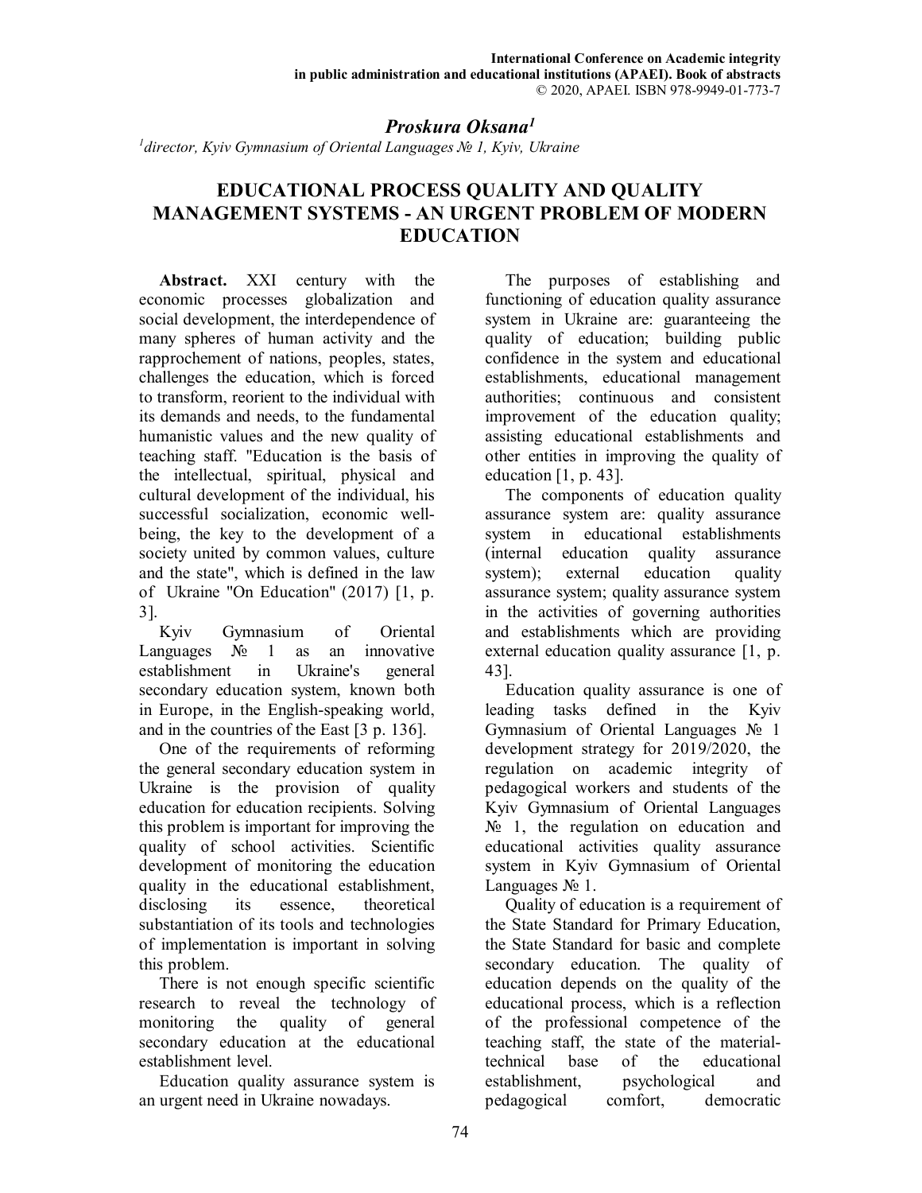*Proskura Oksana[1]*

*[1]director, Kyiv Gymnasium of Oriental Languages № 1, Kyiv, Ukraine*

# EDUCATIONAL PROCESS QUALITY AND QUALITY MANAGEMENT SYSTEMS - AN URGENT PROBLEM OF MODERN EDUCATION

**Abstract.** XXI century with the economic processes globalization and social development, the interdependence of many spheres of human activity and the rapprochement of nations, peoples, states, challenges the education, which is forced to transform, reorient to the individual with its demands and needs, to the fundamental humanistic values and the new quality of teaching staff. "Education is the basis of the intellectual, spiritual, physical and cultural development of the individual, his successful socialization, economic well-being, the key to the development of a society united by common values, culture and the state", which is defined in the law of Ukraine "On Education" (2017) [1, p. 3].

Kyiv Gymnasium of Oriental Languages № 1 as an innovative establishment in Ukraine's general secondary education system, known both in Europe, in the English-speaking world, and in the countries of the East [3 p. 136].

One of the requirements of reforming the general secondary education system in Ukraine is the provision of quality education for education recipients. Solving this problem is important for improving the quality of school activities. Scientific development of monitoring the education quality in the educational establishment, disclosing its essence, theoretical substantiation of its tools and technologies of implementation is important in solving this problem.

There is not enough specific scientific research to reveal the technology of monitoring the quality of general secondary education at the educational establishment level.

Education quality assurance system is an urgent need in Ukraine nowadays.

The purposes of establishing and functioning of education quality assurance system in Ukraine are: guaranteeing the quality of education; building public confidence in the system and educational establishments, educational management authorities; continuous and consistent improvement of the education quality; assisting educational establishments and other entities in improving the quality of education [1, p. 43].

The components of education quality assurance system are: quality assurance system in educational establishments (internal education quality assurance system); external education quality assurance system; quality assurance system in the activities of governing authorities and establishments which are providing external education quality assurance [1, p. 43].

Education quality assurance is one of leading tasks defined in the Kyiv Gymnasium of Oriental Languages № 1 development strategy for 2019/2020, the regulation on academic integrity of pedagogical workers and students of the Kyiv Gymnasium of Oriental Languages № 1, the regulation on education and educational activities quality assurance system in Kyiv Gymnasium of Oriental Languages № 1.

Quality of education is a requirement of the State Standard for Primary Education, the State Standard for basic and complete secondary education. The quality of education depends on the quality of the educational process, which is a reflection of the professional competence of the teaching staff, the state of the material-technical base of the educational establishment, psychological and pedagogical comfort, democratic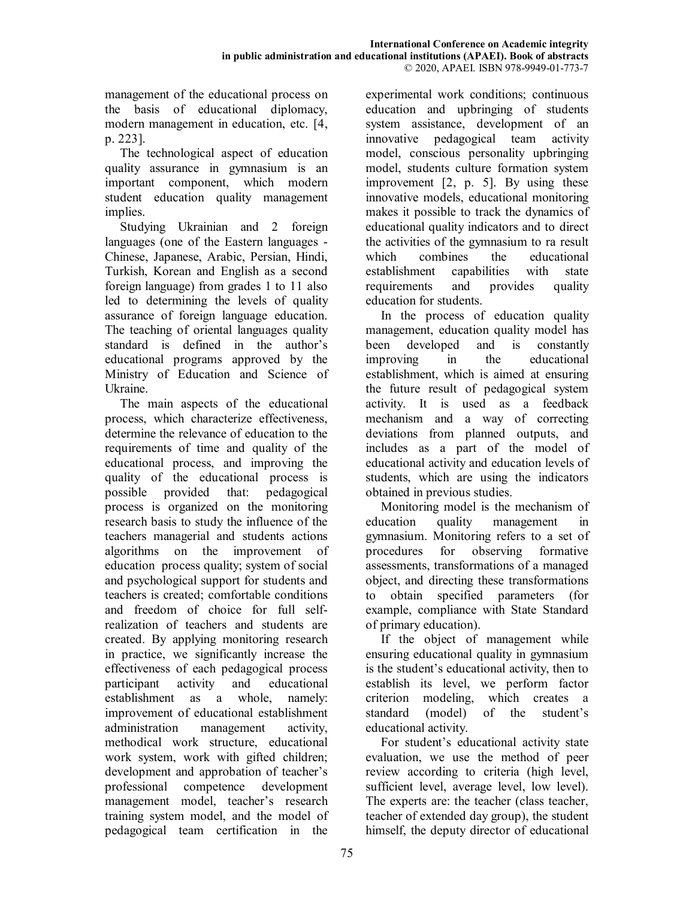management of the educational process on the basis of educational diplomacy, modern management in education, etc. [4, p. 223].

The technological aspect of education quality assurance in gymnasium is an important component, which modern student education quality management implies.

Studying Ukrainian and 2 foreign languages (one of the Eastern languages - Chinese, Japanese, Arabic, Persian, Hindi, Turkish, Korean and English as a second foreign language) from grades 1 to 11 also led to determining the levels of quality assurance of foreign language education. The teaching of oriental languages quality standard is defined in the author's educational programs approved by the Ministry of Education and Science of Ukraine.

The main aspects of the educational process, which characterize effectiveness, determine the relevance of education to the requirements of time and quality of the educational process, and improving the quality of the educational process is possible provided that: pedagogical process is organized on the monitoring research basis to study the influence of the teachers managerial and students actions algorithms on the improvement of education process quality; system of social and psychological support for students and teachers is created; comfortable conditions and freedom of choice for full self-realization of teachers and students are created. By applying monitoring research in practice, we significantly increase the effectiveness of each pedagogical process participant activity and educational establishment as a whole, namely: improvement of educational establishment administration management activity, methodical work structure, educational work system, work with gifted children; development and approbation of teacher's professional competence development management model, teacher's research training system model, and the model of pedagogical team certification in the experimental work conditions; continuous education and upbringing of students system assistance, development of an innovative pedagogical team activity model, conscious personality upbringing model, students culture formation system improvement [2, p. 5]. By using these innovative models, educational monitoring makes it possible to track the dynamics of educational quality indicators and to direct the activities of the gymnasium to ra result which combines the educational establishment capabilities with state requirements and provides quality education for students.

In the process of education quality management, education quality model has been developed and is constantly improving in the educational establishment, which is aimed at ensuring the future result of pedagogical system activity. It is used as a feedback mechanism and a way of correcting deviations from planned outputs, and includes as a part of the model of educational activity and education levels of students, which are using the indicators obtained in previous studies.

Monitoring model is the mechanism of education quality management in gymnasium. Monitoring refers to a set of procedures for observing formative assessments, transformations of a managed object, and directing these transformations to obtain specified parameters (for example, compliance with State Standard of primary education).

If the object of management while ensuring educational quality in gymnasium is the student's educational activity, then to establish its level, we perform factor criterion modeling, which creates a standard (model) of the student's educational activity.

For student's educational activity state evaluation, we use the method of peer review according to criteria (high level, sufficient level, average level, low level). The experts are: the teacher (class teacher, teacher of extended day group), the student himself, the deputy director of educational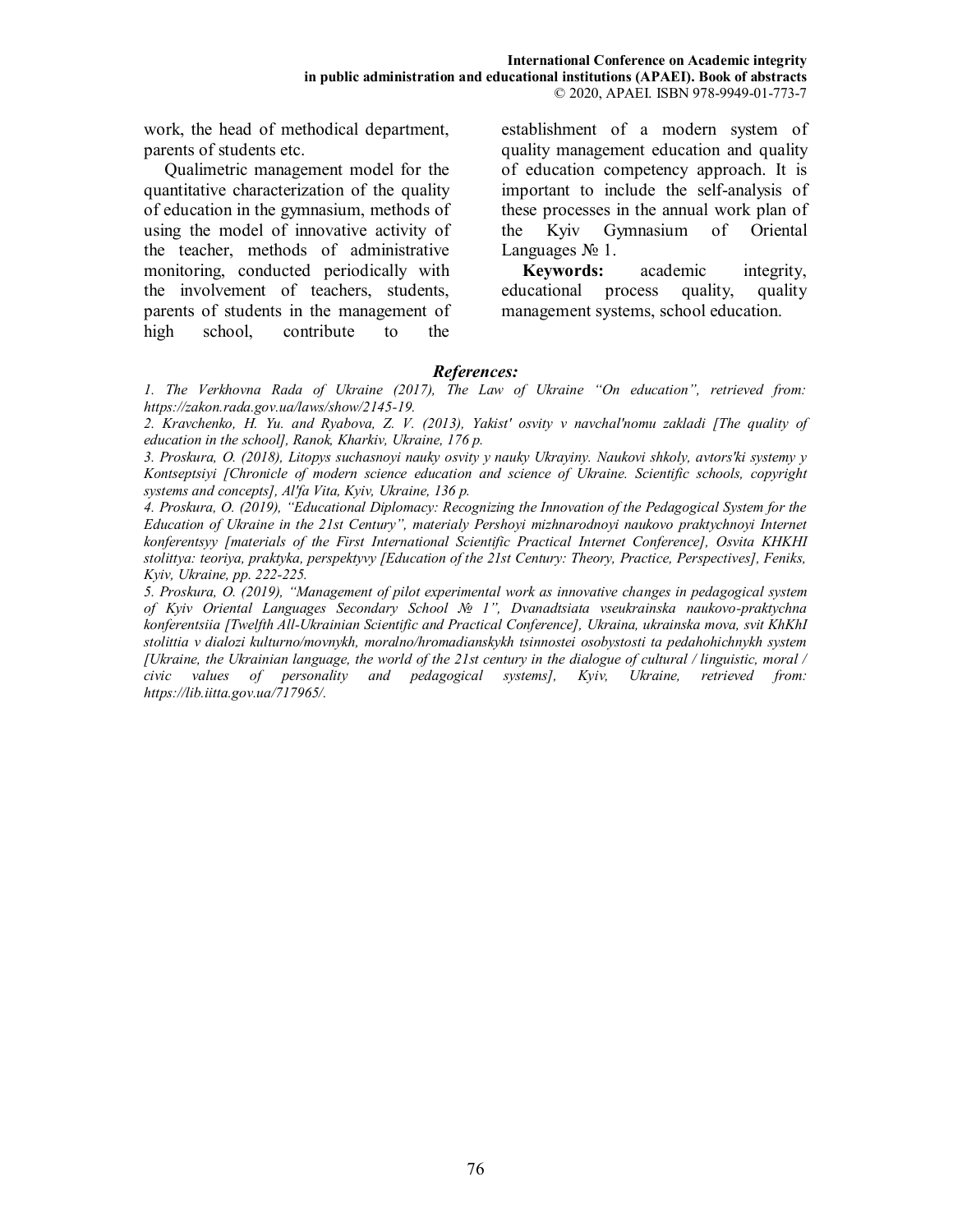work, the head of methodical department, parents of students etc.

Qualimetric management model for the quantitative characterization of the quality of education in the gymnasium, methods of using the model of innovative activity of the teacher, methods of administrative monitoring, conducted periodically with the involvement of teachers, students, parents of students in the management of high school, contribute to the establishment of a modern system of quality management education and quality of education competency approach. It is important to include the self-analysis of these processes in the annual work plan of the Kyiv Gymnasium of Oriental Languages № 1.

**Keywords:** academic integrity, educational process quality, quality management systems, school education.

### *References:*

*1. The Verkhovna Rada of Ukraine (2017), The Law of Ukraine "On education", retrieved from: https://zakon.rada.gov.ua/laws/show/2145-19.*

*2. Kravchenko, H. Yu. and Ryabova, Z. V. (2013), Yakist' osvity v navchal'nomu zakladi [The quality of education in the school], Ranok, Kharkiv, Ukraine, 176 p.*

*3. Proskura, O. (2018), Litopys suchasnoyi nauky osvity y nauky Ukrayiny. Naukovi shkoly, avtors'ki systemy y Kontseptsiyi [Chronicle of modern science education and science of Ukraine. Scientific schools, copyright systems and concepts], Al'fa Vita, Kyiv, Ukraine, 136 p.*

*4. Proskura, O. (2019), "Educational Diplomacy: Recognizing the Innovation of the Pedagogical System for the Education of Ukraine in the 21st Century", materialy Pershoyi mizhnarodnoyi naukovo praktychnoyi Internet konferentsyy [materials of the First International Scientific Practical Internet Conference], Osvita KHKHI stolittya: teoriya, praktyka, perspektyvy [Education of the 21st Century: Theory, Practice, Perspectives], Feniks, Kyiv, Ukraine, pp. 222-225.*

*5. Proskura, O. (2019), "Management of pilot experimental work as innovative changes in pedagogical system of Kyiv Oriental Languages Secondary School № 1", Dvanadtsiata vseukrainska naukovo-praktychna konferentsiia [Twelfth All-Ukrainian Scientific and Practical Conference], Ukraina, ukrainska mova, svit KhKhI stolittia v dialozi kulturno/movnykh, moralno/hromadianskykh tsinnostei osobystosti ta pedahohichnykh system [Ukraine, the Ukrainian language, the world of the 21st century in the dialogue of cultural / linguistic, moral / civic values of personality and pedagogical systems], Kyiv, Ukraine, retrieved from: https://lib.iitta.gov.ua/717965/.*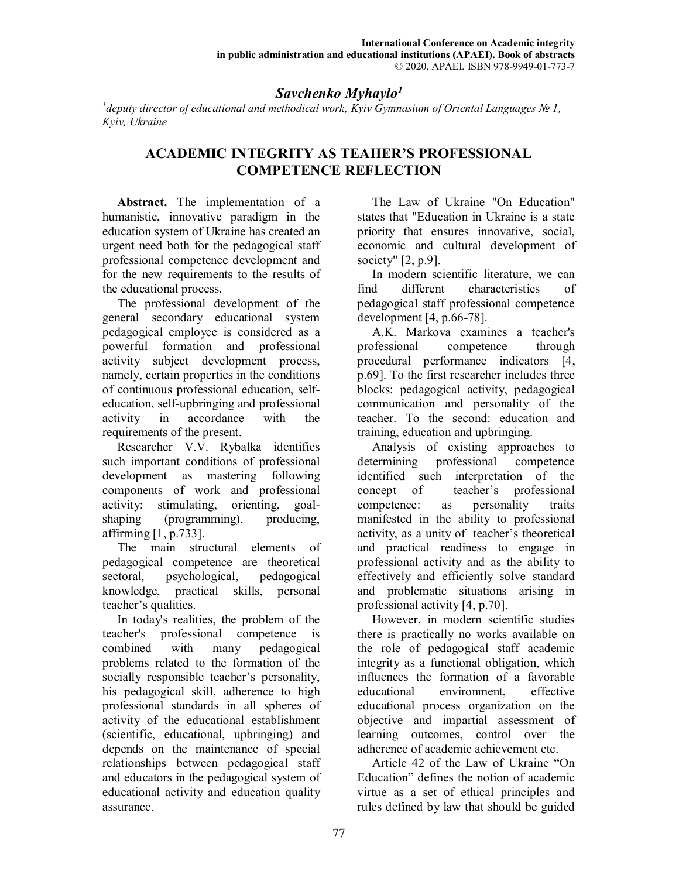## *Savchenko Myhaylo*[1]

*[1]deputy director of educational and methodical work, Kyiv Gymnasium of Oriental Languages № 1, Kyiv, Ukraine*

# ACADEMIC INTEGRITY AS TEAHER'S PROFESSIONAL COMPETENCE REFLECTION

**Abstract.** The implementation of a humanistic, innovative paradigm in the education system of Ukraine has created an urgent need both for the pedagogical staff professional competence development and for the new requirements to the results of the educational process.

The professional development of the general secondary educational system pedagogical employee is considered as a powerful formation and professional activity subject development process, namely, certain properties in the conditions of continuous professional education, self-education, self-upbringing and professional activity in accordance with the requirements of the present.

Researcher V.V. Rybalka identifies such important conditions of professional development as mastering following components of work and professional activity: stimulating, orienting, goal-shaping (programming), producing, affirming [1, p.733].

The main structural elements of pedagogical competence are theoretical sectoral, psychological, pedagogical knowledge, practical skills, personal teacher's qualities.

In today's realities, the problem of the teacher's professional competence is combined with many pedagogical problems related to the formation of the socially responsible teacher's personality, his pedagogical skill, adherence to high professional standards in all spheres of activity of the educational establishment (scientific, educational, upbringing) and depends on the maintenance of special relationships between pedagogical staff and educators in the pedagogical system of educational activity and education quality assurance.

The Law of Ukraine "On Education" states that "Education in Ukraine is a state priority that ensures innovative, social, economic and cultural development of society" [2, p.9].

In modern scientific literature, we can find different characteristics of pedagogical staff professional competence development [4, p.66-78].

A.K. Markova examines a teacher's professional competence through procedural performance indicators [4, p.69]. To the first researcher includes three blocks: pedagogical activity, pedagogical communication and personality of the teacher. To the second: education and training, education and upbringing.

Analysis of existing approaches to determining professional competence identified such interpretation of the concept of teacher's professional competence: as personality traits manifested in the ability to professional activity, as a unity of teacher's theoretical and practical readiness to engage in professional activity and as the ability to effectively and efficiently solve standard and problematic situations arising in professional activity [4, p.70].

However, in modern scientific studies there is practically no works available on the role of pedagogical staff academic integrity as a functional obligation, which influences the formation of a favorable educational environment, effective educational process organization on the objective and impartial assessment of learning outcomes, control over the adherence of academic achievement etc.

Article 42 of the Law of Ukraine "On Education" defines the notion of academic virtue as a set of ethical principles and rules defined by law that should be guided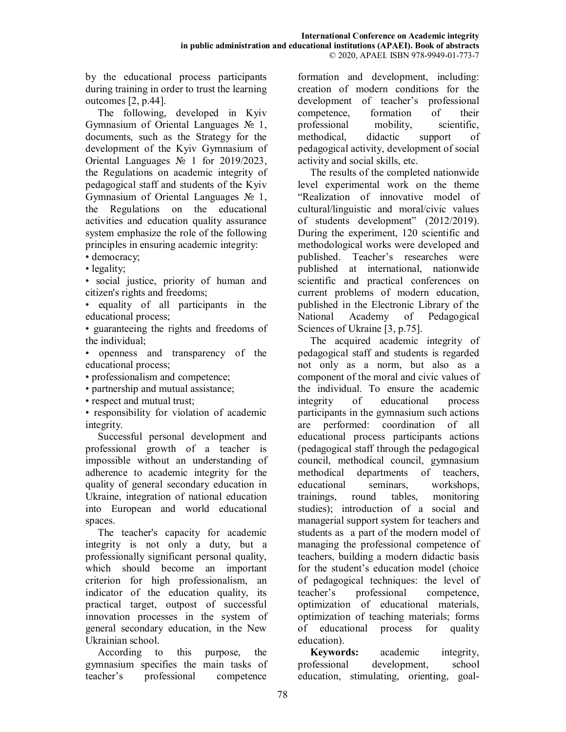by the educational process participants during training in order to trust the learning outcomes [2, p.44].

The following, developed in Kyiv Gymnasium of Oriental Languages № 1, documents, such as the Strategy for the development of the Kyiv Gymnasium of Oriental Languages № 1 for 2019/2023, the Regulations on academic integrity of pedagogical staff and students of the Kyiv Gymnasium of Oriental Languages № 1, the Regulations on the educational activities and education quality assurance system emphasize the role of the following principles in ensuring academic integrity:

- democracy;
- legality;
- social justice, priority of human and citizen's rights and freedoms;
- equality of all participants in the educational process;
- guaranteeing the rights and freedoms of the individual;
- openness and transparency of the educational process;
- professionalism and competence;
- partnership and mutual assistance;
- respect and mutual trust;
- responsibility for violation of academic integrity.

Successful personal development and professional growth of a teacher is impossible without an understanding of adherence to academic integrity for the quality of general secondary education in Ukraine, integration of national education into European and world educational spaces.

The teacher's capacity for academic integrity is not only a duty, but a professionally significant personal quality, which should become an important criterion for high professionalism, an indicator of the education quality, its practical target, outpost of successful innovation processes in the system of general secondary education, in the New Ukrainian school.

According to this purpose, the gymnasium specifies the main tasks of teacher's professional competence formation and development, including: creation of modern conditions for the development of teacher's professional competence, formation of their professional mobility, scientific, methodical, didactic support of pedagogical activity, development of social activity and social skills, etc.

The results of the completed nationwide level experimental work on the theme "Realization of innovative model of cultural/linguistic and moral/civic values of students development" (2012/2019). During the experiment, 120 scientific and methodological works were developed and published. Teacher's researches were published at international, nationwide scientific and practical conferences on current problems of modern education, published in the Electronic Library of the National Academy of Pedagogical Sciences of Ukraine [3, p.75].

The acquired academic integrity of pedagogical staff and students is regarded not only as a norm, but also as a component of the moral and civic values of the individual. To ensure the academic integrity of educational process participants in the gymnasium such actions are performed: coordination of all educational process participants actions (pedagogical staff through the pedagogical council, methodical council, gymnasium methodical departments of teachers, educational seminars, workshops, trainings, round tables, monitoring studies); introduction of a social and managerial support system for teachers and students as a part of the modern model of managing the professional competence of teachers, building a modern didactic basis for the student's education model (choice of pedagogical techniques: the level of teacher's professional competence, optimization of educational materials, optimization of teaching materials; forms of educational process for quality education).

**Keywords:** academic integrity, professional development, school education, stimulating, orienting, goal-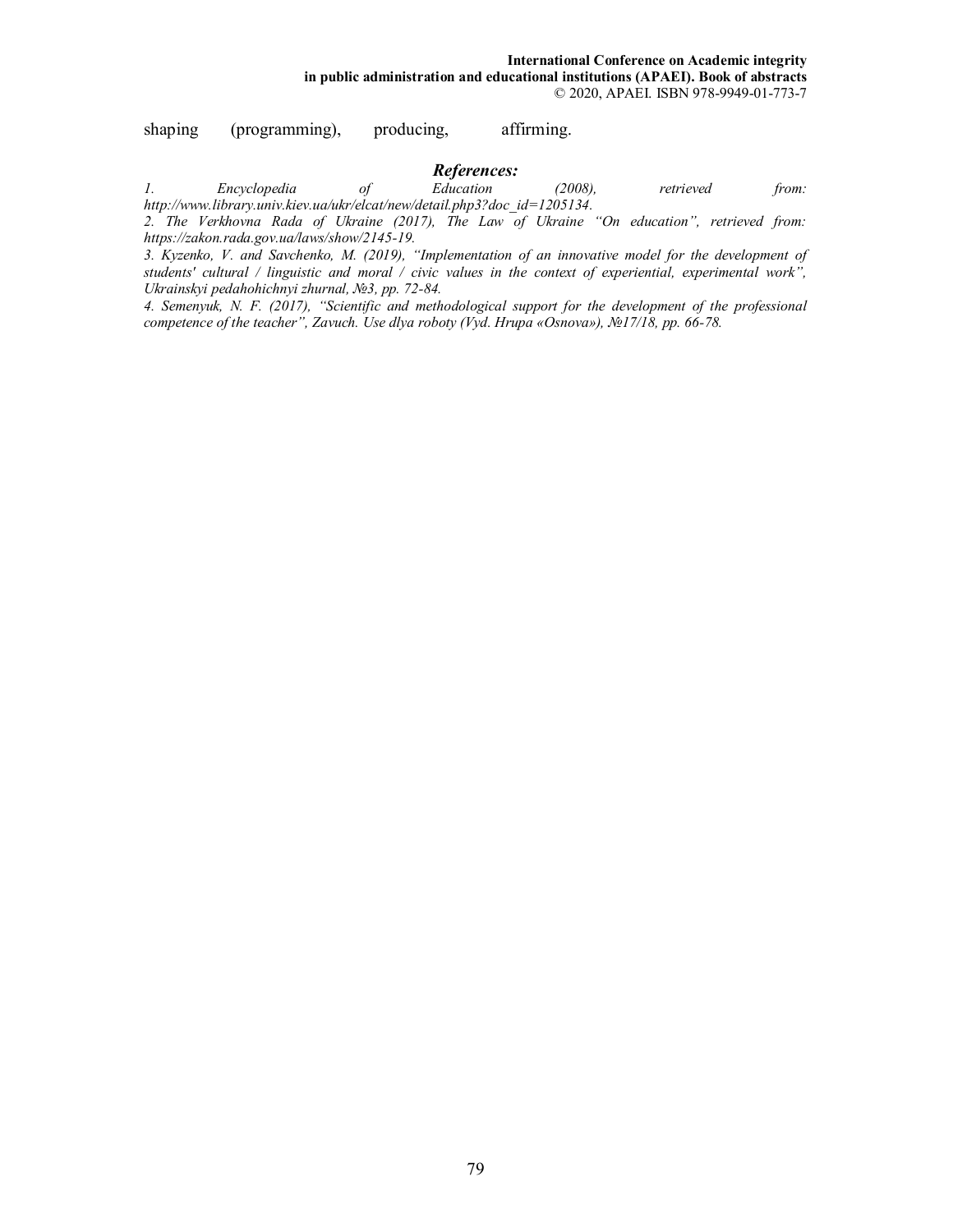shaping (programming), producing, affirming.

### *References:*

*1. Encyclopedia of Education (2008), retrieved from: http://www.library.univ.kiev.ua/ukr/elcat/new/detail.php3?doc_id=1205134.*

*2. The Verkhovna Rada of Ukraine (2017), The Law of Ukraine "On education", retrieved from: https://zakon.rada.gov.ua/laws/show/2145-19.*

*3. Kyzenko, V. and Savchenko, M. (2019), "Implementation of an innovative model for the development of students' cultural / linguistic and moral / civic values in the context of experiential, experimental work", Ukrainskyi pedahohichnyi zhurnal, №3, pp. 72-84.*

*4. Semenyuk, N. F. (2017), "Scientific and methodological support for the development of the professional competence of the teacher", Zavuch. Use dlya roboty (Vyd. Hrupa «Osnova»), №17/18, pp. 66-78.*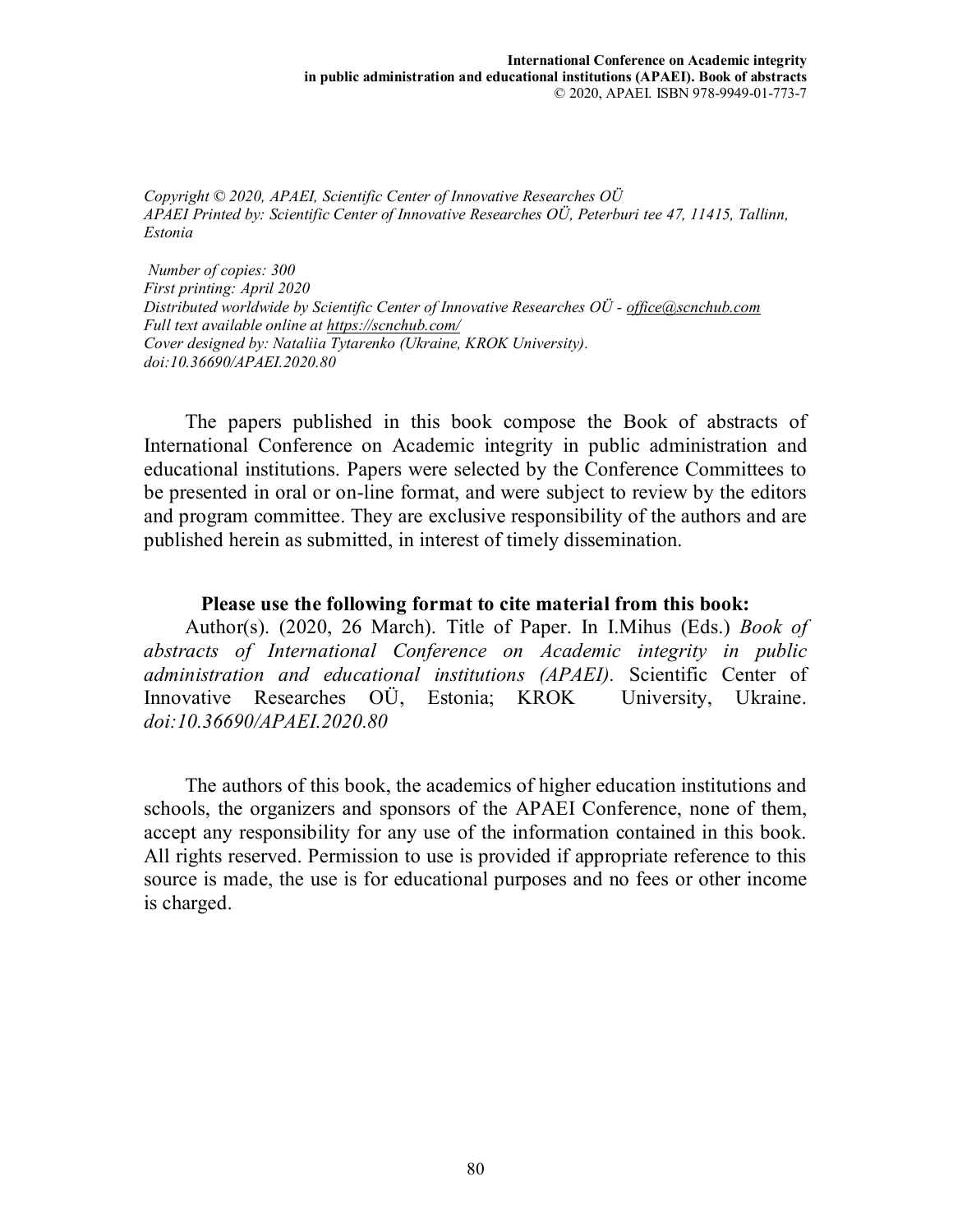*Copyright © 2020, APAEI, Scientific Center of Innovative Researches OÜ*
*APAEI Printed by: Scientific Center of Innovative Researches OÜ, Peterburi tee 47, 11415, Tallinn, Estonia*

*Number of copies: 300*
*First printing: April 2020*
*Distributed worldwide by Scientific Center of Innovative Researches OÜ - office@scnchub.com*
*Full text available online at https://scnchub.com/*
*Cover designed by: Nataliia Tytarenko (Ukraine, KROK University).*
*doi:10.36690/APAEI.2020.80*

The papers published in this book compose the Book of abstracts of International Conference on Academic integrity in public administration and educational institutions. Papers were selected by the Conference Committees to be presented in oral or on-line format, and were subject to review by the editors and program committee. They are exclusive responsibility of the authors and are published herein as submitted, in interest of timely dissemination.

**Please use the following format to cite material from this book:**

Author(s). (2020, 26 March). Title of Paper. In I.Mihus (Eds.) *Book of abstracts of International Conference on Academic integrity in public administration and educational institutions (APAEI)*. Scientific Center of Innovative Researches OÜ, Estonia; KROK University, Ukraine. *doi:10.36690/APAEI.2020.80*

The authors of this book, the academics of higher education institutions and schools, the organizers and sponsors of the APAEI Conference, none of them, accept any responsibility for any use of the information contained in this book. All rights reserved. Permission to use is provided if appropriate reference to this source is made, the use is for educational purposes and no fees or other income is charged.